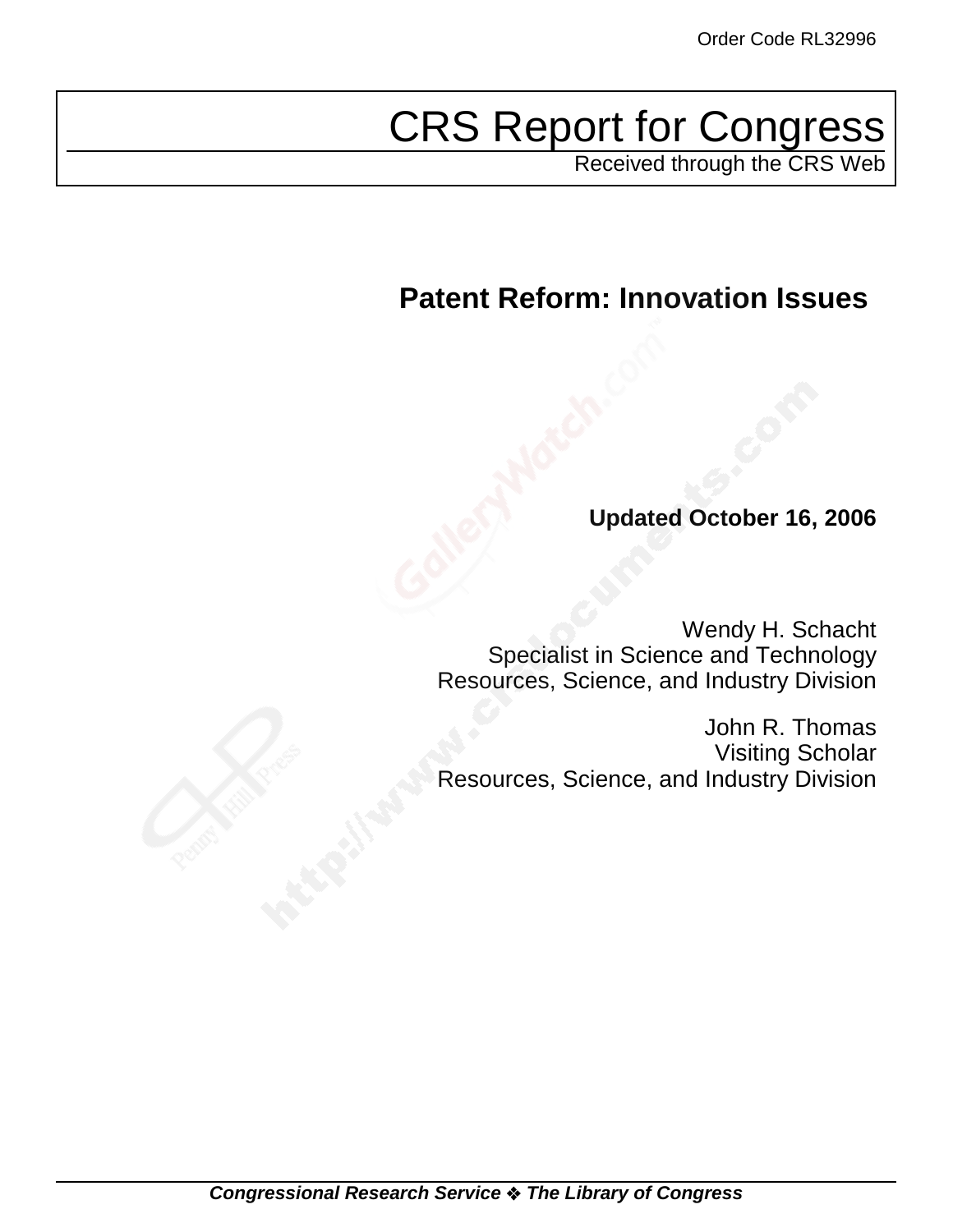Order Code RL32996

# CRS Report for Congress

Received through the CRS Web

## Patent Reform: Innovation Issues

**Updated October 16, 2006**

Wendy H. Schacht
Specialist in Science and Technology
Resources, Science, and Industry Division

John R. Thomas
Visiting Scholar
Resources, Science, and Industry Division

***Congressional Research Service ❖ The Library of Congress***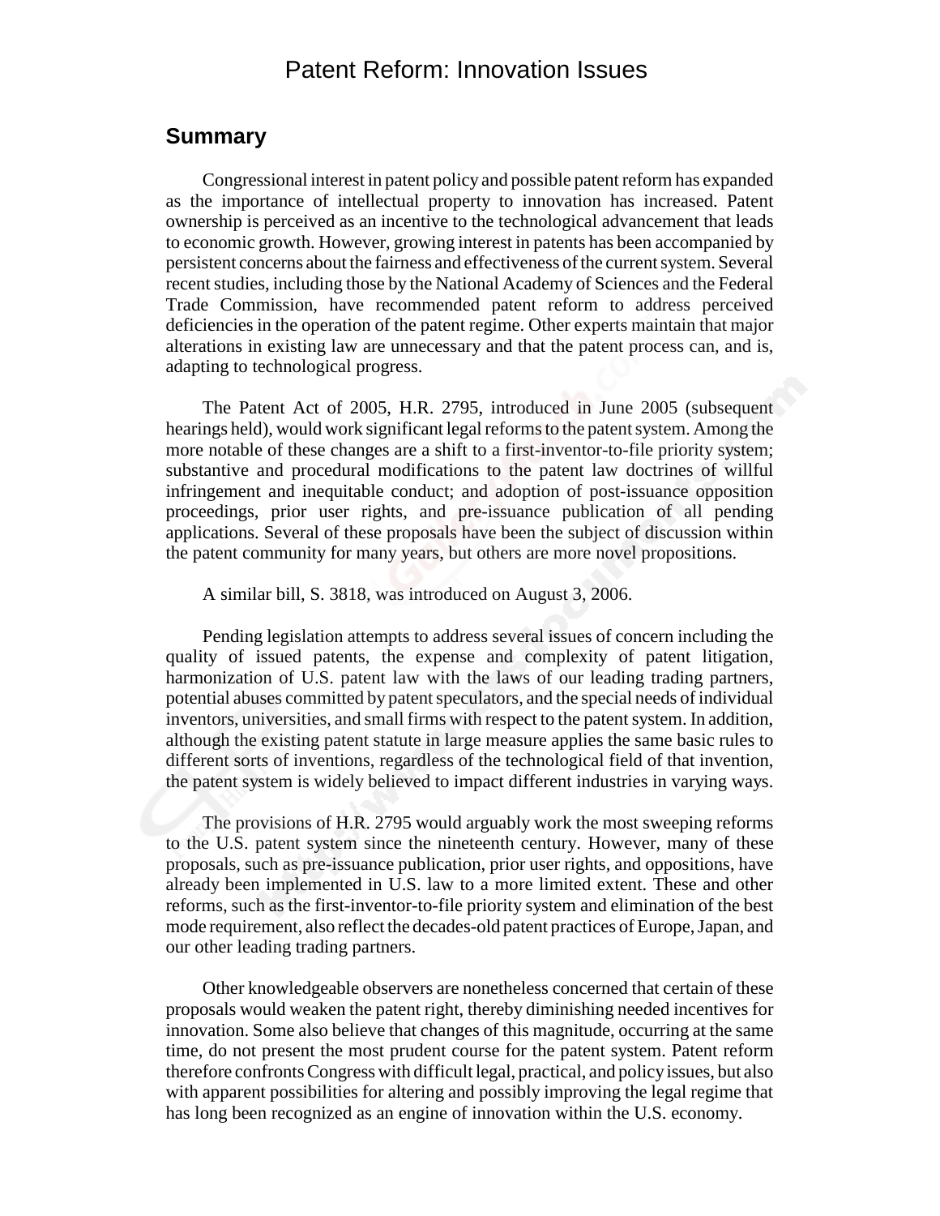# Patent Reform: Innovation Issues

## Summary

Congressional interest in patent policy and possible patent reform has expanded as the importance of intellectual property to innovation has increased. Patent ownership is perceived as an incentive to the technological advancement that leads to economic growth. However, growing interest in patents has been accompanied by persistent concerns about the fairness and effectiveness of the current system. Several recent studies, including those by the National Academy of Sciences and the Federal Trade Commission, have recommended patent reform to address perceived deficiencies in the operation of the patent regime. Other experts maintain that major alterations in existing law are unnecessary and that the patent process can, and is, adapting to technological progress.

The Patent Act of 2005, H.R. 2795, introduced in June 2005 (subsequent hearings held), would work significant legal reforms to the patent system. Among the more notable of these changes are a shift to a first-inventor-to-file priority system; substantive and procedural modifications to the patent law doctrines of willful infringement and inequitable conduct; and adoption of post-issuance opposition proceedings, prior user rights, and pre-issuance publication of all pending applications. Several of these proposals have been the subject of discussion within the patent community for many years, but others are more novel propositions.

A similar bill, S. 3818, was introduced on August 3, 2006.

Pending legislation attempts to address several issues of concern including the quality of issued patents, the expense and complexity of patent litigation, harmonization of U.S. patent law with the laws of our leading trading partners, potential abuses committed by patent speculators, and the special needs of individual inventors, universities, and small firms with respect to the patent system. In addition, although the existing patent statute in large measure applies the same basic rules to different sorts of inventions, regardless of the technological field of that invention, the patent system is widely believed to impact different industries in varying ways.

The provisions of H.R. 2795 would arguably work the most sweeping reforms to the U.S. patent system since the nineteenth century. However, many of these proposals, such as pre-issuance publication, prior user rights, and oppositions, have already been implemented in U.S. law to a more limited extent. These and other reforms, such as the first-inventor-to-file priority system and elimination of the best mode requirement, also reflect the decades-old patent practices of Europe, Japan, and our other leading trading partners.

Other knowledgeable observers are nonetheless concerned that certain of these proposals would weaken the patent right, thereby diminishing needed incentives for innovation. Some also believe that changes of this magnitude, occurring at the same time, do not present the most prudent course for the patent system. Patent reform therefore confronts Congress with difficult legal, practical, and policy issues, but also with apparent possibilities for altering and possibly improving the legal regime that has long been recognized as an engine of innovation within the U.S. economy.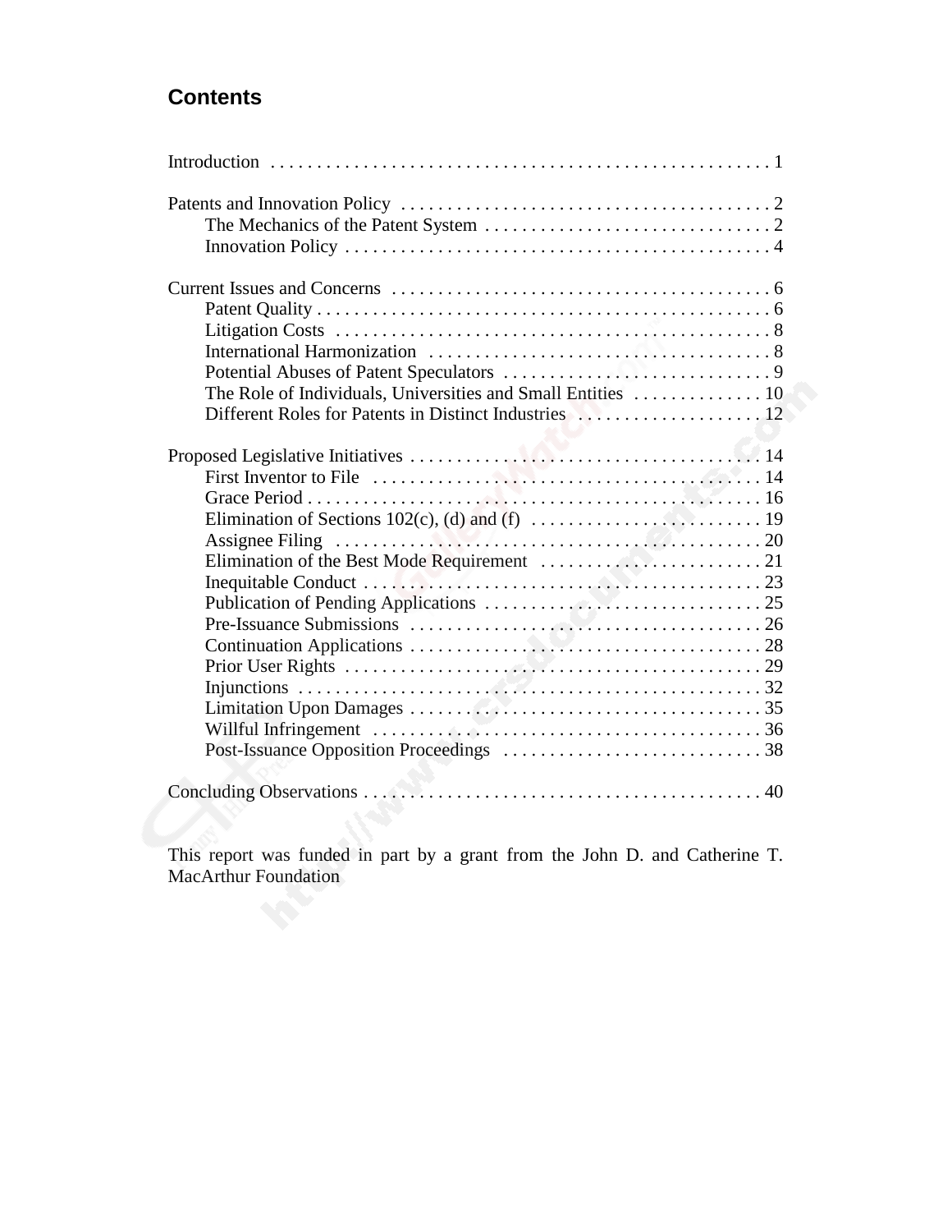## Contents

Introduction . . . . . . . . . . 1

Patents and Innovation Policy . . . . . . . . . . 2
- The Mechanics of the Patent System . . . . . . . . . . 2
- Innovation Policy . . . . . . . . . . 4

Current Issues and Concerns . . . . . . . . . . 6
- Patent Quality . . . . . . . . . . 6
- Litigation Costs . . . . . . . . . . 8
- International Harmonization . . . . . . . . . . 8
- Potential Abuses of Patent Speculators . . . . . . . . . . 9
- The Role of Individuals, Universities and Small Entities . . . . . . . . . . 10
- Different Roles for Patents in Distinct Industries . . . . . . . . . . 12

Proposed Legislative Initiatives . . . . . . . . . . 14
- First Inventor to File . . . . . . . . . . 14
- Grace Period . . . . . . . . . . 16
- Elimination of Sections 102(c), (d) and (f) . . . . . . . . . . 19
- Assignee Filing . . . . . . . . . . 20
- Elimination of the Best Mode Requirement . . . . . . . . . . 21
- Inequitable Conduct . . . . . . . . . . 23
- Publication of Pending Applications . . . . . . . . . . 25
- Pre-Issuance Submissions . . . . . . . . . . 26
- Continuation Applications . . . . . . . . . . 28
- Prior User Rights . . . . . . . . . . 29
- Injunctions . . . . . . . . . . 32
- Limitation Upon Damages . . . . . . . . . . 35
- Willful Infringement . . . . . . . . . . 36
- Post-Issuance Opposition Proceedings . . . . . . . . . . 38

Concluding Observations . . . . . . . . . . 40

This report was funded in part by a grant from the John D. and Catherine T. MacArthur Foundation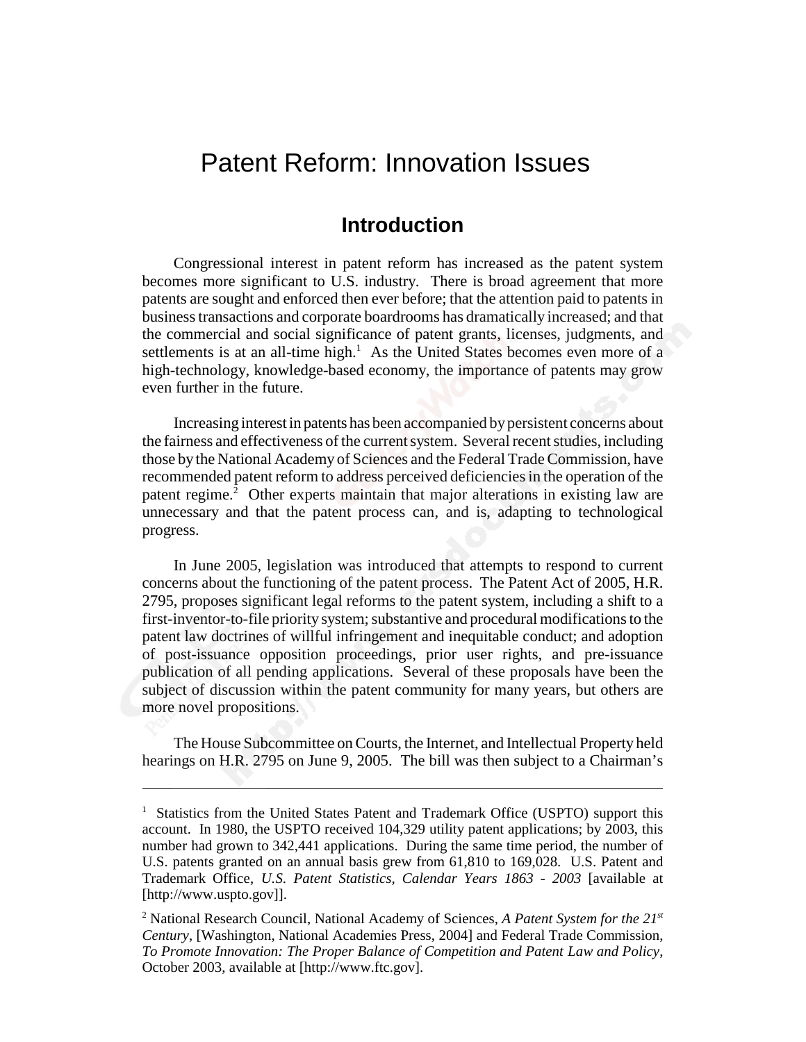# Patent Reform: Innovation Issues

## Introduction

Congressional interest in patent reform has increased as the patent system becomes more significant to U.S. industry. There is broad agreement that more patents are sought and enforced then ever before; that the attention paid to patents in business transactions and corporate boardrooms has dramatically increased; and that the commercial and social significance of patent grants, licenses, judgments, and settlements is at an all-time high.[1] As the United States becomes even more of a high-technology, knowledge-based economy, the importance of patents may grow even further in the future.

Increasing interest in patents has been accompanied by persistent concerns about the fairness and effectiveness of the current system. Several recent studies, including those by the National Academy of Sciences and the Federal Trade Commission, have recommended patent reform to address perceived deficiencies in the operation of the patent regime.[2] Other experts maintain that major alterations in existing law are unnecessary and that the patent process can, and is, adapting to technological progress.

In June 2005, legislation was introduced that attempts to respond to current concerns about the functioning of the patent process. The Patent Act of 2005, H.R. 2795, proposes significant legal reforms to the patent system, including a shift to a first-inventor-to-file priority system; substantive and procedural modifications to the patent law doctrines of willful infringement and inequitable conduct; and adoption of post-issuance opposition proceedings, prior user rights, and pre-issuance publication of all pending applications. Several of these proposals have been the subject of discussion within the patent community for many years, but others are more novel propositions.

The House Subcommittee on Courts, the Internet, and Intellectual Property held hearings on H.R. 2795 on June 9, 2005. The bill was then subject to a Chairman's

---

[1] Statistics from the United States Patent and Trademark Office (USPTO) support this account. In 1980, the USPTO received 104,329 utility patent applications; by 2003, this number had grown to 342,441 applications. During the same time period, the number of U.S. patents granted on an annual basis grew from 61,810 to 169,028. U.S. Patent and Trademark Office, *U.S. Patent Statistics, Calendar Years 1863 - 2003* [available at [http://www.uspto.gov]].

[2] National Research Council, National Academy of Sciences, *A Patent System for the 21st Century*, [Washington, National Academies Press, 2004] and Federal Trade Commission, *To Promote Innovation: The Proper Balance of Competition and Patent Law and Policy*, October 2003, available at [http://www.ftc.gov].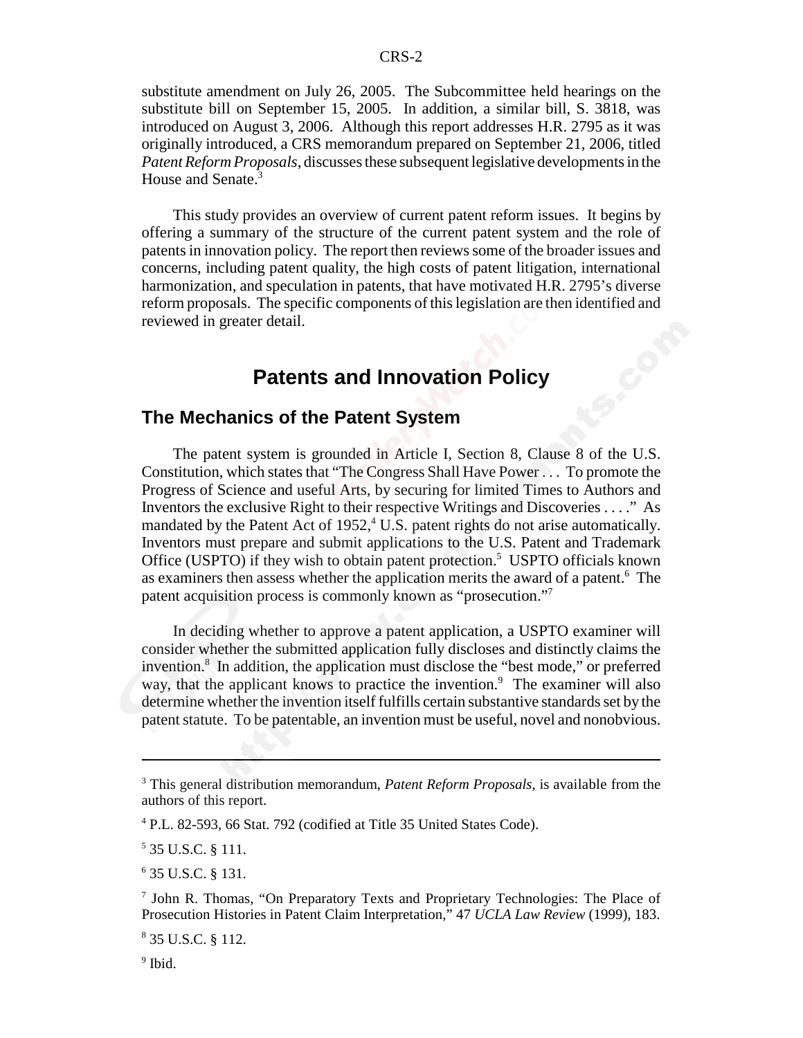substitute amendment on July 26, 2005. The Subcommittee held hearings on the substitute bill on September 15, 2005. In addition, a similar bill, S. 3818, was introduced on August 3, 2006. Although this report addresses H.R. 2795 as it was originally introduced, a CRS memorandum prepared on September 21, 2006, titled *Patent Reform Proposals*, discusses these subsequent legislative developments in the House and Senate.[3]

This study provides an overview of current patent reform issues. It begins by offering a summary of the structure of the current patent system and the role of patents in innovation policy. The report then reviews some of the broader issues and concerns, including patent quality, the high costs of patent litigation, international harmonization, and speculation in patents, that have motivated H.R. 2795's diverse reform proposals. The specific components of this legislation are then identified and reviewed in greater detail.

# Patents and Innovation Policy

## The Mechanics of the Patent System

The patent system is grounded in Article I, Section 8, Clause 8 of the U.S. Constitution, which states that "The Congress Shall Have Power . . . To promote the Progress of Science and useful Arts, by securing for limited Times to Authors and Inventors the exclusive Right to their respective Writings and Discoveries . . . ." As mandated by the Patent Act of 1952,[4] U.S. patent rights do not arise automatically. Inventors must prepare and submit applications to the U.S. Patent and Trademark Office (USPTO) if they wish to obtain patent protection.[5] USPTO officials known as examiners then assess whether the application merits the award of a patent.[6] The patent acquisition process is commonly known as "prosecution."[7]

In deciding whether to approve a patent application, a USPTO examiner will consider whether the submitted application fully discloses and distinctly claims the invention.[8] In addition, the application must disclose the "best mode," or preferred way, that the applicant knows to practice the invention.[9] The examiner will also determine whether the invention itself fulfills certain substantive standards set by the patent statute. To be patentable, an invention must be useful, novel and nonobvious.

---

[3] This general distribution memorandum, *Patent Reform Proposals*, is available from the authors of this report.

[4] P.L. 82-593, 66 Stat. 792 (codified at Title 35 United States Code).

[5] 35 U.S.C. § 111.

[6] 35 U.S.C. § 131.

[7] John R. Thomas, "On Preparatory Texts and Proprietary Technologies: The Place of Prosecution Histories in Patent Claim Interpretation," 47 *UCLA Law Review* (1999), 183.

[8] 35 U.S.C. § 112.

[9] Ibid.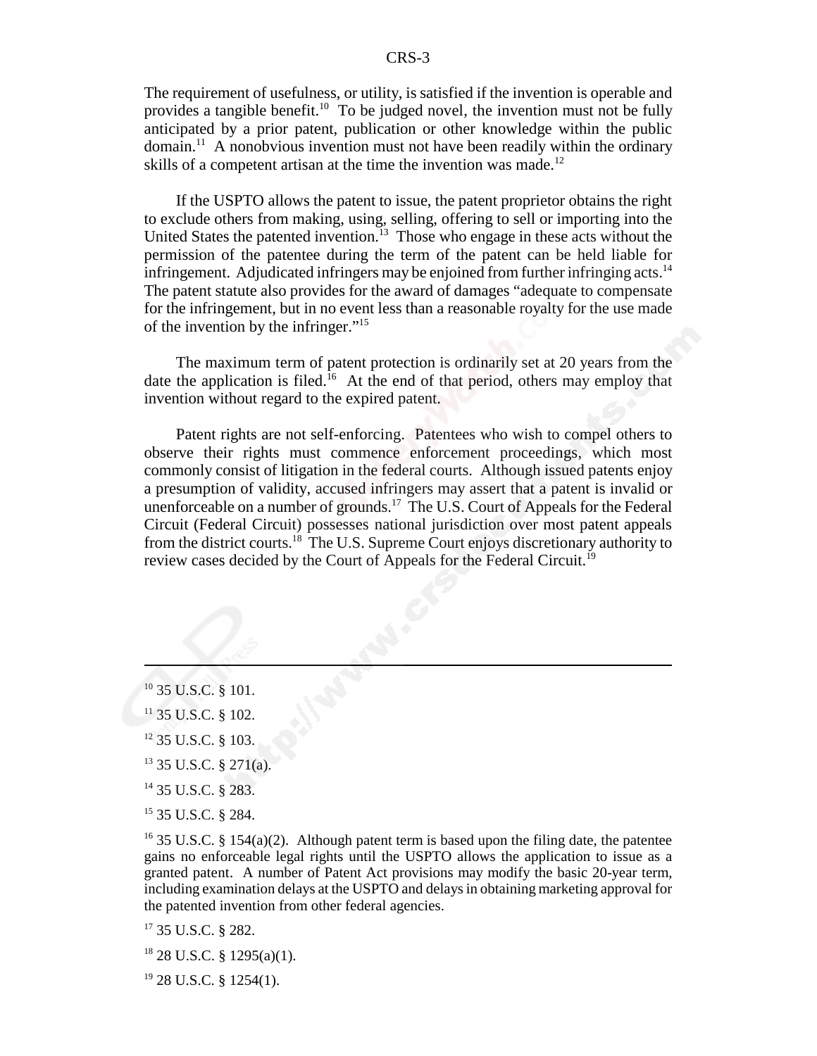The requirement of usefulness, or utility, is satisfied if the invention is operable and provides a tangible benefit.[10] To be judged novel, the invention must not be fully anticipated by a prior patent, publication or other knowledge within the public domain.[11] A nonobvious invention must not have been readily within the ordinary skills of a competent artisan at the time the invention was made.[12]

If the USPTO allows the patent to issue, the patent proprietor obtains the right to exclude others from making, using, selling, offering to sell or importing into the United States the patented invention.[13] Those who engage in these acts without the permission of the patentee during the term of the patent can be held liable for infringement. Adjudicated infringers may be enjoined from further infringing acts.[14] The patent statute also provides for the award of damages "adequate to compensate for the infringement, but in no event less than a reasonable royalty for the use made of the invention by the infringer."[15]

The maximum term of patent protection is ordinarily set at 20 years from the date the application is filed.[16] At the end of that period, others may employ that invention without regard to the expired patent.

Patent rights are not self-enforcing. Patentees who wish to compel others to observe their rights must commence enforcement proceedings, which most commonly consist of litigation in the federal courts. Although issued patents enjoy a presumption of validity, accused infringers may assert that a patent is invalid or unenforceable on a number of grounds.[17] The U.S. Court of Appeals for the Federal Circuit (Federal Circuit) possesses national jurisdiction over most patent appeals from the district courts.[18] The U.S. Supreme Court enjoys discretionary authority to review cases decided by the Court of Appeals for the Federal Circuit.[19]

---

[10] 35 U.S.C. § 101.

[11] 35 U.S.C. § 102.

[12] 35 U.S.C. § 103.

[13] 35 U.S.C. § 271(a).

[14] 35 U.S.C. § 283.

[15] 35 U.S.C. § 284.

[16] 35 U.S.C. § 154(a)(2). Although patent term is based upon the filing date, the patentee gains no enforceable legal rights until the USPTO allows the application to issue as a granted patent. A number of Patent Act provisions may modify the basic 20-year term, including examination delays at the USPTO and delays in obtaining marketing approval for the patented invention from other federal agencies.

[17] 35 U.S.C. § 282.

[18] 28 U.S.C. § 1295(a)(1).

[19] 28 U.S.C. § 1254(1).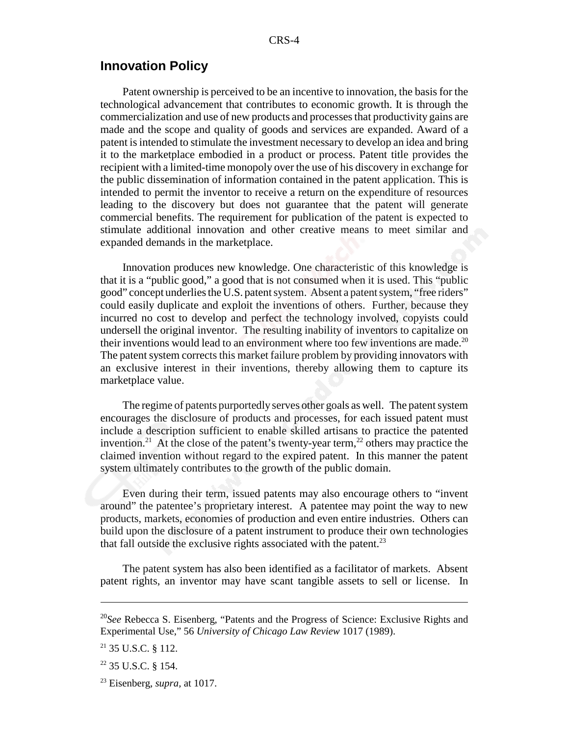## Innovation Policy

Patent ownership is perceived to be an incentive to innovation, the basis for the technological advancement that contributes to economic growth. It is through the commercialization and use of new products and processes that productivity gains are made and the scope and quality of goods and services are expanded. Award of a patent is intended to stimulate the investment necessary to develop an idea and bring it to the marketplace embodied in a product or process. Patent title provides the recipient with a limited-time monopoly over the use of his discovery in exchange for the public dissemination of information contained in the patent application. This is intended to permit the inventor to receive a return on the expenditure of resources leading to the discovery but does not guarantee that the patent will generate commercial benefits. The requirement for publication of the patent is expected to stimulate additional innovation and other creative means to meet similar and expanded demands in the marketplace.

Innovation produces new knowledge. One characteristic of this knowledge is that it is a "public good," a good that is not consumed when it is used. This "public good" concept underlies the U.S. patent system. Absent a patent system, "free riders" could easily duplicate and exploit the inventions of others. Further, because they incurred no cost to develop and perfect the technology involved, copyists could undersell the original inventor. The resulting inability of inventors to capitalize on their inventions would lead to an environment where too few inventions are made.[20] The patent system corrects this market failure problem by providing innovators with an exclusive interest in their inventions, thereby allowing them to capture its marketplace value.

The regime of patents purportedly serves other goals as well. The patent system encourages the disclosure of products and processes, for each issued patent must include a description sufficient to enable skilled artisans to practice the patented invention.[21] At the close of the patent's twenty-year term,[22] others may practice the claimed invention without regard to the expired patent. In this manner the patent system ultimately contributes to the growth of the public domain.

Even during their term, issued patents may also encourage others to "invent around" the patentee's proprietary interest. A patentee may point the way to new products, markets, economies of production and even entire industries. Others can build upon the disclosure of a patent instrument to produce their own technologies that fall outside the exclusive rights associated with the patent.[23]

The patent system has also been identified as a facilitator of markets. Absent patent rights, an inventor may have scant tangible assets to sell or license. In

---

[20] *See* Rebecca S. Eisenberg, "Patents and the Progress of Science: Exclusive Rights and Experimental Use," 56 *University of Chicago Law Review* 1017 (1989).

[21] 35 U.S.C. § 112.

[22] 35 U.S.C. § 154.

[23] Eisenberg, *supra*, at 1017.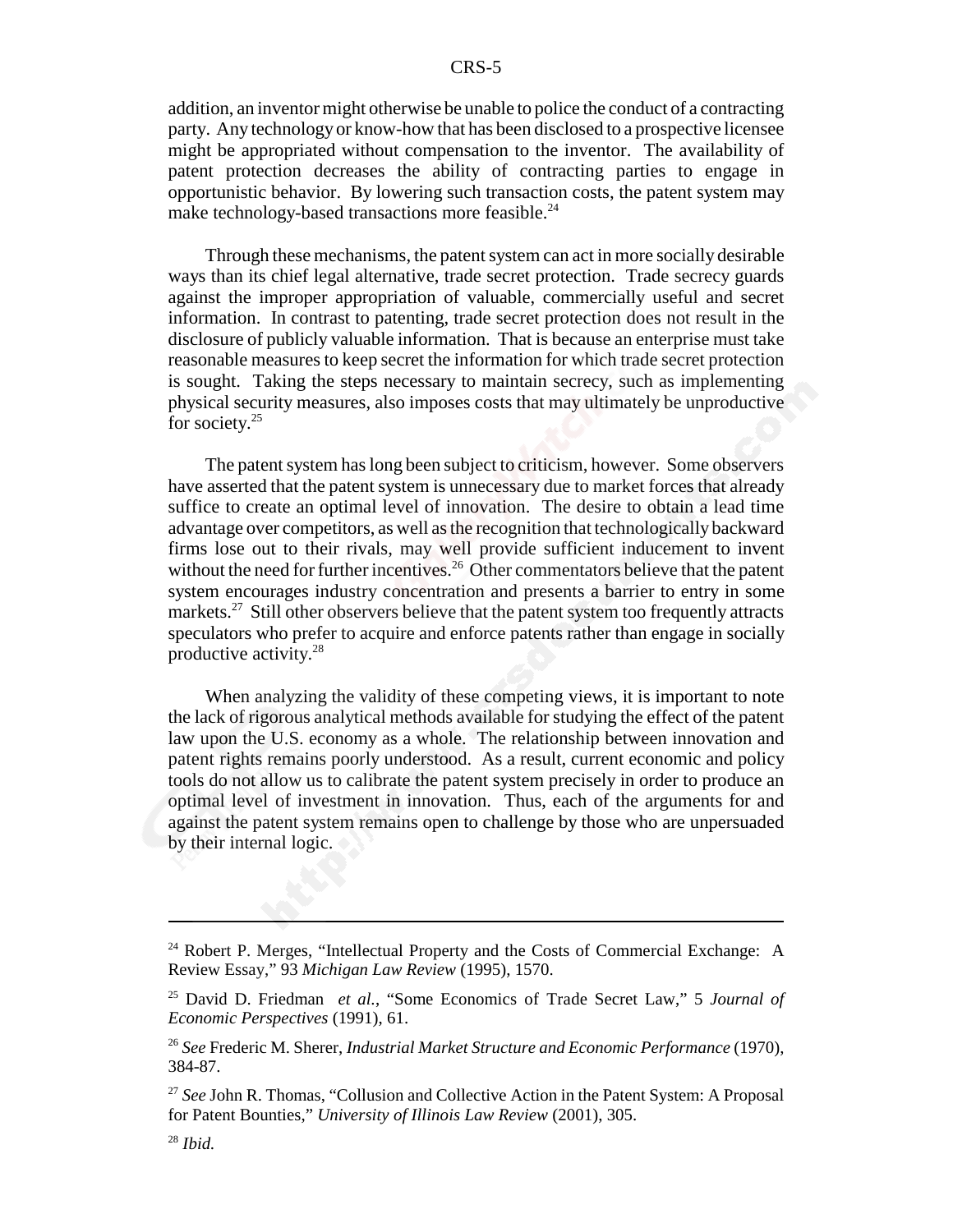addition, an inventor might otherwise be unable to police the conduct of a contracting party. Any technology or know-how that has been disclosed to a prospective licensee might be appropriated without compensation to the inventor. The availability of patent protection decreases the ability of contracting parties to engage in opportunistic behavior. By lowering such transaction costs, the patent system may make technology-based transactions more feasible.[24]

Through these mechanisms, the patent system can act in more socially desirable ways than its chief legal alternative, trade secret protection. Trade secrecy guards against the improper appropriation of valuable, commercially useful and secret information. In contrast to patenting, trade secret protection does not result in the disclosure of publicly valuable information. That is because an enterprise must take reasonable measures to keep secret the information for which trade secret protection is sought. Taking the steps necessary to maintain secrecy, such as implementing physical security measures, also imposes costs that may ultimately be unproductive for society.[25]

The patent system has long been subject to criticism, however. Some observers have asserted that the patent system is unnecessary due to market forces that already suffice to create an optimal level of innovation. The desire to obtain a lead time advantage over competitors, as well as the recognition that technologically backward firms lose out to their rivals, may well provide sufficient inducement to invent without the need for further incentives.[26] Other commentators believe that the patent system encourages industry concentration and presents a barrier to entry in some markets.[27] Still other observers believe that the patent system too frequently attracts speculators who prefer to acquire and enforce patents rather than engage in socially productive activity.[28]

When analyzing the validity of these competing views, it is important to note the lack of rigorous analytical methods available for studying the effect of the patent law upon the U.S. economy as a whole. The relationship between innovation and patent rights remains poorly understood. As a result, current economic and policy tools do not allow us to calibrate the patent system precisely in order to produce an optimal level of investment in innovation. Thus, each of the arguments for and against the patent system remains open to challenge by those who are unpersuaded by their internal logic.

---

[24] Robert P. Merges, "Intellectual Property and the Costs of Commercial Exchange: A Review Essay," 93 *Michigan Law Review* (1995), 1570.

[25] David D. Friedman *et al.*, "Some Economics of Trade Secret Law," 5 *Journal of Economic Perspectives* (1991), 61.

[26] *See* Frederic M. Sherer, *Industrial Market Structure and Economic Performance* (1970), 384-87.

[27] *See* John R. Thomas, "Collusion and Collective Action in the Patent System: A Proposal for Patent Bounties," *University of Illinois Law Review* (2001), 305.

[28] *Ibid.*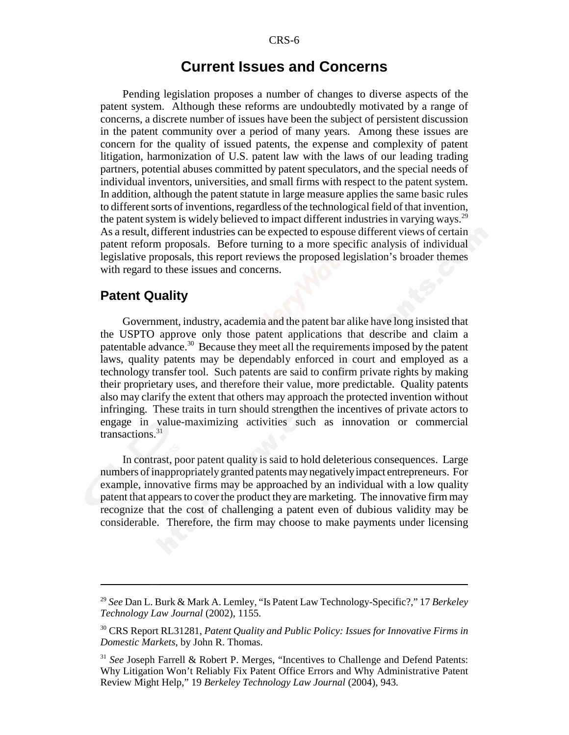# Current Issues and Concerns

Pending legislation proposes a number of changes to diverse aspects of the patent system. Although these reforms are undoubtedly motivated by a range of concerns, a discrete number of issues have been the subject of persistent discussion in the patent community over a period of many years. Among these issues are concern for the quality of issued patents, the expense and complexity of patent litigation, harmonization of U.S. patent law with the laws of our leading trading partners, potential abuses committed by patent speculators, and the special needs of individual inventors, universities, and small firms with respect to the patent system. In addition, although the patent statute in large measure applies the same basic rules to different sorts of inventions, regardless of the technological field of that invention, the patent system is widely believed to impact different industries in varying ways.[29] As a result, different industries can be expected to espouse different views of certain patent reform proposals. Before turning to a more specific analysis of individual legislative proposals, this report reviews the proposed legislation's broader themes with regard to these issues and concerns.

## Patent Quality

Government, industry, academia and the patent bar alike have long insisted that the USPTO approve only those patent applications that describe and claim a patentable advance.[30] Because they meet all the requirements imposed by the patent laws, quality patents may be dependably enforced in court and employed as a technology transfer tool. Such patents are said to confirm private rights by making their proprietary uses, and therefore their value, more predictable. Quality patents also may clarify the extent that others may approach the protected invention without infringing. These traits in turn should strengthen the incentives of private actors to engage in value-maximizing activities such as innovation or commercial transactions.[31]

In contrast, poor patent quality is said to hold deleterious consequences. Large numbers of inappropriately granted patents may negatively impact entrepreneurs. For example, innovative firms may be approached by an individual with a low quality patent that appears to cover the product they are marketing. The innovative firm may recognize that the cost of challenging a patent even of dubious validity may be considerable. Therefore, the firm may choose to make payments under licensing

---

[29] *See* Dan L. Burk & Mark A. Lemley, "Is Patent Law Technology-Specific?," 17 *Berkeley Technology Law Journal* (2002), 1155.

[30] CRS Report RL31281, *Patent Quality and Public Policy: Issues for Innovative Firms in Domestic Markets*, by John R. Thomas.

[31] *See* Joseph Farrell & Robert P. Merges, "Incentives to Challenge and Defend Patents: Why Litigation Won't Reliably Fix Patent Office Errors and Why Administrative Patent Review Might Help," 19 *Berkeley Technology Law Journal* (2004), 943.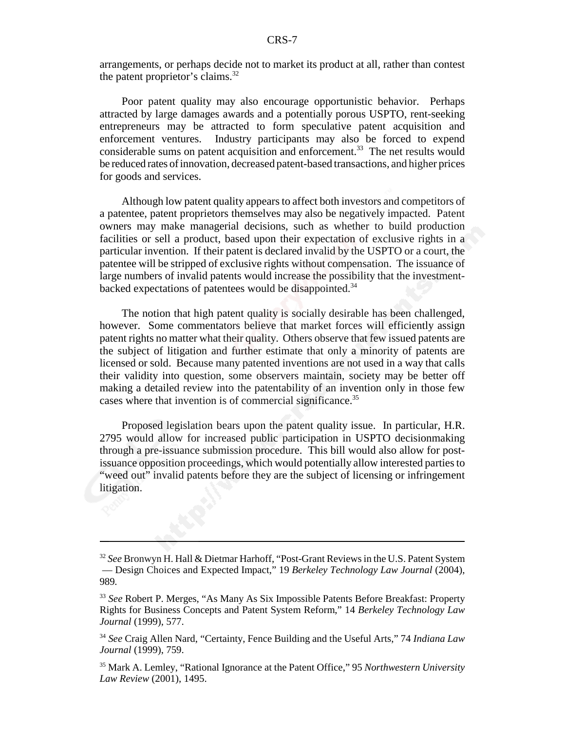arrangements, or perhaps decide not to market its product at all, rather than contest the patent proprietor's claims.[32]

Poor patent quality may also encourage opportunistic behavior. Perhaps attracted by large damages awards and a potentially porous USPTO, rent-seeking entrepreneurs may be attracted to form speculative patent acquisition and enforcement ventures. Industry participants may also be forced to expend considerable sums on patent acquisition and enforcement.[33] The net results would be reduced rates of innovation, decreased patent-based transactions, and higher prices for goods and services.

Although low patent quality appears to affect both investors and competitors of a patentee, patent proprietors themselves may also be negatively impacted. Patent owners may make managerial decisions, such as whether to build production facilities or sell a product, based upon their expectation of exclusive rights in a particular invention. If their patent is declared invalid by the USPTO or a court, the patentee will be stripped of exclusive rights without compensation. The issuance of large numbers of invalid patents would increase the possibility that the investment-backed expectations of patentees would be disappointed.[34]

The notion that high patent quality is socially desirable has been challenged, however. Some commentators believe that market forces will efficiently assign patent rights no matter what their quality. Others observe that few issued patents are the subject of litigation and further estimate that only a minority of patents are licensed or sold. Because many patented inventions are not used in a way that calls their validity into question, some observers maintain, society may be better off making a detailed review into the patentability of an invention only in those few cases where that invention is of commercial significance.[35]

Proposed legislation bears upon the patent quality issue. In particular, H.R. 2795 would allow for increased public participation in USPTO decisionmaking through a pre-issuance submission procedure. This bill would also allow for post-issuance opposition proceedings, which would potentially allow interested parties to "weed out" invalid patents before they are the subject of licensing or infringement litigation.

---

[32] *See* Bronwyn H. Hall & Dietmar Harhoff, "Post-Grant Reviews in the U.S. Patent System — Design Choices and Expected Impact," 19 *Berkeley Technology Law Journal* (2004), 989.

[33] *See* Robert P. Merges, "As Many As Six Impossible Patents Before Breakfast: Property Rights for Business Concepts and Patent System Reform," 14 *Berkeley Technology Law Journal* (1999), 577.

[34] *See* Craig Allen Nard, "Certainty, Fence Building and the Useful Arts," 74 *Indiana Law Journal* (1999), 759.

[35] Mark A. Lemley, "Rational Ignorance at the Patent Office," 95 *Northwestern University Law Review* (2001), 1495.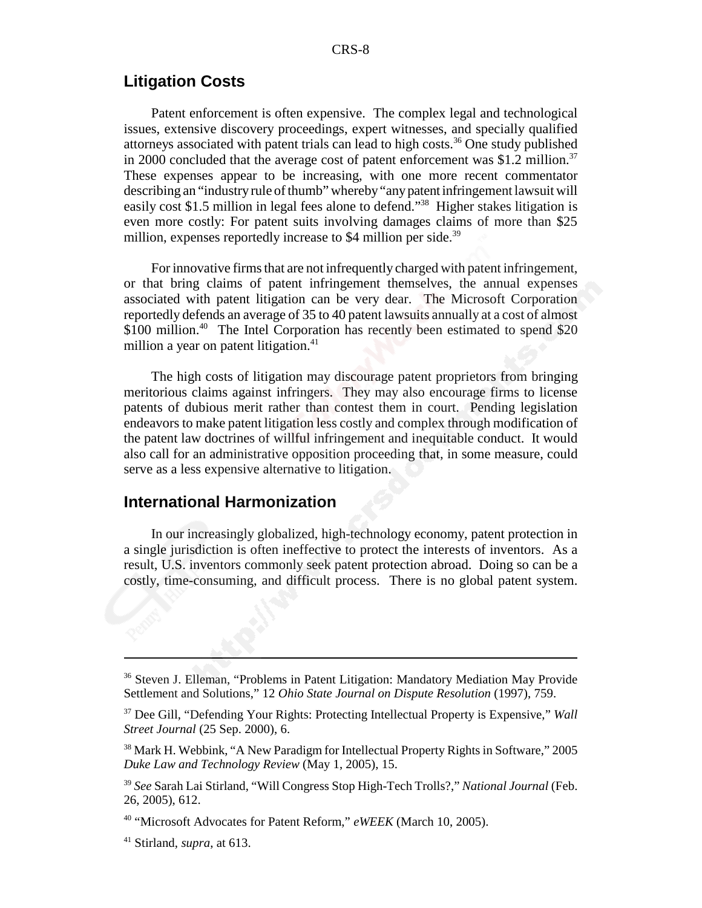## Litigation Costs

Patent enforcement is often expensive. The complex legal and technological issues, extensive discovery proceedings, expert witnesses, and specially qualified attorneys associated with patent trials can lead to high costs.[36] One study published in 2000 concluded that the average cost of patent enforcement was $1.2 million.[37] These expenses appear to be increasing, with one more recent commentator describing an "industry rule of thumb" whereby "any patent infringement lawsuit will easily cost $1.5 million in legal fees alone to defend."[38] Higher stakes litigation is even more costly: For patent suits involving damages claims of more than $25 million, expenses reportedly increase to $4 million per side.[39]

For innovative firms that are not infrequently charged with patent infringement, or that bring claims of patent infringement themselves, the annual expenses associated with patent litigation can be very dear. The Microsoft Corporation reportedly defends an average of 35 to 40 patent lawsuits annually at a cost of almost $100 million.[40] The Intel Corporation has recently been estimated to spend $20 million a year on patent litigation.[41]

The high costs of litigation may discourage patent proprietors from bringing meritorious claims against infringers. They may also encourage firms to license patents of dubious merit rather than contest them in court. Pending legislation endeavors to make patent litigation less costly and complex through modification of the patent law doctrines of willful infringement and inequitable conduct. It would also call for an administrative opposition proceeding that, in some measure, could serve as a less expensive alternative to litigation.

## International Harmonization

In our increasingly globalized, high-technology economy, patent protection in a single jurisdiction is often ineffective to protect the interests of inventors. As a result, U.S. inventors commonly seek patent protection abroad. Doing so can be a costly, time-consuming, and difficult process. There is no global patent system.

---

[36] Steven J. Elleman, "Problems in Patent Litigation: Mandatory Mediation May Provide Settlement and Solutions," 12 *Ohio State Journal on Dispute Resolution* (1997), 759.

[37] Dee Gill, "Defending Your Rights: Protecting Intellectual Property is Expensive," *Wall Street Journal* (25 Sep. 2000), 6.

[38] Mark H. Webbink, "A New Paradigm for Intellectual Property Rights in Software," 2005 *Duke Law and Technology Review* (May 1, 2005), 15.

[39] *See* Sarah Lai Stirland, "Will Congress Stop High-Tech Trolls?," *National Journal* (Feb. 26, 2005), 612.

[40] "Microsoft Advocates for Patent Reform," *eWEEK* (March 10, 2005).

[41] Stirland, *supra*, at 613.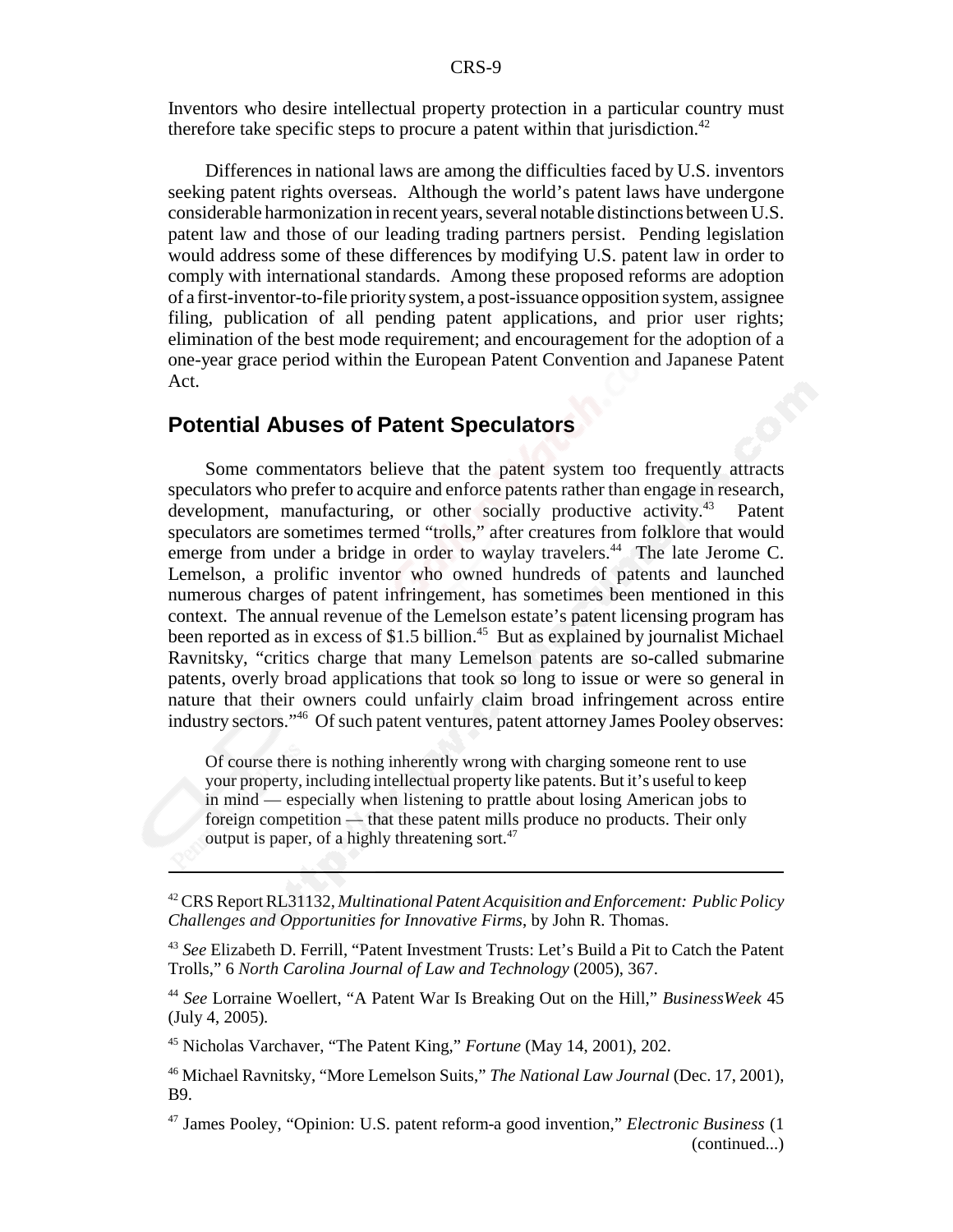Inventors who desire intellectual property protection in a particular country must therefore take specific steps to procure a patent within that jurisdiction.[42]

Differences in national laws are among the difficulties faced by U.S. inventors seeking patent rights overseas. Although the world's patent laws have undergone considerable harmonization in recent years, several notable distinctions between U.S. patent law and those of our leading trading partners persist. Pending legislation would address some of these differences by modifying U.S. patent law in order to comply with international standards. Among these proposed reforms are adoption of a first-inventor-to-file priority system, a post-issuance opposition system, assignee filing, publication of all pending patent applications, and prior user rights; elimination of the best mode requirement; and encouragement for the adoption of a one-year grace period within the European Patent Convention and Japanese Patent Act.

## Potential Abuses of Patent Speculators

Some commentators believe that the patent system too frequently attracts speculators who prefer to acquire and enforce patents rather than engage in research, development, manufacturing, or other socially productive activity.[43] Patent speculators are sometimes termed "trolls," after creatures from folklore that would emerge from under a bridge in order to waylay travelers.[44] The late Jerome C. Lemelson, a prolific inventor who owned hundreds of patents and launched numerous charges of patent infringement, has sometimes been mentioned in this context. The annual revenue of the Lemelson estate's patent licensing program has been reported as in excess of $1.5 billion.[45] But as explained by journalist Michael Ravnitsky, "critics charge that many Lemelson patents are so-called submarine patents, overly broad applications that took so long to issue or were so general in nature that their owners could unfairly claim broad infringement across entire industry sectors."[46] Of such patent ventures, patent attorney James Pooley observes:

> Of course there is nothing inherently wrong with charging someone rent to use your property, including intellectual property like patents. But it's useful to keep in mind — especially when listening to prattle about losing American jobs to foreign competition — that these patent mills produce no products. Their only output is paper, of a highly threatening sort.[47]

---

[42] CRS Report RL31132, *Multinational Patent Acquisition and Enforcement: Public Policy Challenges and Opportunities for Innovative Firms*, by John R. Thomas.

[43] *See* Elizabeth D. Ferrill, "Patent Investment Trusts: Let's Build a Pit to Catch the Patent Trolls," 6 *North Carolina Journal of Law and Technology* (2005), 367.

[44] *See* Lorraine Woellert, "A Patent War Is Breaking Out on the Hill," *BusinessWeek* 45 (July 4, 2005).

[45] Nicholas Varchaver, "The Patent King," *Fortune* (May 14, 2001), 202.

[46] Michael Ravnitsky, "More Lemelson Suits," *The National Law Journal* (Dec. 17, 2001), B9.

[47] James Pooley, "Opinion: U.S. patent reform-a good invention," *Electronic Business* (1 (continued...)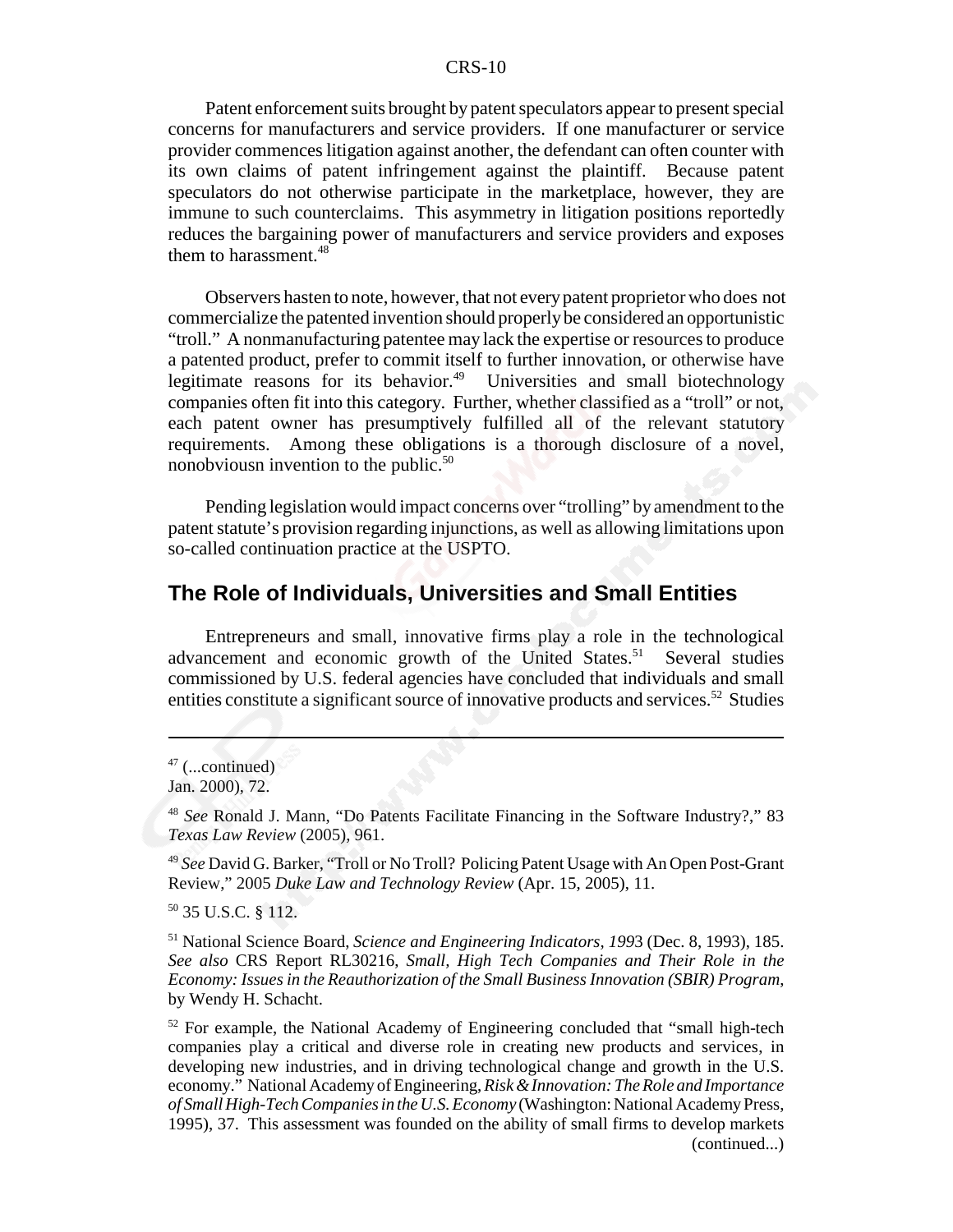Patent enforcement suits brought by patent speculators appear to present special concerns for manufacturers and service providers. If one manufacturer or service provider commences litigation against another, the defendant can often counter with its own claims of patent infringement against the plaintiff. Because patent speculators do not otherwise participate in the marketplace, however, they are immune to such counterclaims. This asymmetry in litigation positions reportedly reduces the bargaining power of manufacturers and service providers and exposes them to harassment.[48]

Observers hasten to note, however, that not every patent proprietor who does not commercialize the patented invention should properly be considered an opportunistic "troll." A nonmanufacturing patentee may lack the expertise or resources to produce a patented product, prefer to commit itself to further innovation, or otherwise have legitimate reasons for its behavior.[49] Universities and small biotechnology companies often fit into this category. Further, whether classified as a "troll" or not, each patent owner has presumptively fulfilled all of the relevant statutory requirements. Among these obligations is a thorough disclosure of a novel, nonobviousn invention to the public.[50]

Pending legislation would impact concerns over "trolling" by amendment to the patent statute's provision regarding injunctions, as well as allowing limitations upon so-called continuation practice at the USPTO.

## The Role of Individuals, Universities and Small Entities

Entrepreneurs and small, innovative firms play a role in the technological advancement and economic growth of the United States.[51] Several studies commissioned by U.S. federal agencies have concluded that individuals and small entities constitute a significant source of innovative products and services.[52] Studies

---

[47] (...continued)
Jan. 2000), 72.

[48] *See* Ronald J. Mann, "Do Patents Facilitate Financing in the Software Industry?," 83 *Texas Law Review* (2005), 961.

[49] *See* David G. Barker, "Troll or No Troll? Policing Patent Usage with An Open Post-Grant Review," 2005 *Duke Law and Technology Review* (Apr. 15, 2005), 11.

[50] 35 U.S.C. § 112.

[51] National Science Board, *Science and Engineering Indicators, 199*3 (Dec. 8, 1993), 185. *See also* CRS Report RL30216, *Small, High Tech Companies and Their Role in the Economy: Issues in the Reauthorization of the Small Business Innovation (SBIR) Program*, by Wendy H. Schacht.

[52] For example, the National Academy of Engineering concluded that "small high-tech companies play a critical and diverse role in creating new products and services, in developing new industries, and in driving technological change and growth in the U.S. economy." National Academy of Engineering, *Risk & Innovation: The Role and Importance of Small High-Tech Companies in the U.S. Economy* (Washington: National Academy Press, 1995), 37. This assessment was founded on the ability of small firms to develop markets (continued...)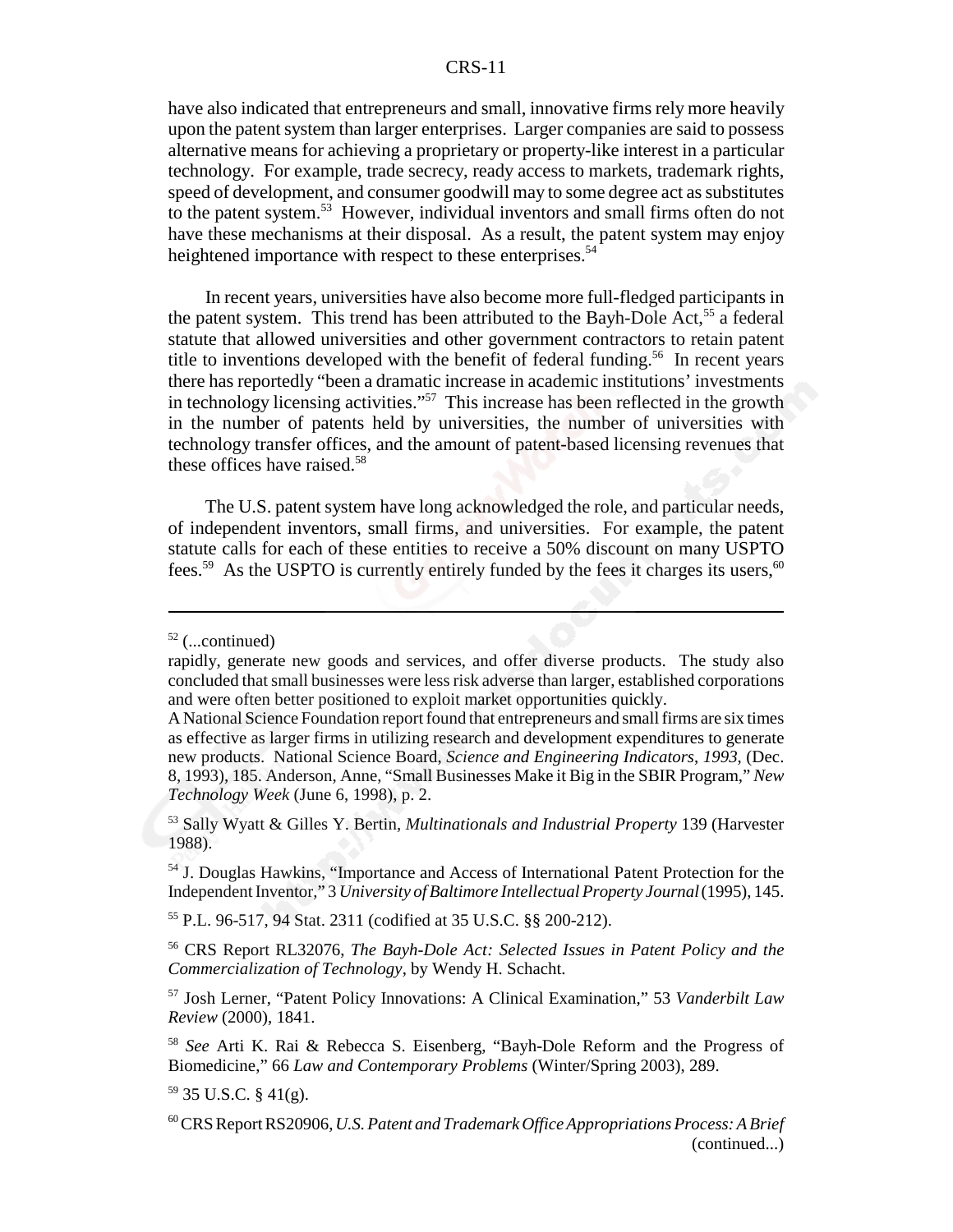have also indicated that entrepreneurs and small, innovative firms rely more heavily upon the patent system than larger enterprises. Larger companies are said to possess alternative means for achieving a proprietary or property-like interest in a particular technology. For example, trade secrecy, ready access to markets, trademark rights, speed of development, and consumer goodwill may to some degree act as substitutes to the patent system.[53] However, individual inventors and small firms often do not have these mechanisms at their disposal. As a result, the patent system may enjoy heightened importance with respect to these enterprises.[54]

In recent years, universities have also become more full-fledged participants in the patent system. This trend has been attributed to the Bayh-Dole Act,[55] a federal statute that allowed universities and other government contractors to retain patent title to inventions developed with the benefit of federal funding.[56] In recent years there has reportedly "been a dramatic increase in academic institutions' investments in technology licensing activities."[57] This increase has been reflected in the growth in the number of patents held by universities, the number of universities with technology transfer offices, and the amount of patent-based licensing revenues that these offices have raised.[58]

The U.S. patent system have long acknowledged the role, and particular needs, of independent inventors, small firms, and universities. For example, the patent statute calls for each of these entities to receive a 50% discount on many USPTO fees.[59] As the USPTO is currently entirely funded by the fees it charges its users,[60]

---

[52] (...continued)
rapidly, generate new goods and services, and offer diverse products. The study also concluded that small businesses were less risk adverse than larger, established corporations and were often better positioned to exploit market opportunities quickly.
A National Science Foundation report found that entrepreneurs and small firms are six times as effective as larger firms in utilizing research and development expenditures to generate new products. National Science Board, *Science and Engineering Indicators, 1993*, (Dec. 8, 1993), 185. Anderson, Anne, "Small Businesses Make it Big in the SBIR Program," *New Technology Week* (June 6, 1998), p. 2.

[53] Sally Wyatt & Gilles Y. Bertin, *Multinationals and Industrial Property* 139 (Harvester 1988).

[54] J. Douglas Hawkins, "Importance and Access of International Patent Protection for the Independent Inventor," 3 *University of Baltimore Intellectual Property Journal* (1995), 145.

[55] P.L. 96-517, 94 Stat. 2311 (codified at 35 U.S.C. §§ 200-212).

[56] CRS Report RL32076, *The Bayh-Dole Act: Selected Issues in Patent Policy and the Commercialization of Technology*, by Wendy H. Schacht.

[57] Josh Lerner, "Patent Policy Innovations: A Clinical Examination," 53 *Vanderbilt Law Review* (2000), 1841.

[58] *See* Arti K. Rai & Rebecca S. Eisenberg, "Bayh-Dole Reform and the Progress of Biomedicine," 66 *Law and Contemporary Problems* (Winter/Spring 2003), 289.

[59] 35 U.S.C. § 41(g).

[60] CRS Report RS20906, *U.S. Patent and Trademark Office Appropriations Process: A Brief* (continued...)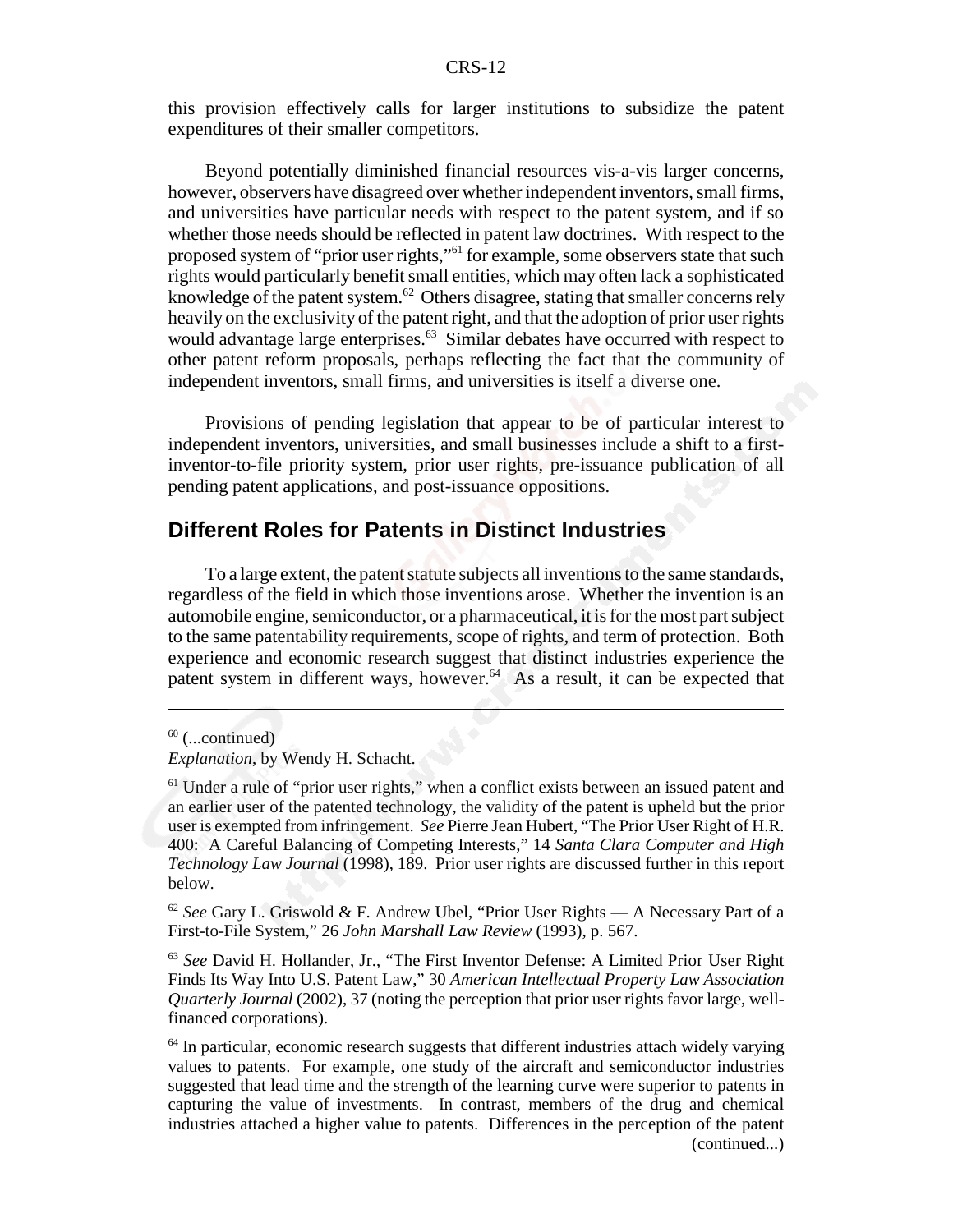this provision effectively calls for larger institutions to subsidize the patent expenditures of their smaller competitors.

Beyond potentially diminished financial resources vis-a-vis larger concerns, however, observers have disagreed over whether independent inventors, small firms, and universities have particular needs with respect to the patent system, and if so whether those needs should be reflected in patent law doctrines. With respect to the proposed system of "prior user rights,"[61] for example, some observers state that such rights would particularly benefit small entities, which may often lack a sophisticated knowledge of the patent system.[62] Others disagree, stating that smaller concerns rely heavily on the exclusivity of the patent right, and that the adoption of prior user rights would advantage large enterprises.[63] Similar debates have occurred with respect to other patent reform proposals, perhaps reflecting the fact that the community of independent inventors, small firms, and universities is itself a diverse one.

Provisions of pending legislation that appear to be of particular interest to independent inventors, universities, and small businesses include a shift to a first-inventor-to-file priority system, prior user rights, pre-issuance publication of all pending patent applications, and post-issuance oppositions.

## Different Roles for Patents in Distinct Industries

To a large extent, the patent statute subjects all inventions to the same standards, regardless of the field in which those inventions arose. Whether the invention is an automobile engine, semiconductor, or a pharmaceutical, it is for the most part subject to the same patentability requirements, scope of rights, and term of protection. Both experience and economic research suggest that distinct industries experience the patent system in different ways, however.[64] As a result, it can be expected that

---

[60] (...continued)
*Explanation*, by Wendy H. Schacht.

[61] Under a rule of "prior user rights," when a conflict exists between an issued patent and an earlier user of the patented technology, the validity of the patent is upheld but the prior user is exempted from infringement. *See* Pierre Jean Hubert, "The Prior User Right of H.R. 400: A Careful Balancing of Competing Interests," 14 *Santa Clara Computer and High Technology Law Journal* (1998), 189. Prior user rights are discussed further in this report below.

[62] *See* Gary L. Griswold & F. Andrew Ubel, "Prior User Rights — A Necessary Part of a First-to-File System," 26 *John Marshall Law Review* (1993), p. 567.

[63] *See* David H. Hollander, Jr., "The First Inventor Defense: A Limited Prior User Right Finds Its Way Into U.S. Patent Law," 30 *American Intellectual Property Law Association Quarterly Journal* (2002), 37 (noting the perception that prior user rights favor large, well-financed corporations).

[64] In particular, economic research suggests that different industries attach widely varying values to patents. For example, one study of the aircraft and semiconductor industries suggested that lead time and the strength of the learning curve were superior to patents in capturing the value of investments. In contrast, members of the drug and chemical industries attached a higher value to patents. Differences in the perception of the patent (continued...)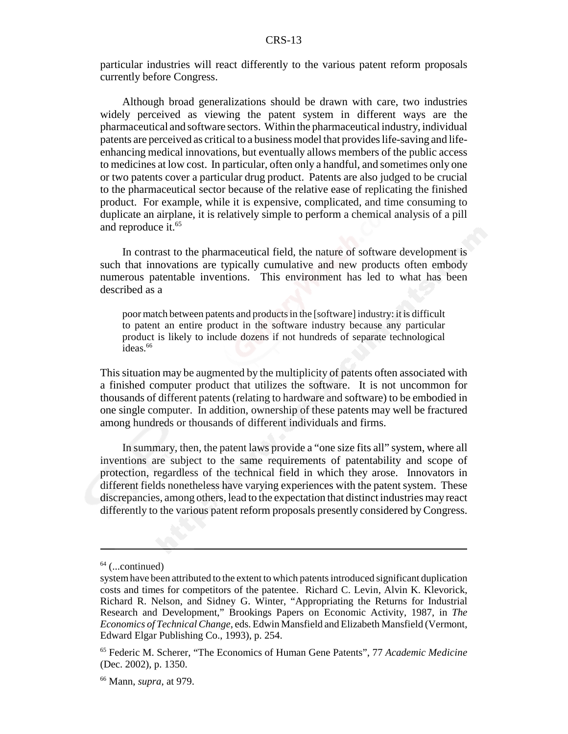particular industries will react differently to the various patent reform proposals currently before Congress.

Although broad generalizations should be drawn with care, two industries widely perceived as viewing the patent system in different ways are the pharmaceutical and software sectors. Within the pharmaceutical industry, individual patents are perceived as critical to a business model that provides life-saving and life-enhancing medical innovations, but eventually allows members of the public access to medicines at low cost. In particular, often only a handful, and sometimes only one or two patents cover a particular drug product. Patents are also judged to be crucial to the pharmaceutical sector because of the relative ease of replicating the finished product. For example, while it is expensive, complicated, and time consuming to duplicate an airplane, it is relatively simple to perform a chemical analysis of a pill and reproduce it.[65]

In contrast to the pharmaceutical field, the nature of software development is such that innovations are typically cumulative and new products often embody numerous patentable inventions. This environment has led to what has been described as a

> poor match between patents and products in the [software] industry: it is difficult to patent an entire product in the software industry because any particular product is likely to include dozens if not hundreds of separate technological ideas.[66]

This situation may be augmented by the multiplicity of patents often associated with a finished computer product that utilizes the software. It is not uncommon for thousands of different patents (relating to hardware and software) to be embodied in one single computer. In addition, ownership of these patents may well be fractured among hundreds or thousands of different individuals and firms.

In summary, then, the patent laws provide a "one size fits all" system, where all inventions are subject to the same requirements of patentability and scope of protection, regardless of the technical field in which they arose. Innovators in different fields nonetheless have varying experiences with the patent system. These discrepancies, among others, lead to the expectation that distinct industries may react differently to the various patent reform proposals presently considered by Congress.

---

[64] (...continued)
system have been attributed to the extent to which patents introduced significant duplication costs and times for competitors of the patentee. Richard C. Levin, Alvin K. Klevorick, Richard R. Nelson, and Sidney G. Winter, "Appropriating the Returns for Industrial Research and Development," Brookings Papers on Economic Activity, 1987, in *The Economics of Technical Change*, eds. Edwin Mansfield and Elizabeth Mansfield (Vermont, Edward Elgar Publishing Co., 1993), p. 254.

[65] Federic M. Scherer, "The Economics of Human Gene Patents", 77 *Academic Medicine* (Dec. 2002), p. 1350.

[66] Mann, *supra*, at 979.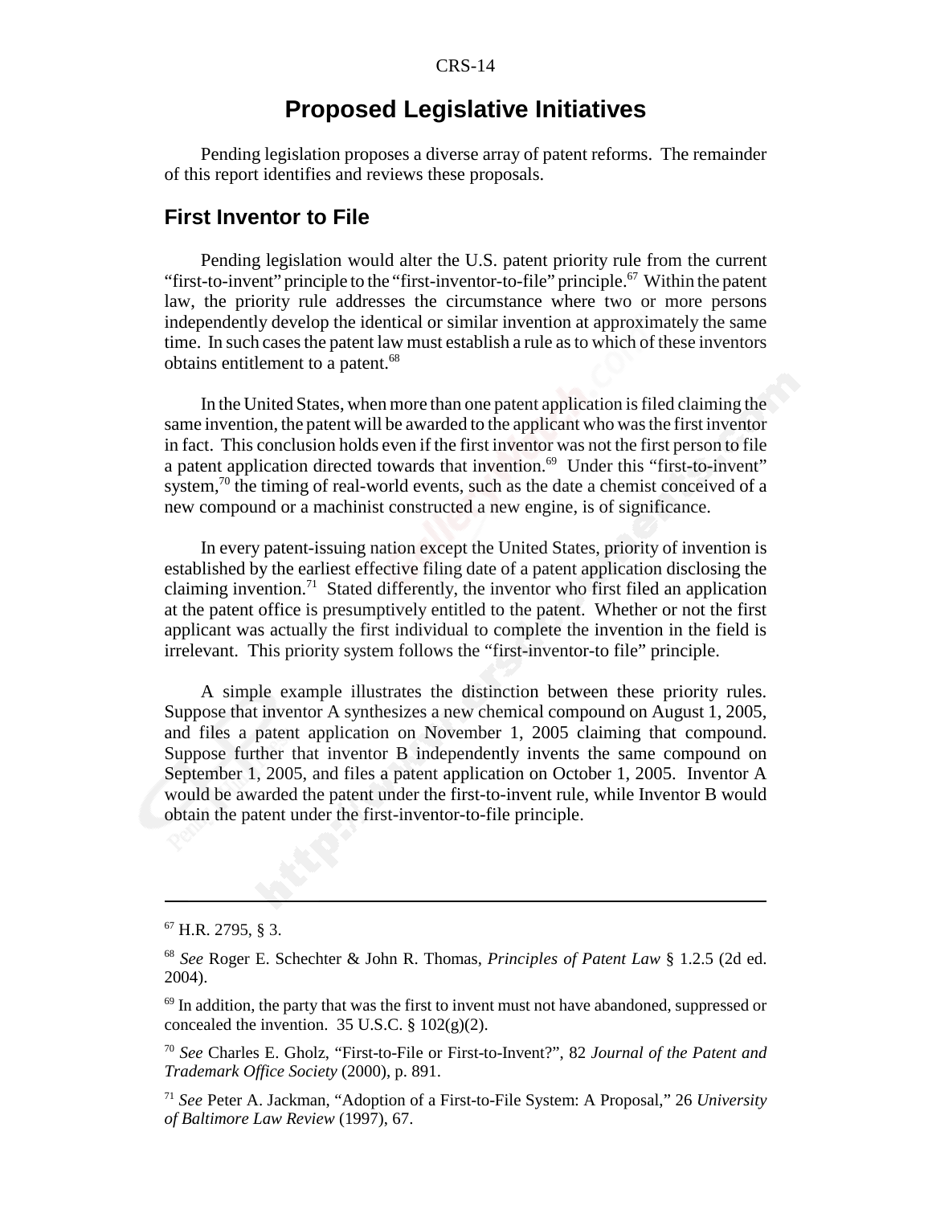# Proposed Legislative Initiatives

Pending legislation proposes a diverse array of patent reforms. The remainder of this report identifies and reviews these proposals.

## First Inventor to File

Pending legislation would alter the U.S. patent priority rule from the current "first-to-invent" principle to the "first-inventor-to-file" principle.[67] Within the patent law, the priority rule addresses the circumstance where two or more persons independently develop the identical or similar invention at approximately the same time. In such cases the patent law must establish a rule as to which of these inventors obtains entitlement to a patent.[68]

In the United States, when more than one patent application is filed claiming the same invention, the patent will be awarded to the applicant who was the first inventor in fact. This conclusion holds even if the first inventor was not the first person to file a patent application directed towards that invention.[69] Under this "first-to-invent" system,[70] the timing of real-world events, such as the date a chemist conceived of a new compound or a machinist constructed a new engine, is of significance.

In every patent-issuing nation except the United States, priority of invention is established by the earliest effective filing date of a patent application disclosing the claiming invention.[71] Stated differently, the inventor who first filed an application at the patent office is presumptively entitled to the patent. Whether or not the first applicant was actually the first individual to complete the invention in the field is irrelevant. This priority system follows the "first-inventor-to file" principle.

A simple example illustrates the distinction between these priority rules. Suppose that inventor A synthesizes a new chemical compound on August 1, 2005, and files a patent application on November 1, 2005 claiming that compound. Suppose further that inventor B independently invents the same compound on September 1, 2005, and files a patent application on October 1, 2005. Inventor A would be awarded the patent under the first-to-invent rule, while Inventor B would obtain the patent under the first-inventor-to-file principle.

---

[67] H.R. 2795, § 3.

[68] *See* Roger E. Schechter & John R. Thomas, *Principles of Patent Law* § 1.2.5 (2d ed. 2004).

[69] In addition, the party that was the first to invent must not have abandoned, suppressed or concealed the invention. 35 U.S.C. § 102(g)(2).

[70] *See* Charles E. Gholz, "First-to-File or First-to-Invent?", 82 *Journal of the Patent and Trademark Office Society* (2000), p. 891.

[71] *See* Peter A. Jackman, "Adoption of a First-to-File System: A Proposal," 26 *University of Baltimore Law Review* (1997), 67.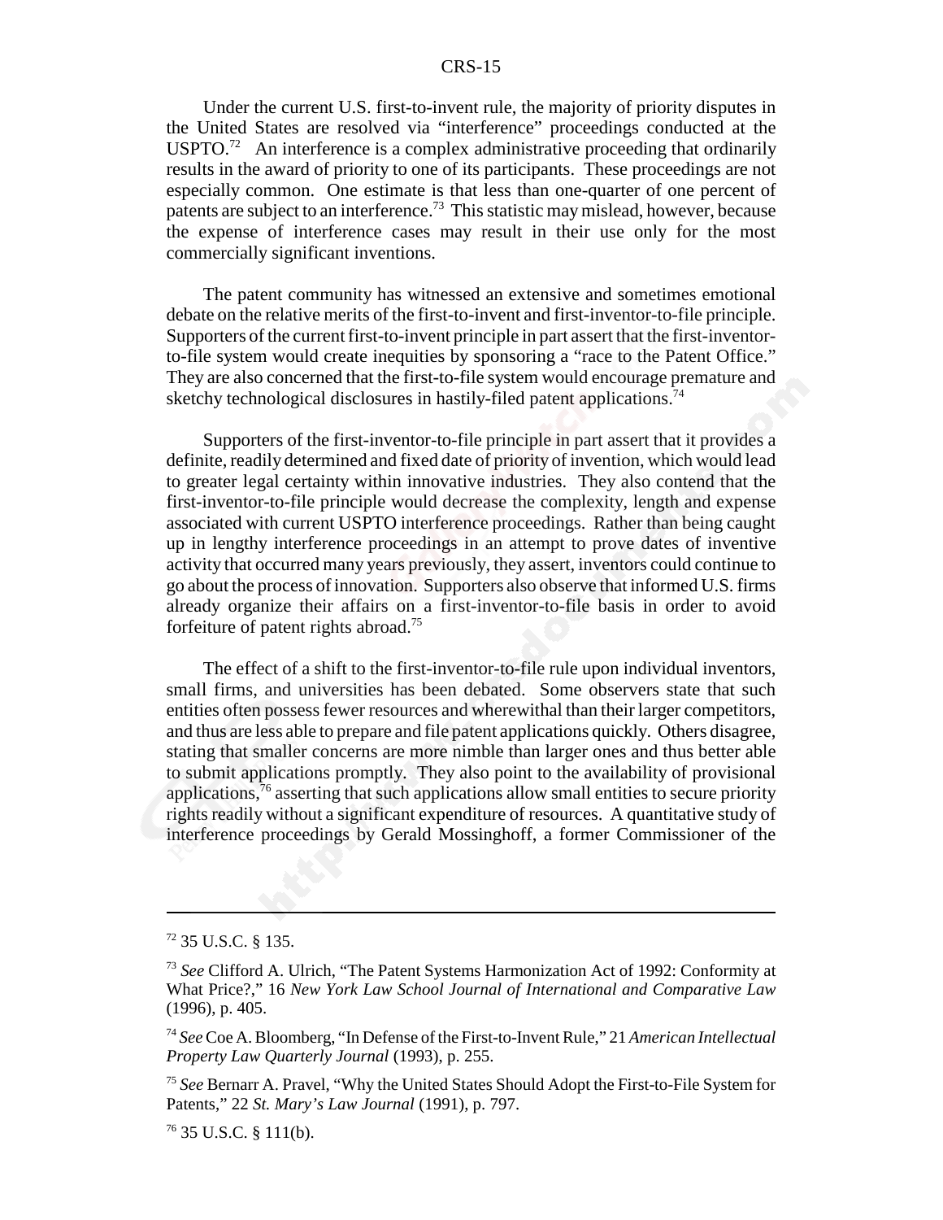Under the current U.S. first-to-invent rule, the majority of priority disputes in the United States are resolved via "interference" proceedings conducted at the USPTO.[72] An interference is a complex administrative proceeding that ordinarily results in the award of priority to one of its participants. These proceedings are not especially common. One estimate is that less than one-quarter of one percent of patents are subject to an interference.[73] This statistic may mislead, however, because the expense of interference cases may result in their use only for the most commercially significant inventions.

The patent community has witnessed an extensive and sometimes emotional debate on the relative merits of the first-to-invent and first-inventor-to-file principle. Supporters of the current first-to-invent principle in part assert that the first-inventor-to-file system would create inequities by sponsoring a "race to the Patent Office." They are also concerned that the first-to-file system would encourage premature and sketchy technological disclosures in hastily-filed patent applications.[74]

Supporters of the first-inventor-to-file principle in part assert that it provides a definite, readily determined and fixed date of priority of invention, which would lead to greater legal certainty within innovative industries. They also contend that the first-inventor-to-file principle would decrease the complexity, length and expense associated with current USPTO interference proceedings. Rather than being caught up in lengthy interference proceedings in an attempt to prove dates of inventive activity that occurred many years previously, they assert, inventors could continue to go about the process of innovation. Supporters also observe that informed U.S. firms already organize their affairs on a first-inventor-to-file basis in order to avoid forfeiture of patent rights abroad.[75]

The effect of a shift to the first-inventor-to-file rule upon individual inventors, small firms, and universities has been debated. Some observers state that such entities often possess fewer resources and wherewithal than their larger competitors, and thus are less able to prepare and file patent applications quickly. Others disagree, stating that smaller concerns are more nimble than larger ones and thus better able to submit applications promptly. They also point to the availability of provisional applications,[76] asserting that such applications allow small entities to secure priority rights readily without a significant expenditure of resources. A quantitative study of interference proceedings by Gerald Mossinghoff, a former Commissioner of the

---

[72] 35 U.S.C. § 135.

[73] *See* Clifford A. Ulrich, "The Patent Systems Harmonization Act of 1992: Conformity at What Price?," 16 *New York Law School Journal of International and Comparative Law* (1996), p. 405.

[74] *See* Coe A. Bloomberg, "In Defense of the First-to-Invent Rule," 21 *American Intellectual Property Law Quarterly Journal* (1993), p. 255.

[75] *See* Bernarr A. Pravel, "Why the United States Should Adopt the First-to-File System for Patents," 22 *St. Mary's Law Journal* (1991), p. 797.

[76] 35 U.S.C. § 111(b).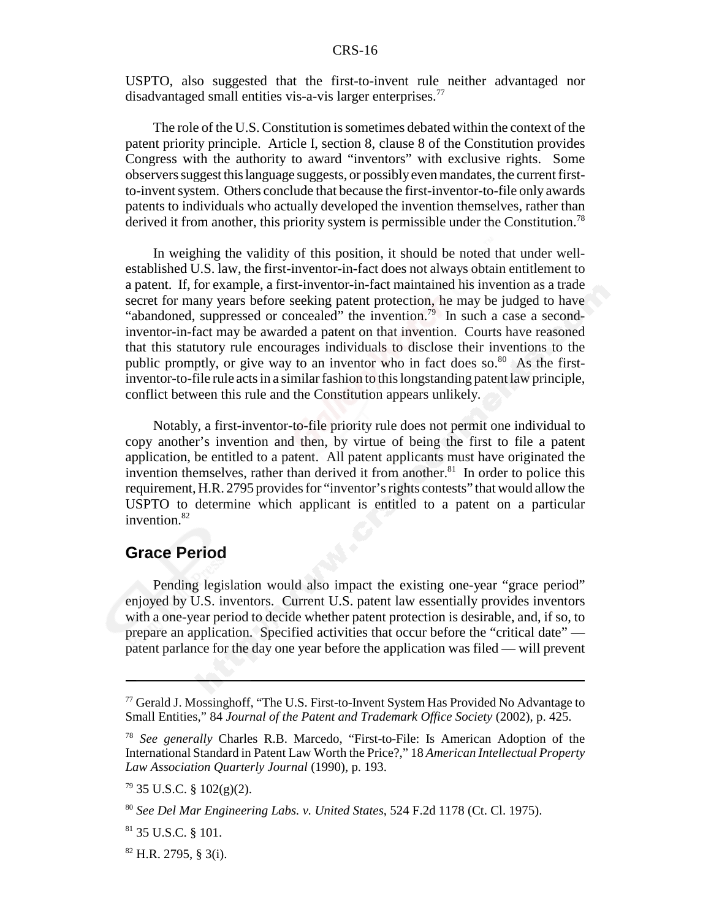USPTO, also suggested that the first-to-invent rule neither advantaged nor disadvantaged small entities vis-a-vis larger enterprises.[77]

The role of the U.S. Constitution is sometimes debated within the context of the patent priority principle. Article I, section 8, clause 8 of the Constitution provides Congress with the authority to award "inventors" with exclusive rights. Some observers suggest this language suggests, or possibly even mandates, the current first-to-invent system. Others conclude that because the first-inventor-to-file only awards patents to individuals who actually developed the invention themselves, rather than derived it from another, this priority system is permissible under the Constitution.[78]

In weighing the validity of this position, it should be noted that under well-established U.S. law, the first-inventor-in-fact does not always obtain entitlement to a patent. If, for example, a first-inventor-in-fact maintained his invention as a trade secret for many years before seeking patent protection, he may be judged to have "abandoned, suppressed or concealed" the invention.[79] In such a case a second-inventor-in-fact may be awarded a patent on that invention. Courts have reasoned that this statutory rule encourages individuals to disclose their inventions to the public promptly, or give way to an inventor who in fact does so.[80] As the first-inventor-to-file rule acts in a similar fashion to this longstanding patent law principle, conflict between this rule and the Constitution appears unlikely.

Notably, a first-inventor-to-file priority rule does not permit one individual to copy another's invention and then, by virtue of being the first to file a patent application, be entitled to a patent. All patent applicants must have originated the invention themselves, rather than derived it from another.[81] In order to police this requirement, H.R. 2795 provides for "inventor's rights contests" that would allow the USPTO to determine which applicant is entitled to a patent on a particular invention.[82]

## Grace Period

Pending legislation would also impact the existing one-year "grace period" enjoyed by U.S. inventors. Current U.S. patent law essentially provides inventors with a one-year period to decide whether patent protection is desirable, and, if so, to prepare an application. Specified activities that occur before the "critical date" — patent parlance for the day one year before the application was filed — will prevent

---

[77] Gerald J. Mossinghoff, "The U.S. First-to-Invent System Has Provided No Advantage to Small Entities," 84 *Journal of the Patent and Trademark Office Society* (2002), p. 425.

[78] *See generally* Charles R.B. Marcedo, "First-to-File: Is American Adoption of the International Standard in Patent Law Worth the Price?," 18 *American Intellectual Property Law Association Quarterly Journal* (1990), p. 193.

[79] 35 U.S.C. § 102(g)(2).

[80] *See Del Mar Engineering Labs. v. United States*, 524 F.2d 1178 (Ct. Cl. 1975).

[81] 35 U.S.C. § 101.

[82] H.R. 2795, § 3(i).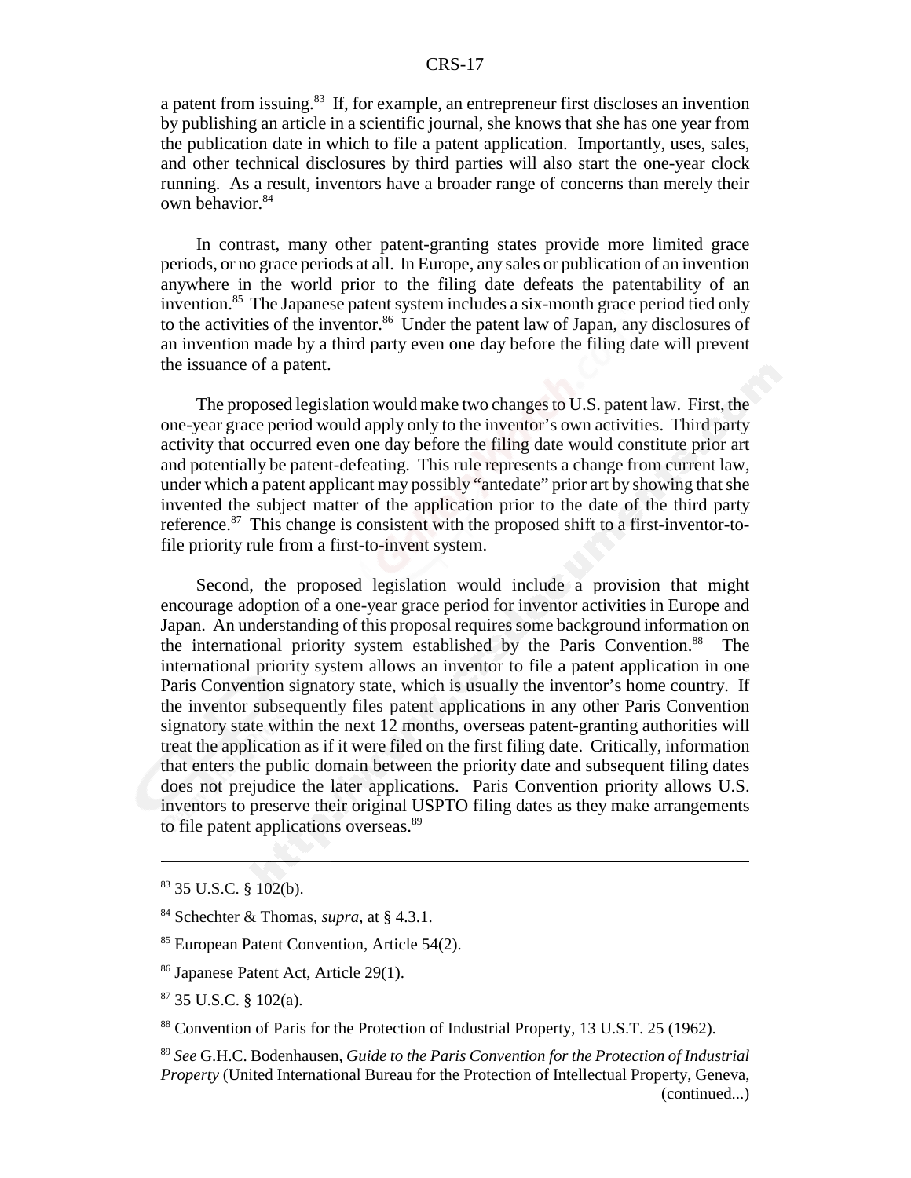a patent from issuing.[83] If, for example, an entrepreneur first discloses an invention by publishing an article in a scientific journal, she knows that she has one year from the publication date in which to file a patent application. Importantly, uses, sales, and other technical disclosures by third parties will also start the one-year clock running. As a result, inventors have a broader range of concerns than merely their own behavior.[84]

In contrast, many other patent-granting states provide more limited grace periods, or no grace periods at all. In Europe, any sales or publication of an invention anywhere in the world prior to the filing date defeats the patentability of an invention.[85] The Japanese patent system includes a six-month grace period tied only to the activities of the inventor.[86] Under the patent law of Japan, any disclosures of an invention made by a third party even one day before the filing date will prevent the issuance of a patent.

The proposed legislation would make two changes to U.S. patent law. First, the one-year grace period would apply only to the inventor's own activities. Third party activity that occurred even one day before the filing date would constitute prior art and potentially be patent-defeating. This rule represents a change from current law, under which a patent applicant may possibly "antedate" prior art by showing that she invented the subject matter of the application prior to the date of the third party reference.[87] This change is consistent with the proposed shift to a first-inventor-to-file priority rule from a first-to-invent system.

Second, the proposed legislation would include a provision that might encourage adoption of a one-year grace period for inventor activities in Europe and Japan. An understanding of this proposal requires some background information on the international priority system established by the Paris Convention.[88] The international priority system allows an inventor to file a patent application in one Paris Convention signatory state, which is usually the inventor's home country. If the inventor subsequently files patent applications in any other Paris Convention signatory state within the next 12 months, overseas patent-granting authorities will treat the application as if it were filed on the first filing date. Critically, information that enters the public domain between the priority date and subsequent filing dates does not prejudice the later applications. Paris Convention priority allows U.S. inventors to preserve their original USPTO filing dates as they make arrangements to file patent applications overseas.[89]

---

[83] 35 U.S.C. § 102(b).

[84] Schechter & Thomas, *supra*, at § 4.3.1.

[85] European Patent Convention, Article 54(2).

[86] Japanese Patent Act, Article 29(1).

[87] 35 U.S.C. § 102(a).

[88] Convention of Paris for the Protection of Industrial Property, 13 U.S.T. 25 (1962).

[89] *See* G.H.C. Bodenhausen, *Guide to the Paris Convention for the Protection of Industrial Property* (United International Bureau for the Protection of Intellectual Property, Geneva, (continued...)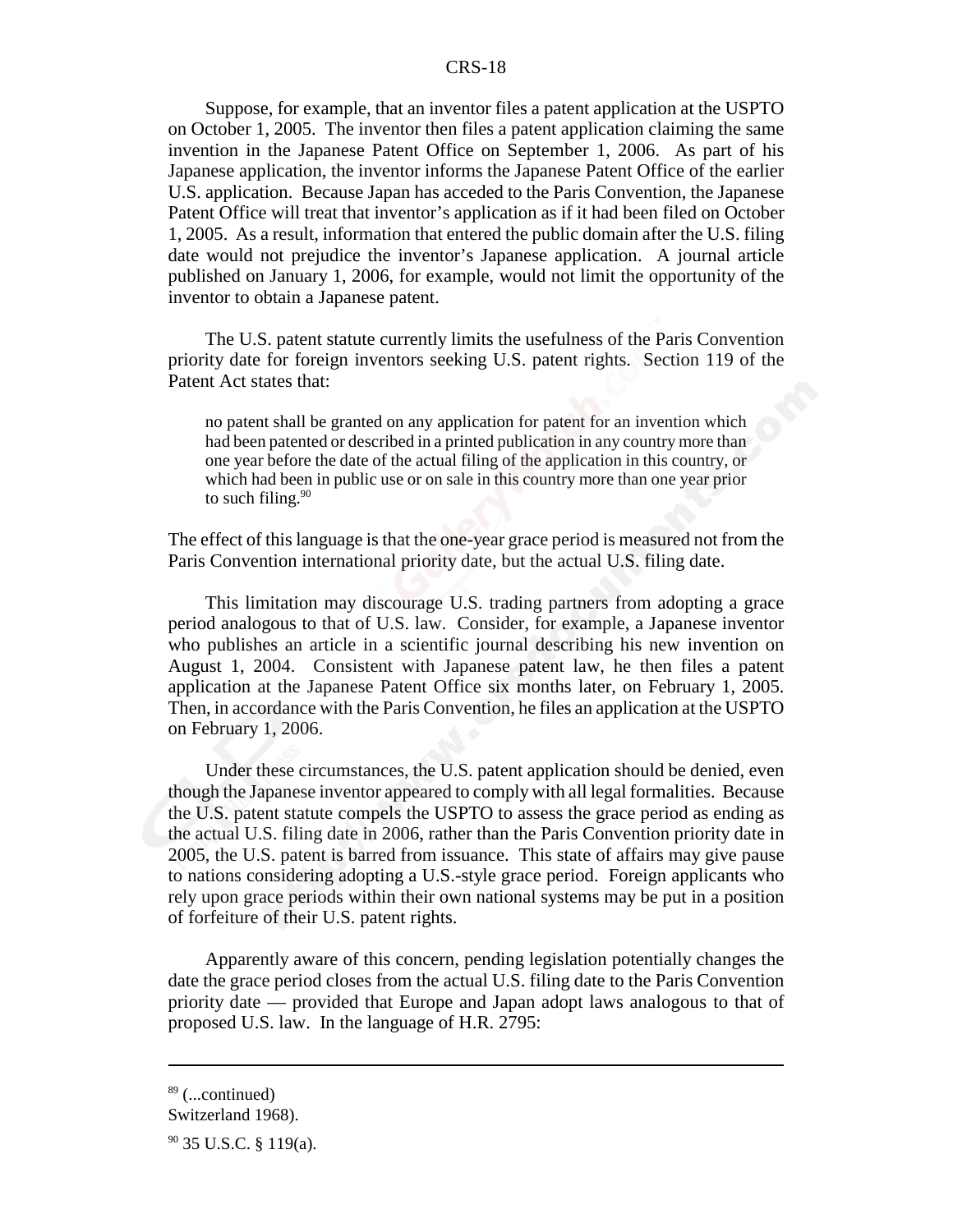Suppose, for example, that an inventor files a patent application at the USPTO on October 1, 2005. The inventor then files a patent application claiming the same invention in the Japanese Patent Office on September 1, 2006. As part of his Japanese application, the inventor informs the Japanese Patent Office of the earlier U.S. application. Because Japan has acceded to the Paris Convention, the Japanese Patent Office will treat that inventor's application as if it had been filed on October 1, 2005. As a result, information that entered the public domain after the U.S. filing date would not prejudice the inventor's Japanese application. A journal article published on January 1, 2006, for example, would not limit the opportunity of the inventor to obtain a Japanese patent.

The U.S. patent statute currently limits the usefulness of the Paris Convention priority date for foreign inventors seeking U.S. patent rights. Section 119 of the Patent Act states that:

> no patent shall be granted on any application for patent for an invention which had been patented or described in a printed publication in any country more than one year before the date of the actual filing of the application in this country, or which had been in public use or on sale in this country more than one year prior to such filing.[90]

The effect of this language is that the one-year grace period is measured not from the Paris Convention international priority date, but the actual U.S. filing date.

This limitation may discourage U.S. trading partners from adopting a grace period analogous to that of U.S. law. Consider, for example, a Japanese inventor who publishes an article in a scientific journal describing his new invention on August 1, 2004. Consistent with Japanese patent law, he then files a patent application at the Japanese Patent Office six months later, on February 1, 2005. Then, in accordance with the Paris Convention, he files an application at the USPTO on February 1, 2006.

Under these circumstances, the U.S. patent application should be denied, even though the Japanese inventor appeared to comply with all legal formalities. Because the U.S. patent statute compels the USPTO to assess the grace period as ending as the actual U.S. filing date in 2006, rather than the Paris Convention priority date in 2005, the U.S. patent is barred from issuance. This state of affairs may give pause to nations considering adopting a U.S.-style grace period. Foreign applicants who rely upon grace periods within their own national systems may be put in a position of forfeiture of their U.S. patent rights.

Apparently aware of this concern, pending legislation potentially changes the date the grace period closes from the actual U.S. filing date to the Paris Convention priority date — provided that Europe and Japan adopt laws analogous to that of proposed U.S. law. In the language of H.R. 2795:

---

[89] (...continued)
Switzerland 1968).

[90] 35 U.S.C. § 119(a).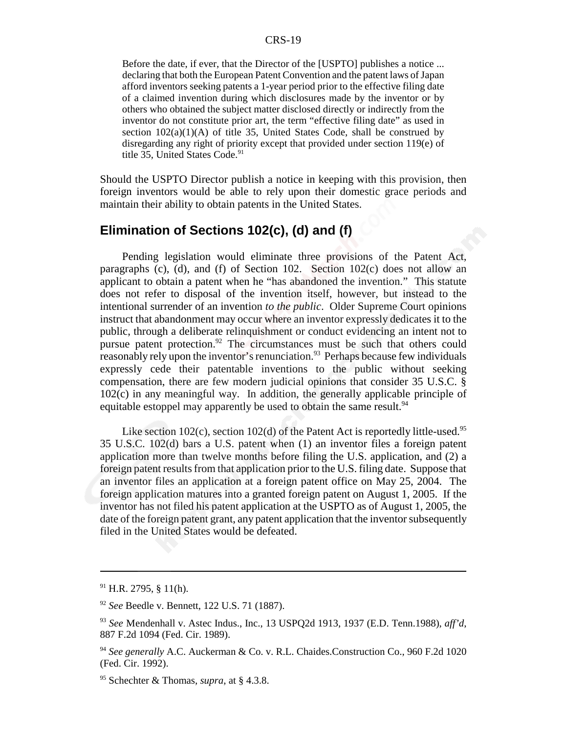> Before the date, if ever, that the Director of the [USPTO] publishes a notice ... declaring that both the European Patent Convention and the patent laws of Japan afford inventors seeking patents a 1-year period prior to the effective filing date of a claimed invention during which disclosures made by the inventor or by others who obtained the subject matter disclosed directly or indirectly from the inventor do not constitute prior art, the term "effective filing date" as used in section 102(a)(1)(A) of title 35, United States Code, shall be construed by disregarding any right of priority except that provided under section 119(e) of title 35, United States Code.[91]

Should the USPTO Director publish a notice in keeping with this provision, then foreign inventors would be able to rely upon their domestic grace periods and maintain their ability to obtain patents in the United States.

## Elimination of Sections 102(c), (d) and (f)

Pending legislation would eliminate three provisions of the Patent Act, paragraphs (c), (d), and (f) of Section 102. Section 102(c) does not allow an applicant to obtain a patent when he "has abandoned the invention." This statute does not refer to disposal of the invention itself, however, but instead to the intentional surrender of an invention *to the public*. Older Supreme Court opinions instruct that abandonment may occur where an inventor expressly dedicates it to the public, through a deliberate relinquishment or conduct evidencing an intent not to pursue patent protection.[92] The circumstances must be such that others could reasonably rely upon the inventor's renunciation.[93] Perhaps because few individuals expressly cede their patentable inventions to the public without seeking compensation, there are few modern judicial opinions that consider 35 U.S.C. § 102(c) in any meaningful way. In addition, the generally applicable principle of equitable estoppel may apparently be used to obtain the same result.[94]

Like section 102(c), section 102(d) of the Patent Act is reportedly little-used.[95] 35 U.S.C. 102(d) bars a U.S. patent when (1) an inventor files a foreign patent application more than twelve months before filing the U.S. application, and (2) a foreign patent results from that application prior to the U.S. filing date. Suppose that an inventor files an application at a foreign patent office on May 25, 2004. The foreign application matures into a granted foreign patent on August 1, 2005. If the inventor has not filed his patent application at the USPTO as of August 1, 2005, the date of the foreign patent grant, any patent application that the inventor subsequently filed in the United States would be defeated.

---

[91] H.R. 2795, § 11(h).

[92] *See* Beedle v. Bennett, 122 U.S. 71 (1887).

[93] *See* Mendenhall v. Astec Indus., Inc., 13 USPQ2d 1913, 1937 (E.D. Tenn.1988), *aff'd*, 887 F.2d 1094 (Fed. Cir. 1989).

[94] *See generally* A.C. Auckerman & Co. v. R.L. Chaides.Construction Co., 960 F.2d 1020 (Fed. Cir. 1992).

[95] Schechter & Thomas, *supra*, at § 4.3.8.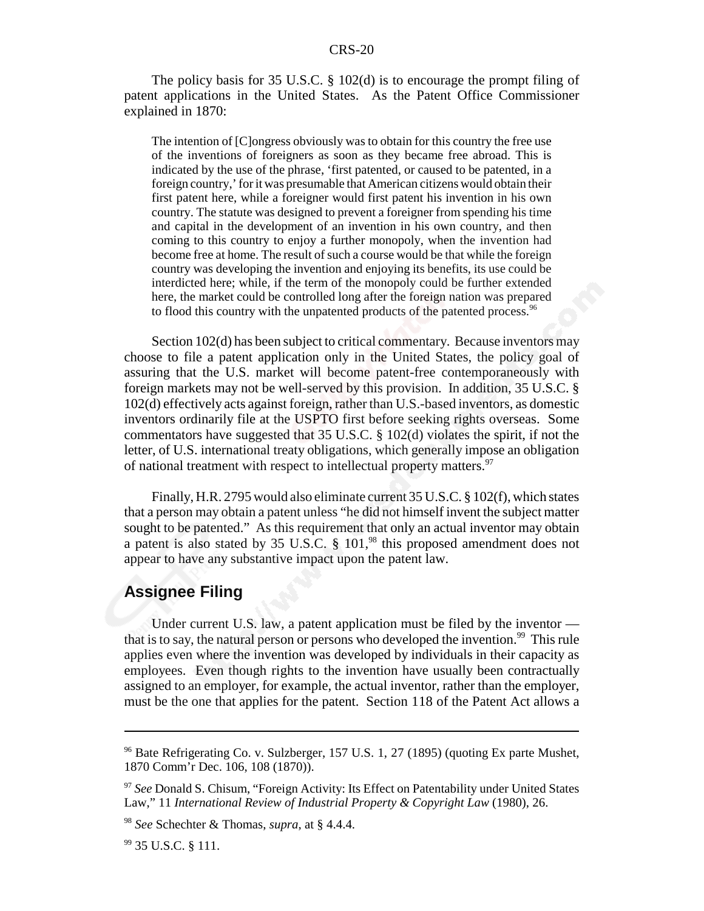The policy basis for 35 U.S.C. § 102(d) is to encourage the prompt filing of patent applications in the United States. As the Patent Office Commissioner explained in 1870:

> The intention of [C]ongress obviously was to obtain for this country the free use of the inventions of foreigners as soon as they became free abroad. This is indicated by the use of the phrase, 'first patented, or caused to be patented, in a foreign country,' for it was presumable that American citizens would obtain their first patent here, while a foreigner would first patent his invention in his own country. The statute was designed to prevent a foreigner from spending his time and capital in the development of an invention in his own country, and then coming to this country to enjoy a further monopoly, when the invention had become free at home. The result of such a course would be that while the foreign country was developing the invention and enjoying its benefits, its use could be interdicted here; while, if the term of the monopoly could be further extended here, the market could be controlled long after the foreign nation was prepared to flood this country with the unpatented products of the patented process.[96]

Section 102(d) has been subject to critical commentary. Because inventors may choose to file a patent application only in the United States, the policy goal of assuring that the U.S. market will become patent-free contemporaneously with foreign markets may not be well-served by this provision. In addition, 35 U.S.C. § 102(d) effectively acts against foreign, rather than U.S.-based inventors, as domestic inventors ordinarily file at the USPTO first before seeking rights overseas. Some commentators have suggested that 35 U.S.C. § 102(d) violates the spirit, if not the letter, of U.S. international treaty obligations, which generally impose an obligation of national treatment with respect to intellectual property matters.[97]

Finally, H.R. 2795 would also eliminate current 35 U.S.C. § 102(f), which states that a person may obtain a patent unless "he did not himself invent the subject matter sought to be patented." As this requirement that only an actual inventor may obtain a patent is also stated by 35 U.S.C. § 101,[98] this proposed amendment does not appear to have any substantive impact upon the patent law.

## Assignee Filing

Under current U.S. law, a patent application must be filed by the inventor — that is to say, the natural person or persons who developed the invention.[99] This rule applies even where the invention was developed by individuals in their capacity as employees. Even though rights to the invention have usually been contractually assigned to an employer, for example, the actual inventor, rather than the employer, must be the one that applies for the patent. Section 118 of the Patent Act allows a

---

[96] Bate Refrigerating Co. v. Sulzberger, 157 U.S. 1, 27 (1895) (quoting Ex parte Mushet, 1870 Comm'r Dec. 106, 108 (1870)).

[97] *See* Donald S. Chisum, "Foreign Activity: Its Effect on Patentability under United States Law," 11 *International Review of Industrial Property & Copyright Law* (1980), 26.

[98] *See* Schechter & Thomas, *supra*, at § 4.4.4.

[99] 35 U.S.C. § 111.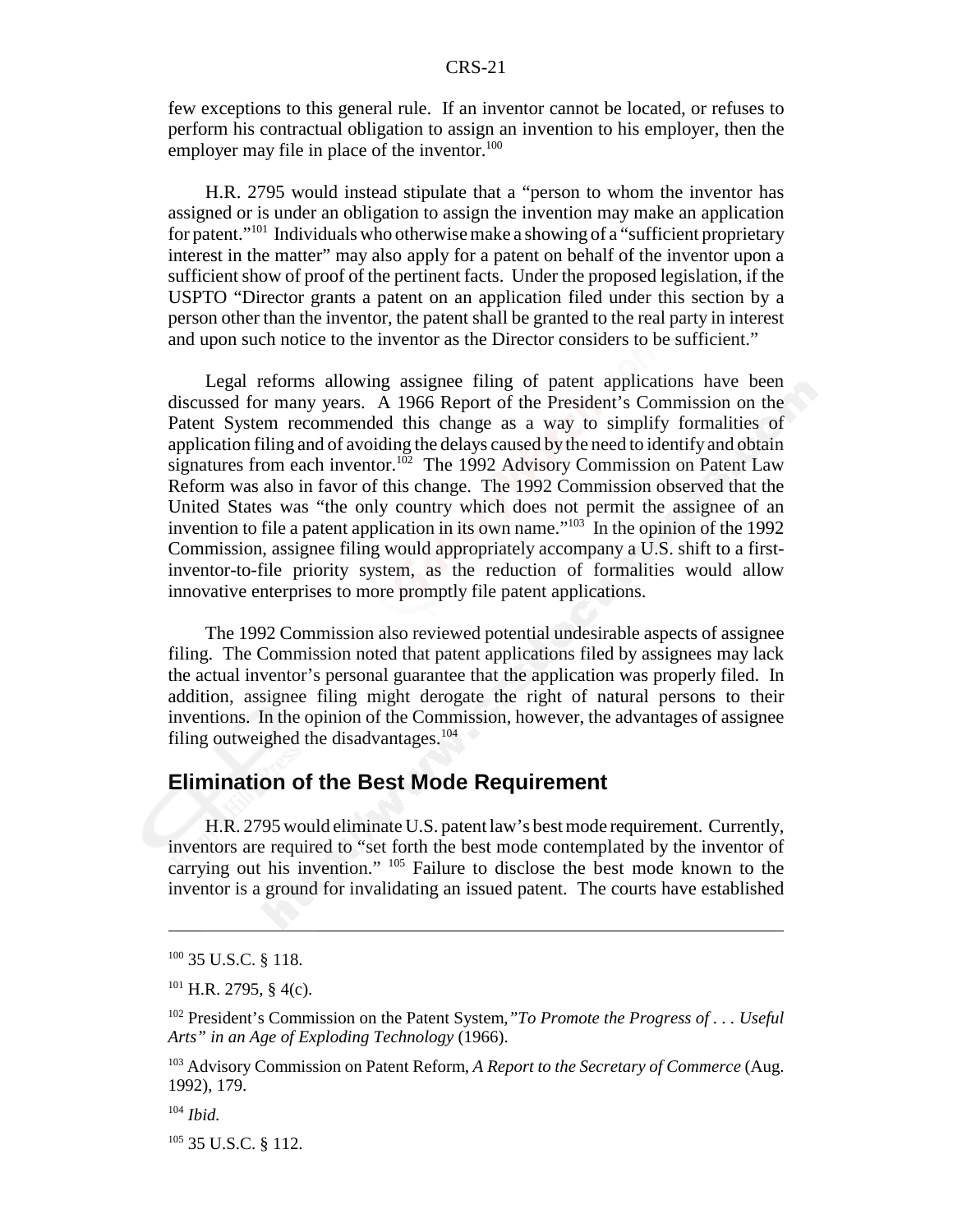few exceptions to this general rule. If an inventor cannot be located, or refuses to perform his contractual obligation to assign an invention to his employer, then the employer may file in place of the inventor.[100]

H.R. 2795 would instead stipulate that a "person to whom the inventor has assigned or is under an obligation to assign the invention may make an application for patent."[101] Individuals who otherwise make a showing of a "sufficient proprietary interest in the matter" may also apply for a patent on behalf of the inventor upon a sufficient show of proof of the pertinent facts. Under the proposed legislation, if the USPTO "Director grants a patent on an application filed under this section by a person other than the inventor, the patent shall be granted to the real party in interest and upon such notice to the inventor as the Director considers to be sufficient."

Legal reforms allowing assignee filing of patent applications have been discussed for many years. A 1966 Report of the President's Commission on the Patent System recommended this change as a way to simplify formalities of application filing and of avoiding the delays caused by the need to identify and obtain signatures from each inventor.[102] The 1992 Advisory Commission on Patent Law Reform was also in favor of this change. The 1992 Commission observed that the United States was "the only country which does not permit the assignee of an invention to file a patent application in its own name."[103] In the opinion of the 1992 Commission, assignee filing would appropriately accompany a U.S. shift to a first-inventor-to-file priority system, as the reduction of formalities would allow innovative enterprises to more promptly file patent applications.

The 1992 Commission also reviewed potential undesirable aspects of assignee filing. The Commission noted that patent applications filed by assignees may lack the actual inventor's personal guarantee that the application was properly filed. In addition, assignee filing might derogate the right of natural persons to their inventions. In the opinion of the Commission, however, the advantages of assignee filing outweighed the disadvantages.[104]

## Elimination of the Best Mode Requirement

H.R. 2795 would eliminate U.S. patent law's best mode requirement. Currently, inventors are required to "set forth the best mode contemplated by the inventor of carrying out his invention." [105] Failure to disclose the best mode known to the inventor is a ground for invalidating an issued patent. The courts have established

---

[100] 35 U.S.C. § 118.

[101] H.R. 2795, § 4(c).

[102] President's Commission on the Patent System, *"To Promote the Progress of . . . Useful Arts" in an Age of Exploding Technology* (1966).

[103] Advisory Commission on Patent Reform, *A Report to the Secretary of Commerce* (Aug. 1992), 179.

[104] *Ibid.*

[105] 35 U.S.C. § 112.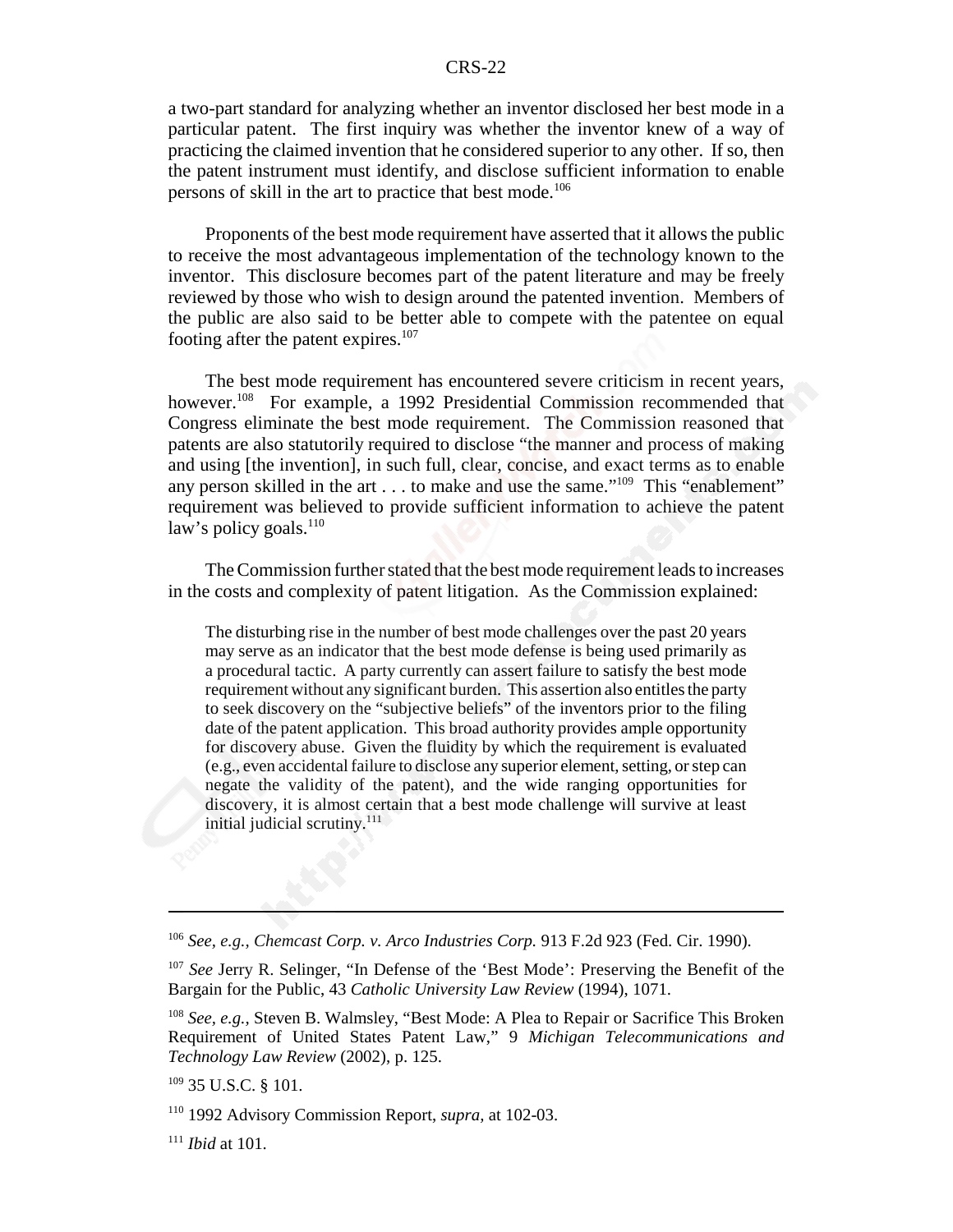a two-part standard for analyzing whether an inventor disclosed her best mode in a particular patent. The first inquiry was whether the inventor knew of a way of practicing the claimed invention that he considered superior to any other. If so, then the patent instrument must identify, and disclose sufficient information to enable persons of skill in the art to practice that best mode.[106]

Proponents of the best mode requirement have asserted that it allows the public to receive the most advantageous implementation of the technology known to the inventor. This disclosure becomes part of the patent literature and may be freely reviewed by those who wish to design around the patented invention. Members of the public are also said to be better able to compete with the patentee on equal footing after the patent expires.[107]

The best mode requirement has encountered severe criticism in recent years, however.[108] For example, a 1992 Presidential Commission recommended that Congress eliminate the best mode requirement. The Commission reasoned that patents are also statutorily required to disclose "the manner and process of making and using [the invention], in such full, clear, concise, and exact terms as to enable any person skilled in the art . . . to make and use the same."[109] This "enablement" requirement was believed to provide sufficient information to achieve the patent law's policy goals.[110]

The Commission further stated that the best mode requirement leads to increases in the costs and complexity of patent litigation. As the Commission explained:

> The disturbing rise in the number of best mode challenges over the past 20 years may serve as an indicator that the best mode defense is being used primarily as a procedural tactic. A party currently can assert failure to satisfy the best mode requirement without any significant burden. This assertion also entitles the party to seek discovery on the "subjective beliefs" of the inventors prior to the filing date of the patent application. This broad authority provides ample opportunity for discovery abuse. Given the fluidity by which the requirement is evaluated (e.g., even accidental failure to disclose any superior element, setting, or step can negate the validity of the patent), and the wide ranging opportunities for discovery, it is almost certain that a best mode challenge will survive at least initial judicial scrutiny.[111]

---

[106] *See, e.g., Chemcast Corp. v. Arco Industries Corp.* 913 F.2d 923 (Fed. Cir. 1990).

[107] *See* Jerry R. Selinger, "In Defense of the 'Best Mode': Preserving the Benefit of the Bargain for the Public, 43 *Catholic University Law Review* (1994), 1071.

[108] *See, e.g.,* Steven B. Walmsley, "Best Mode: A Plea to Repair or Sacrifice This Broken Requirement of United States Patent Law," 9 *Michigan Telecommunications and Technology Law Review* (2002), p. 125.

[109] 35 U.S.C. § 101.

[110] 1992 Advisory Commission Report, *supra,* at 102-03.

[111] *Ibid* at 101.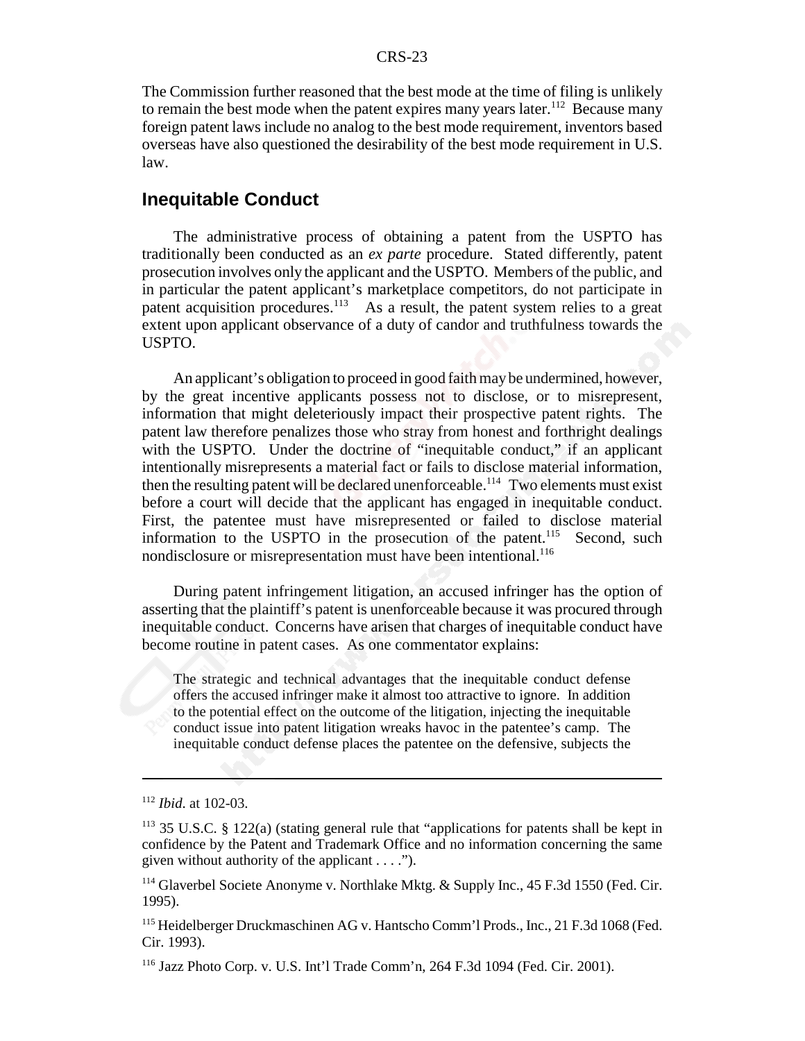The Commission further reasoned that the best mode at the time of filing is unlikely to remain the best mode when the patent expires many years later.[112] Because many foreign patent laws include no analog to the best mode requirement, inventors based overseas have also questioned the desirability of the best mode requirement in U.S. law.

## Inequitable Conduct

The administrative process of obtaining a patent from the USPTO has traditionally been conducted as an *ex parte* procedure. Stated differently, patent prosecution involves only the applicant and the USPTO. Members of the public, and in particular the patent applicant's marketplace competitors, do not participate in patent acquisition procedures.[113] As a result, the patent system relies to a great extent upon applicant observance of a duty of candor and truthfulness towards the USPTO.

An applicant's obligation to proceed in good faith may be undermined, however, by the great incentive applicants possess not to disclose, or to misrepresent, information that might deleteriously impact their prospective patent rights. The patent law therefore penalizes those who stray from honest and forthright dealings with the USPTO. Under the doctrine of "inequitable conduct," if an applicant intentionally misrepresents a material fact or fails to disclose material information, then the resulting patent will be declared unenforceable.[114] Two elements must exist before a court will decide that the applicant has engaged in inequitable conduct. First, the patentee must have misrepresented or failed to disclose material information to the USPTO in the prosecution of the patent.[115] Second, such nondisclosure or misrepresentation must have been intentional.[116]

During patent infringement litigation, an accused infringer has the option of asserting that the plaintiff's patent is unenforceable because it was procured through inequitable conduct. Concerns have arisen that charges of inequitable conduct have become routine in patent cases. As one commentator explains:

> The strategic and technical advantages that the inequitable conduct defense offers the accused infringer make it almost too attractive to ignore. In addition to the potential effect on the outcome of the litigation, injecting the inequitable conduct issue into patent litigation wreaks havoc in the patentee's camp. The inequitable conduct defense places the patentee on the defensive, subjects the

---

[112] *Ibid.* at 102-03.

[113] 35 U.S.C. § 122(a) (stating general rule that "applications for patents shall be kept in confidence by the Patent and Trademark Office and no information concerning the same given without authority of the applicant . . . .").

[114] Glaverbel Societe Anonyme v. Northlake Mktg. & Supply Inc., 45 F.3d 1550 (Fed. Cir. 1995).

[115] Heidelberger Druckmaschinen AG v. Hantscho Comm'l Prods., Inc., 21 F.3d 1068 (Fed. Cir. 1993).

[116] Jazz Photo Corp. v. U.S. Int'l Trade Comm'n, 264 F.3d 1094 (Fed. Cir. 2001).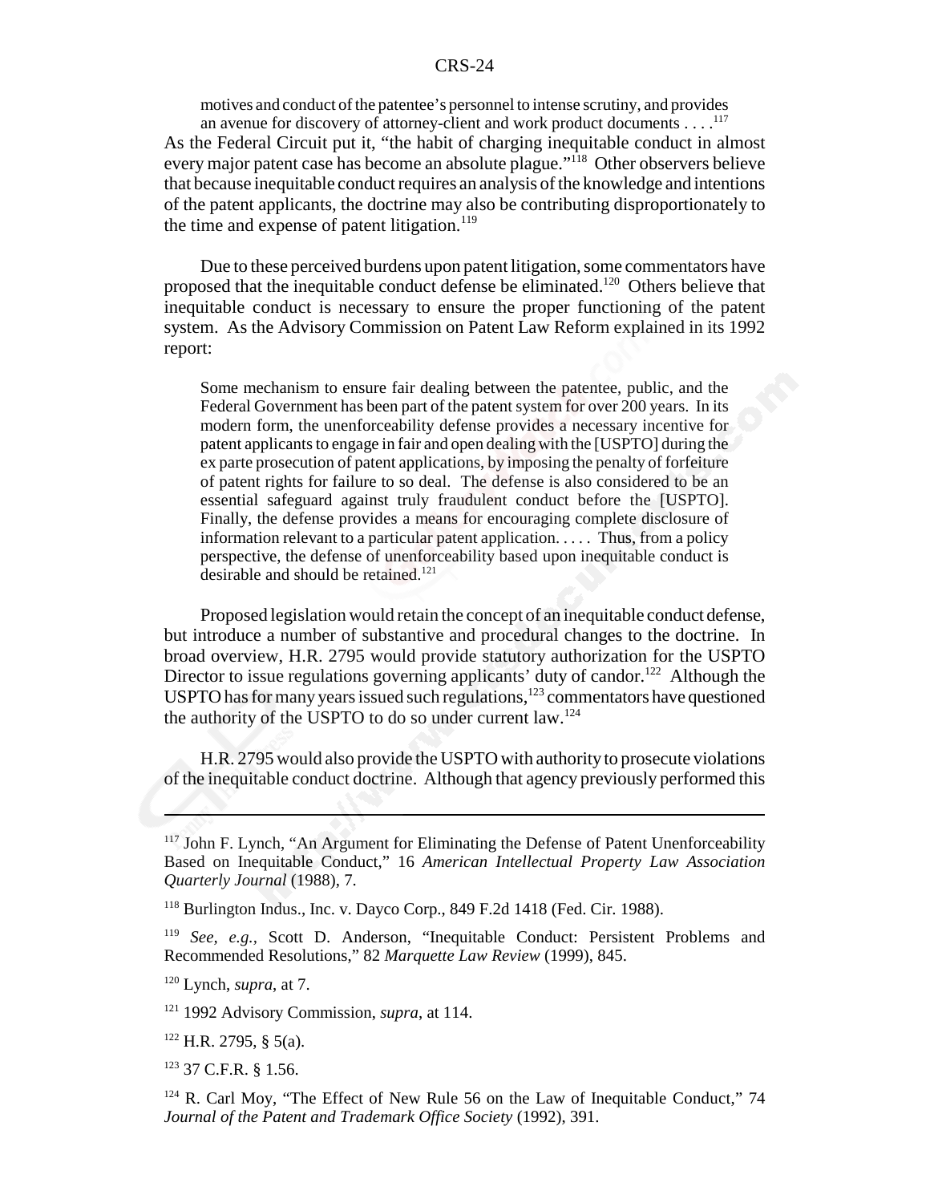motives and conduct of the patentee's personnel to intense scrutiny, and provides an avenue for discovery of attorney-client and work product documents . . . .[117]

As the Federal Circuit put it, "the habit of charging inequitable conduct in almost every major patent case has become an absolute plague."[118] Other observers believe that because inequitable conduct requires an analysis of the knowledge and intentions of the patent applicants, the doctrine may also be contributing disproportionately to the time and expense of patent litigation.[119]

Due to these perceived burdens upon patent litigation, some commentators have proposed that the inequitable conduct defense be eliminated.[120] Others believe that inequitable conduct is necessary to ensure the proper functioning of the patent system. As the Advisory Commission on Patent Law Reform explained in its 1992 report:

> Some mechanism to ensure fair dealing between the patentee, public, and the Federal Government has been part of the patent system for over 200 years. In its modern form, the unenforceability defense provides a necessary incentive for patent applicants to engage in fair and open dealing with the [USPTO] during the ex parte prosecution of patent applications, by imposing the penalty of forfeiture of patent rights for failure to so deal. The defense is also considered to be an essential safeguard against truly fraudulent conduct before the [USPTO]. Finally, the defense provides a means for encouraging complete disclosure of information relevant to a particular patent application. . . . . Thus, from a policy perspective, the defense of unenforceability based upon inequitable conduct is desirable and should be retained.[121]

Proposed legislation would retain the concept of an inequitable conduct defense, but introduce a number of substantive and procedural changes to the doctrine. In broad overview, H.R. 2795 would provide statutory authorization for the USPTO Director to issue regulations governing applicants' duty of candor.[122] Although the USPTO has for many years issued such regulations,[123] commentators have questioned the authority of the USPTO to do so under current law.[124]

H.R. 2795 would also provide the USPTO with authority to prosecute violations of the inequitable conduct doctrine. Although that agency previously performed this

---

[117] John F. Lynch, "An Argument for Eliminating the Defense of Patent Unenforceability Based on Inequitable Conduct," 16 *American Intellectual Property Law Association Quarterly Journal* (1988), 7.

[118] Burlington Indus., Inc. v. Dayco Corp., 849 F.2d 1418 (Fed. Cir. 1988).

[119] *See, e.g.,* Scott D. Anderson, "Inequitable Conduct: Persistent Problems and Recommended Resolutions," 82 *Marquette Law Review* (1999), 845.

[120] Lynch, *supra*, at 7.

[121] 1992 Advisory Commission, *supra*, at 114.

[122] H.R. 2795, § 5(a).

[123] 37 C.F.R. § 1.56.

[124] R. Carl Moy, "The Effect of New Rule 56 on the Law of Inequitable Conduct," 74 *Journal of the Patent and Trademark Office Society* (1992), 391.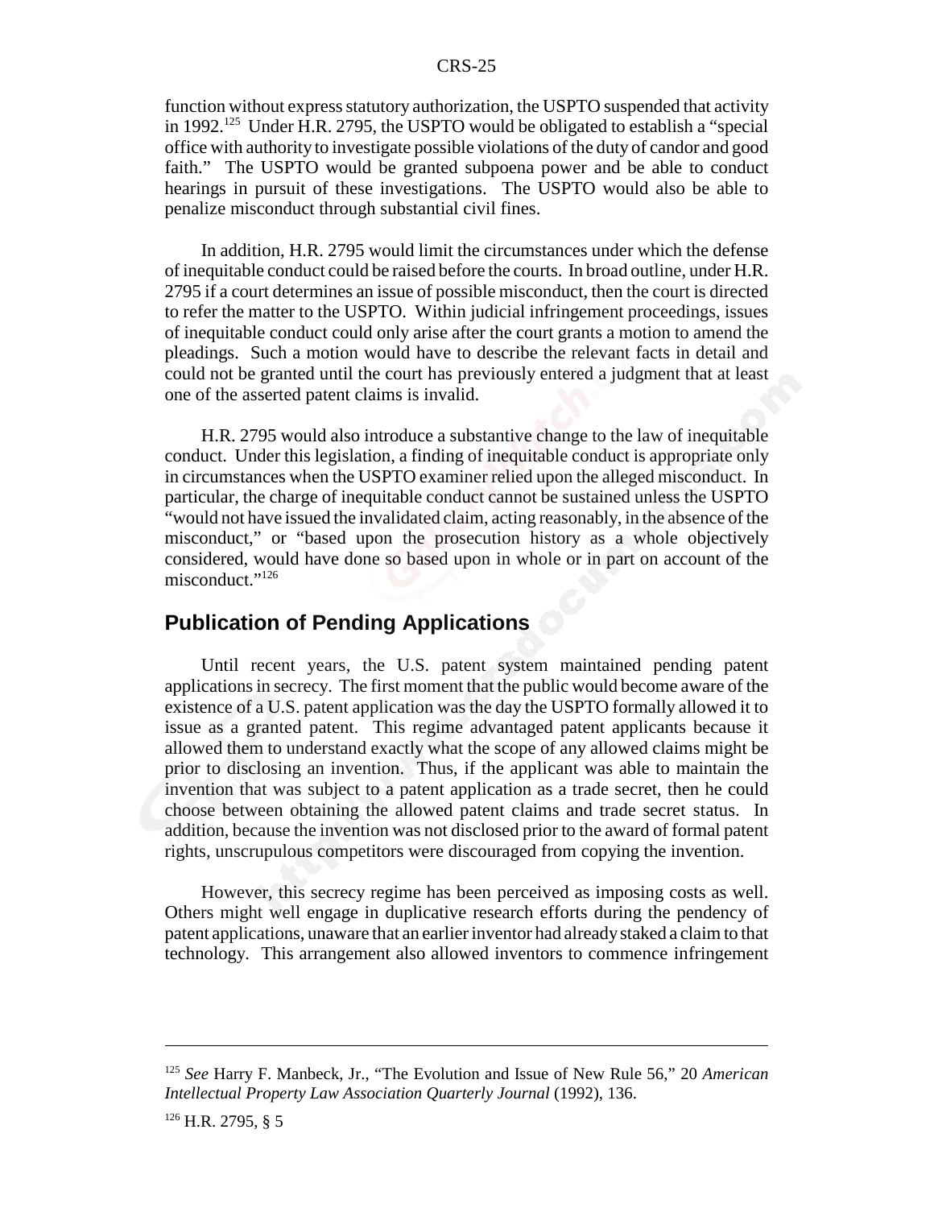function without express statutory authorization, the USPTO suspended that activity in 1992.[125] Under H.R. 2795, the USPTO would be obligated to establish a "special office with authority to investigate possible violations of the duty of candor and good faith." The USPTO would be granted subpoena power and be able to conduct hearings in pursuit of these investigations. The USPTO would also be able to penalize misconduct through substantial civil fines.

In addition, H.R. 2795 would limit the circumstances under which the defense of inequitable conduct could be raised before the courts. In broad outline, under H.R. 2795 if a court determines an issue of possible misconduct, then the court is directed to refer the matter to the USPTO. Within judicial infringement proceedings, issues of inequitable conduct could only arise after the court grants a motion to amend the pleadings. Such a motion would have to describe the relevant facts in detail and could not be granted until the court has previously entered a judgment that at least one of the asserted patent claims is invalid.

H.R. 2795 would also introduce a substantive change to the law of inequitable conduct. Under this legislation, a finding of inequitable conduct is appropriate only in circumstances when the USPTO examiner relied upon the alleged misconduct. In particular, the charge of inequitable conduct cannot be sustained unless the USPTO "would not have issued the invalidated claim, acting reasonably, in the absence of the misconduct," or "based upon the prosecution history as a whole objectively considered, would have done so based upon in whole or in part on account of the misconduct."[126]

## Publication of Pending Applications

Until recent years, the U.S. patent system maintained pending patent applications in secrecy. The first moment that the public would become aware of the existence of a U.S. patent application was the day the USPTO formally allowed it to issue as a granted patent. This regime advantaged patent applicants because it allowed them to understand exactly what the scope of any allowed claims might be prior to disclosing an invention. Thus, if the applicant was able to maintain the invention that was subject to a patent application as a trade secret, then he could choose between obtaining the allowed patent claims and trade secret status. In addition, because the invention was not disclosed prior to the award of formal patent rights, unscrupulous competitors were discouraged from copying the invention.

However, this secrecy regime has been perceived as imposing costs as well. Others might well engage in duplicative research efforts during the pendency of patent applications, unaware that an earlier inventor had already staked a claim to that technology. This arrangement also allowed inventors to commence infringement

---

[125] *See* Harry F. Manbeck, Jr., "The Evolution and Issue of New Rule 56," 20 *American Intellectual Property Law Association Quarterly Journal* (1992), 136.

[126] H.R. 2795, § 5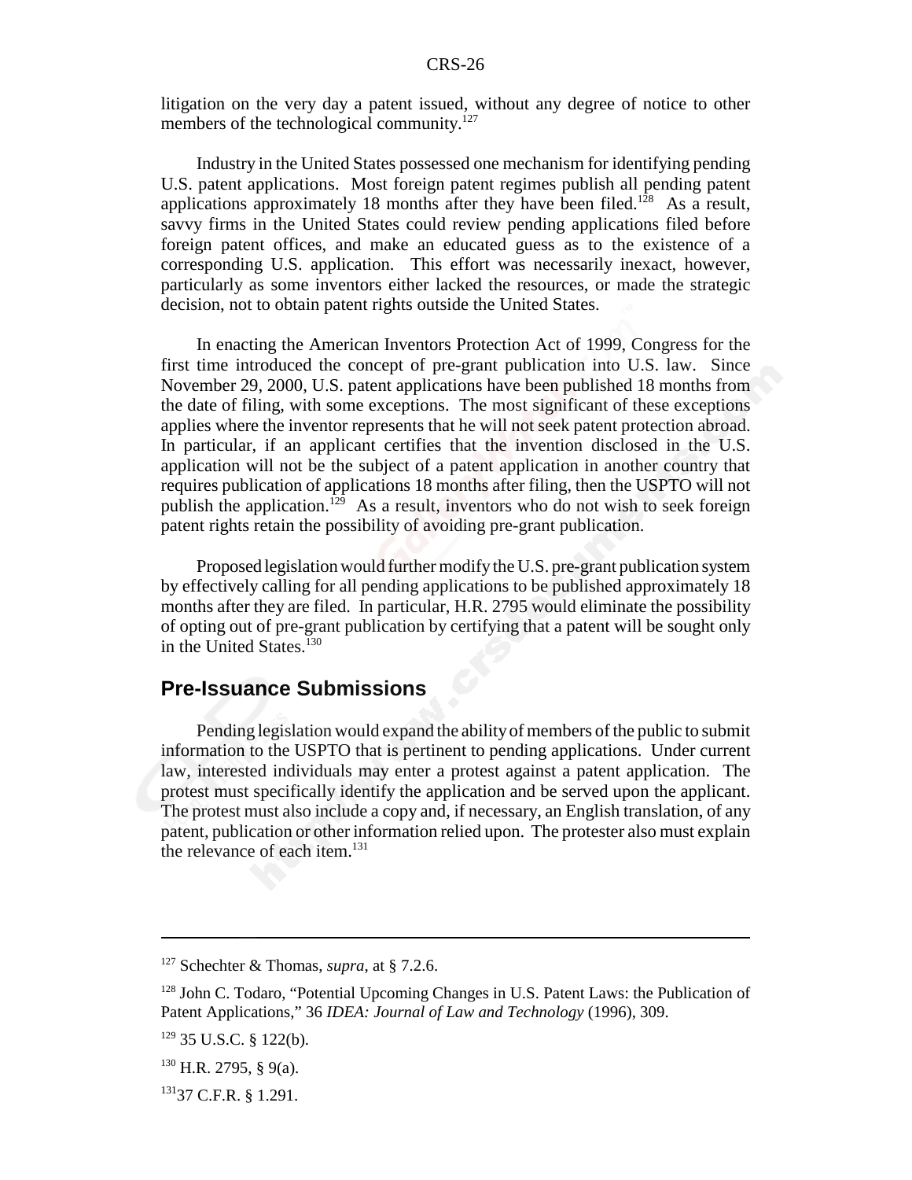litigation on the very day a patent issued, without any degree of notice to other members of the technological community.[127]

Industry in the United States possessed one mechanism for identifying pending U.S. patent applications. Most foreign patent regimes publish all pending patent applications approximately 18 months after they have been filed.[128] As a result, savvy firms in the United States could review pending applications filed before foreign patent offices, and make an educated guess as to the existence of a corresponding U.S. application. This effort was necessarily inexact, however, particularly as some inventors either lacked the resources, or made the strategic decision, not to obtain patent rights outside the United States.

In enacting the American Inventors Protection Act of 1999, Congress for the first time introduced the concept of pre-grant publication into U.S. law. Since November 29, 2000, U.S. patent applications have been published 18 months from the date of filing, with some exceptions. The most significant of these exceptions applies where the inventor represents that he will not seek patent protection abroad. In particular, if an applicant certifies that the invention disclosed in the U.S. application will not be the subject of a patent application in another country that requires publication of applications 18 months after filing, then the USPTO will not publish the application.[129] As a result, inventors who do not wish to seek foreign patent rights retain the possibility of avoiding pre-grant publication.

Proposed legislation would further modify the U.S. pre-grant publication system by effectively calling for all pending applications to be published approximately 18 months after they are filed. In particular, H.R. 2795 would eliminate the possibility of opting out of pre-grant publication by certifying that a patent will be sought only in the United States.[130]

## Pre-Issuance Submissions

Pending legislation would expand the ability of members of the public to submit information to the USPTO that is pertinent to pending applications. Under current law, interested individuals may enter a protest against a patent application. The protest must specifically identify the application and be served upon the applicant. The protest must also include a copy and, if necessary, an English translation, of any patent, publication or other information relied upon. The protester also must explain the relevance of each item.[131]

---

[127] Schechter & Thomas, *supra*, at § 7.2.6.

[128] John C. Todaro, "Potential Upcoming Changes in U.S. Patent Laws: the Publication of Patent Applications," 36 *IDEA: Journal of Law and Technology* (1996), 309.

[129] 35 U.S.C. § 122(b).

[130] H.R. 2795, § 9(a).

[131] 37 C.F.R. § 1.291.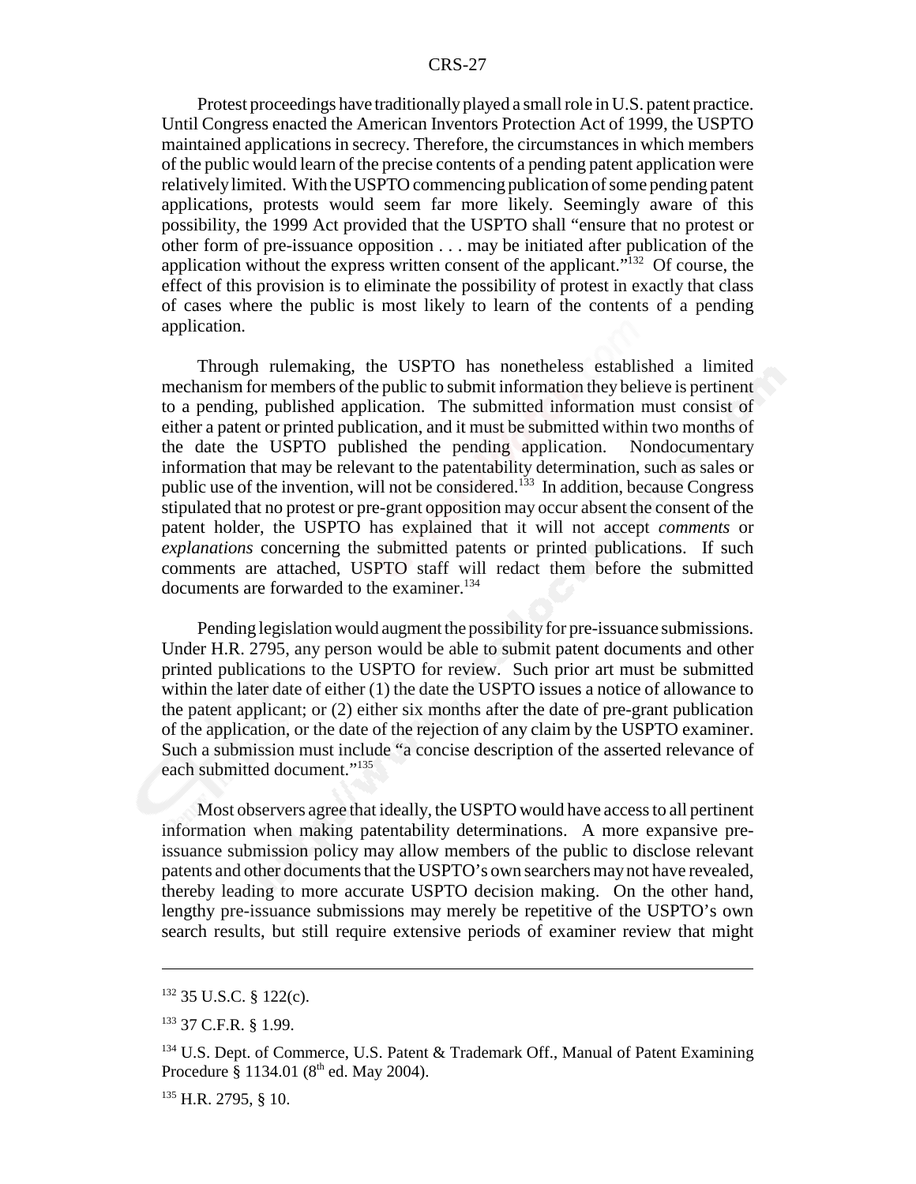Protest proceedings have traditionally played a small role in U.S. patent practice. Until Congress enacted the American Inventors Protection Act of 1999, the USPTO maintained applications in secrecy. Therefore, the circumstances in which members of the public would learn of the precise contents of a pending patent application were relatively limited. With the USPTO commencing publication of some pending patent applications, protests would seem far more likely. Seemingly aware of this possibility, the 1999 Act provided that the USPTO shall "ensure that no protest or other form of pre-issuance opposition . . . may be initiated after publication of the application without the express written consent of the applicant."[132] Of course, the effect of this provision is to eliminate the possibility of protest in exactly that class of cases where the public is most likely to learn of the contents of a pending application.

Through rulemaking, the USPTO has nonetheless established a limited mechanism for members of the public to submit information they believe is pertinent to a pending, published application. The submitted information must consist of either a patent or printed publication, and it must be submitted within two months of the date the USPTO published the pending application. Nondocumentary information that may be relevant to the patentability determination, such as sales or public use of the invention, will not be considered.[133] In addition, because Congress stipulated that no protest or pre-grant opposition may occur absent the consent of the patent holder, the USPTO has explained that it will not accept *comments* or *explanations* concerning the submitted patents or printed publications. If such comments are attached, USPTO staff will redact them before the submitted documents are forwarded to the examiner.[134]

Pending legislation would augment the possibility for pre-issuance submissions. Under H.R. 2795, any person would be able to submit patent documents and other printed publications to the USPTO for review. Such prior art must be submitted within the later date of either (1) the date the USPTO issues a notice of allowance to the patent applicant; or (2) either six months after the date of pre-grant publication of the application, or the date of the rejection of any claim by the USPTO examiner. Such a submission must include "a concise description of the asserted relevance of each submitted document."[135]

Most observers agree that ideally, the USPTO would have access to all pertinent information when making patentability determinations. A more expansive pre-issuance submission policy may allow members of the public to disclose relevant patents and other documents that the USPTO's own searchers may not have revealed, thereby leading to more accurate USPTO decision making. On the other hand, lengthy pre-issuance submissions may merely be repetitive of the USPTO's own search results, but still require extensive periods of examiner review that might

---

[132] 35 U.S.C. § 122(c).

[133] 37 C.F.R. § 1.99.

[134] U.S. Dept. of Commerce, U.S. Patent & Trademark Off., Manual of Patent Examining Procedure § 1134.01 (8th ed. May 2004).

[135] H.R. 2795, § 10.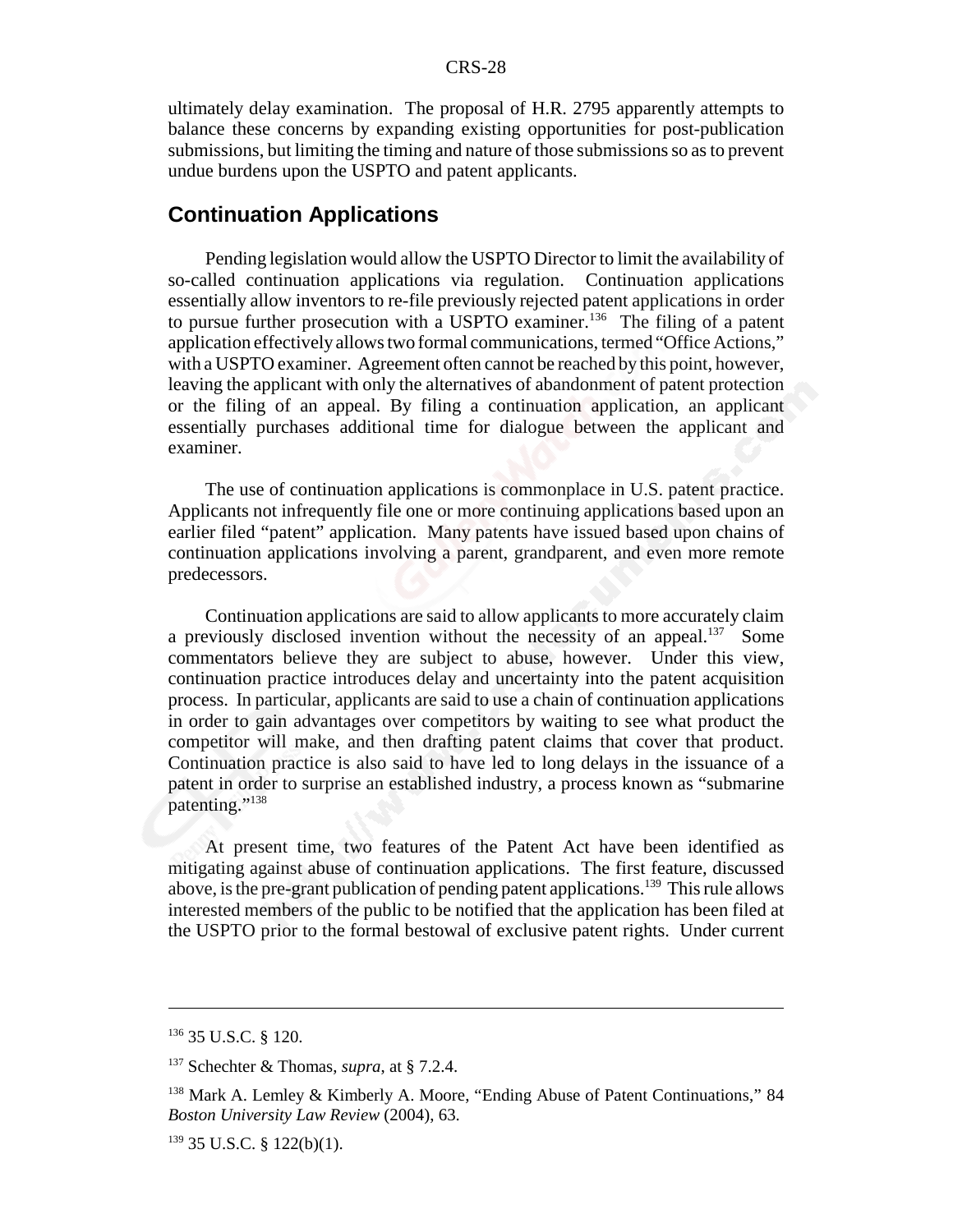ultimately delay examination. The proposal of H.R. 2795 apparently attempts to balance these concerns by expanding existing opportunities for post-publication submissions, but limiting the timing and nature of those submissions so as to prevent undue burdens upon the USPTO and patent applicants.

## Continuation Applications

Pending legislation would allow the USPTO Director to limit the availability of so-called continuation applications via regulation. Continuation applications essentially allow inventors to re-file previously rejected patent applications in order to pursue further prosecution with a USPTO examiner.[136] The filing of a patent application effectively allows two formal communications, termed "Office Actions," with a USPTO examiner. Agreement often cannot be reached by this point, however, leaving the applicant with only the alternatives of abandonment of patent protection or the filing of an appeal. By filing a continuation application, an applicant essentially purchases additional time for dialogue between the applicant and examiner.

The use of continuation applications is commonplace in U.S. patent practice. Applicants not infrequently file one or more continuing applications based upon an earlier filed "patent" application. Many patents have issued based upon chains of continuation applications involving a parent, grandparent, and even more remote predecessors.

Continuation applications are said to allow applicants to more accurately claim a previously disclosed invention without the necessity of an appeal.[137] Some commentators believe they are subject to abuse, however. Under this view, continuation practice introduces delay and uncertainty into the patent acquisition process. In particular, applicants are said to use a chain of continuation applications in order to gain advantages over competitors by waiting to see what product the competitor will make, and then drafting patent claims that cover that product. Continuation practice is also said to have led to long delays in the issuance of a patent in order to surprise an established industry, a process known as "submarine patenting."[138]

At present time, two features of the Patent Act have been identified as mitigating against abuse of continuation applications. The first feature, discussed above, is the pre-grant publication of pending patent applications.[139] This rule allows interested members of the public to be notified that the application has been filed at the USPTO prior to the formal bestowal of exclusive patent rights. Under current

---

[136] 35 U.S.C. § 120.

[137] Schechter & Thomas, *supra*, at § 7.2.4.

[138] Mark A. Lemley & Kimberly A. Moore, "Ending Abuse of Patent Continuations," 84 *Boston University Law Review* (2004), 63.

[139] 35 U.S.C. § 122(b)(1).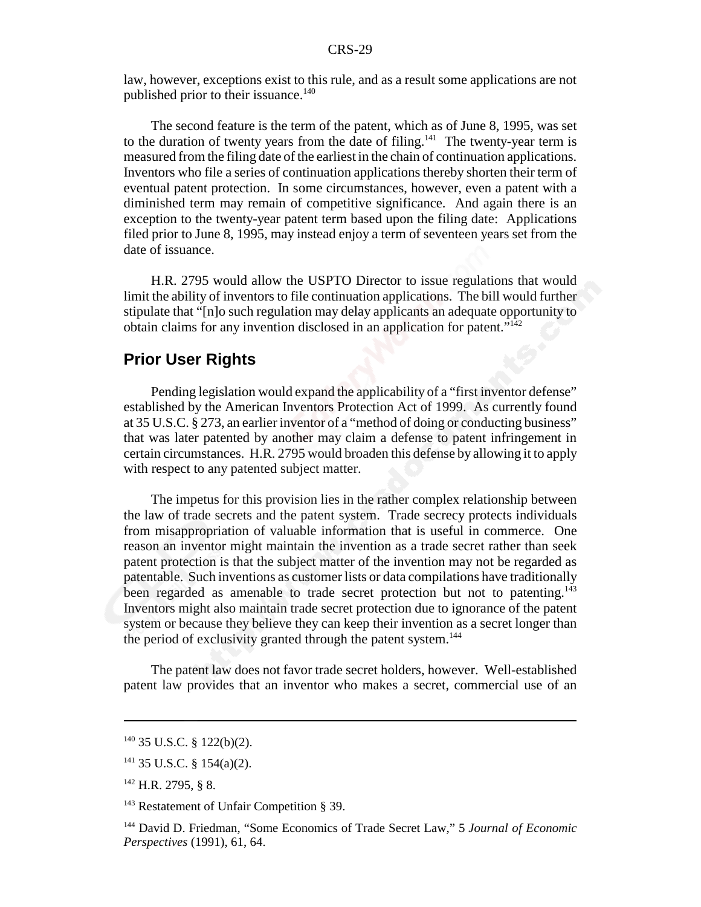law, however, exceptions exist to this rule, and as a result some applications are not published prior to their issuance.[140]

The second feature is the term of the patent, which as of June 8, 1995, was set to the duration of twenty years from the date of filing.[141] The twenty-year term is measured from the filing date of the earliest in the chain of continuation applications. Inventors who file a series of continuation applications thereby shorten their term of eventual patent protection. In some circumstances, however, even a patent with a diminished term may remain of competitive significance. And again there is an exception to the twenty-year patent term based upon the filing date: Applications filed prior to June 8, 1995, may instead enjoy a term of seventeen years set from the date of issuance.

H.R. 2795 would allow the USPTO Director to issue regulations that would limit the ability of inventors to file continuation applications. The bill would further stipulate that "[n]o such regulation may delay applicants an adequate opportunity to obtain claims for any invention disclosed in an application for patent."[142]

## Prior User Rights

Pending legislation would expand the applicability of a "first inventor defense" established by the American Inventors Protection Act of 1999. As currently found at 35 U.S.C. § 273, an earlier inventor of a "method of doing or conducting business" that was later patented by another may claim a defense to patent infringement in certain circumstances. H.R. 2795 would broaden this defense by allowing it to apply with respect to any patented subject matter.

The impetus for this provision lies in the rather complex relationship between the law of trade secrets and the patent system. Trade secrecy protects individuals from misappropriation of valuable information that is useful in commerce. One reason an inventor might maintain the invention as a trade secret rather than seek patent protection is that the subject matter of the invention may not be regarded as patentable. Such inventions as customer lists or data compilations have traditionally been regarded as amenable to trade secret protection but not to patenting.[143] Inventors might also maintain trade secret protection due to ignorance of the patent system or because they believe they can keep their invention as a secret longer than the period of exclusivity granted through the patent system.[144]

The patent law does not favor trade secret holders, however. Well-established patent law provides that an inventor who makes a secret, commercial use of an

---

[140] 35 U.S.C. § 122(b)(2).

[141] 35 U.S.C. § 154(a)(2).

[142] H.R. 2795, § 8.

[143] Restatement of Unfair Competition § 39.

[144] David D. Friedman, "Some Economics of Trade Secret Law," 5 *Journal of Economic Perspectives* (1991), 61, 64.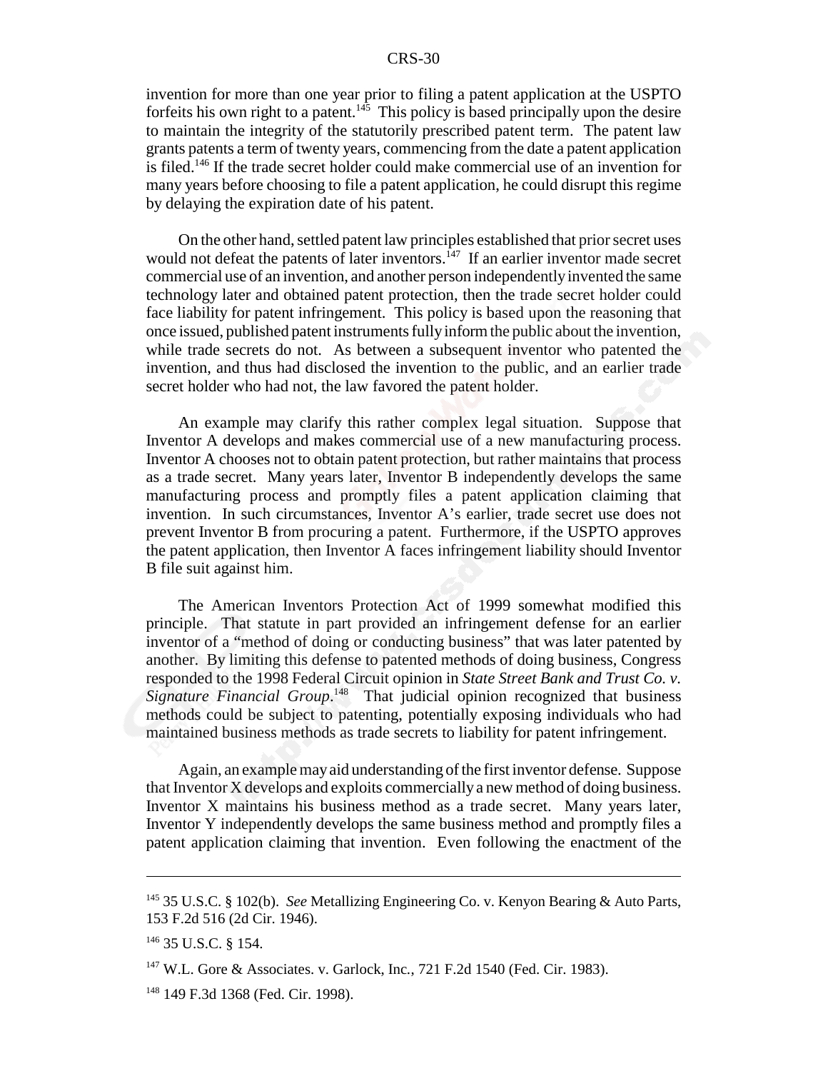invention for more than one year prior to filing a patent application at the USPTO forfeits his own right to a patent.[145] This policy is based principally upon the desire to maintain the integrity of the statutorily prescribed patent term. The patent law grants patents a term of twenty years, commencing from the date a patent application is filed.[146] If the trade secret holder could make commercial use of an invention for many years before choosing to file a patent application, he could disrupt this regime by delaying the expiration date of his patent.

On the other hand, settled patent law principles established that prior secret uses would not defeat the patents of later inventors.[147] If an earlier inventor made secret commercial use of an invention, and another person independently invented the same technology later and obtained patent protection, then the trade secret holder could face liability for patent infringement. This policy is based upon the reasoning that once issued, published patent instruments fully inform the public about the invention, while trade secrets do not. As between a subsequent inventor who patented the invention, and thus had disclosed the invention to the public, and an earlier trade secret holder who had not, the law favored the patent holder.

An example may clarify this rather complex legal situation. Suppose that Inventor A develops and makes commercial use of a new manufacturing process. Inventor A chooses not to obtain patent protection, but rather maintains that process as a trade secret. Many years later, Inventor B independently develops the same manufacturing process and promptly files a patent application claiming that invention. In such circumstances, Inventor A's earlier, trade secret use does not prevent Inventor B from procuring a patent. Furthermore, if the USPTO approves the patent application, then Inventor A faces infringement liability should Inventor B file suit against him.

The American Inventors Protection Act of 1999 somewhat modified this principle. That statute in part provided an infringement defense for an earlier inventor of a "method of doing or conducting business" that was later patented by another. By limiting this defense to patented methods of doing business, Congress responded to the 1998 Federal Circuit opinion in *State Street Bank and Trust Co. v. Signature Financial Group*.[148] That judicial opinion recognized that business methods could be subject to patenting, potentially exposing individuals who had maintained business methods as trade secrets to liability for patent infringement.

Again, an example may aid understanding of the first inventor defense. Suppose that Inventor X develops and exploits commercially a new method of doing business. Inventor X maintains his business method as a trade secret. Many years later, Inventor Y independently develops the same business method and promptly files a patent application claiming that invention. Even following the enactment of the

---

[145] 35 U.S.C. § 102(b). *See* Metallizing Engineering Co. v. Kenyon Bearing & Auto Parts, 153 F.2d 516 (2d Cir. 1946).

[146] 35 U.S.C. § 154.

[147] W.L. Gore & Associates. v. Garlock, Inc., 721 F.2d 1540 (Fed. Cir. 1983).

[148] 149 F.3d 1368 (Fed. Cir. 1998).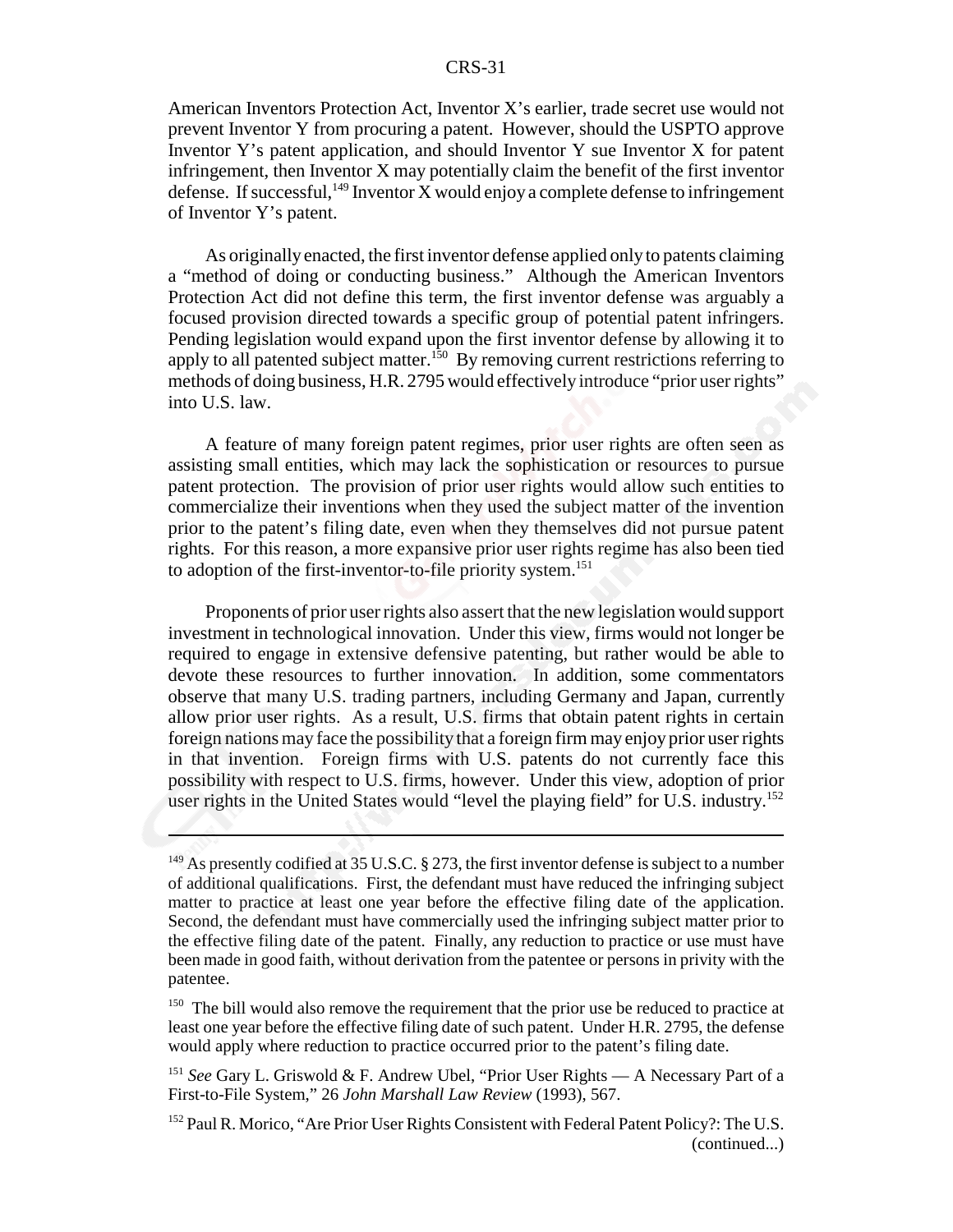American Inventors Protection Act, Inventor X's earlier, trade secret use would not prevent Inventor Y from procuring a patent. However, should the USPTO approve Inventor Y's patent application, and should Inventor Y sue Inventor X for patent infringement, then Inventor X may potentially claim the benefit of the first inventor defense. If successful,[149] Inventor X would enjoy a complete defense to infringement of Inventor Y's patent.

As originally enacted, the first inventor defense applied only to patents claiming a "method of doing or conducting business." Although the American Inventors Protection Act did not define this term, the first inventor defense was arguably a focused provision directed towards a specific group of potential patent infringers. Pending legislation would expand upon the first inventor defense by allowing it to apply to all patented subject matter.[150] By removing current restrictions referring to methods of doing business, H.R. 2795 would effectively introduce "prior user rights" into U.S. law.

A feature of many foreign patent regimes, prior user rights are often seen as assisting small entities, which may lack the sophistication or resources to pursue patent protection. The provision of prior user rights would allow such entities to commercialize their inventions when they used the subject matter of the invention prior to the patent's filing date, even when they themselves did not pursue patent rights. For this reason, a more expansive prior user rights regime has also been tied to adoption of the first-inventor-to-file priority system.[151]

Proponents of prior user rights also assert that the new legislation would support investment in technological innovation. Under this view, firms would not longer be required to engage in extensive defensive patenting, but rather would be able to devote these resources to further innovation. In addition, some commentators observe that many U.S. trading partners, including Germany and Japan, currently allow prior user rights. As a result, U.S. firms that obtain patent rights in certain foreign nations may face the possibility that a foreign firm may enjoy prior user rights in that invention. Foreign firms with U.S. patents do not currently face this possibility with respect to U.S. firms, however. Under this view, adoption of prior user rights in the United States would "level the playing field" for U.S. industry.[152]

---

[149] As presently codified at 35 U.S.C. § 273, the first inventor defense is subject to a number of additional qualifications. First, the defendant must have reduced the infringing subject matter to practice at least one year before the effective filing date of the application. Second, the defendant must have commercially used the infringing subject matter prior to the effective filing date of the patent. Finally, any reduction to practice or use must have been made in good faith, without derivation from the patentee or persons in privity with the patentee.

[150] The bill would also remove the requirement that the prior use be reduced to practice at least one year before the effective filing date of such patent. Under H.R. 2795, the defense would apply where reduction to practice occurred prior to the patent's filing date.

[151] *See* Gary L. Griswold & F. Andrew Ubel, "Prior User Rights — A Necessary Part of a First-to-File System," 26 *John Marshall Law Review* (1993), 567.

[152] Paul R. Morico, "Are Prior User Rights Consistent with Federal Patent Policy?: The U.S. (continued...)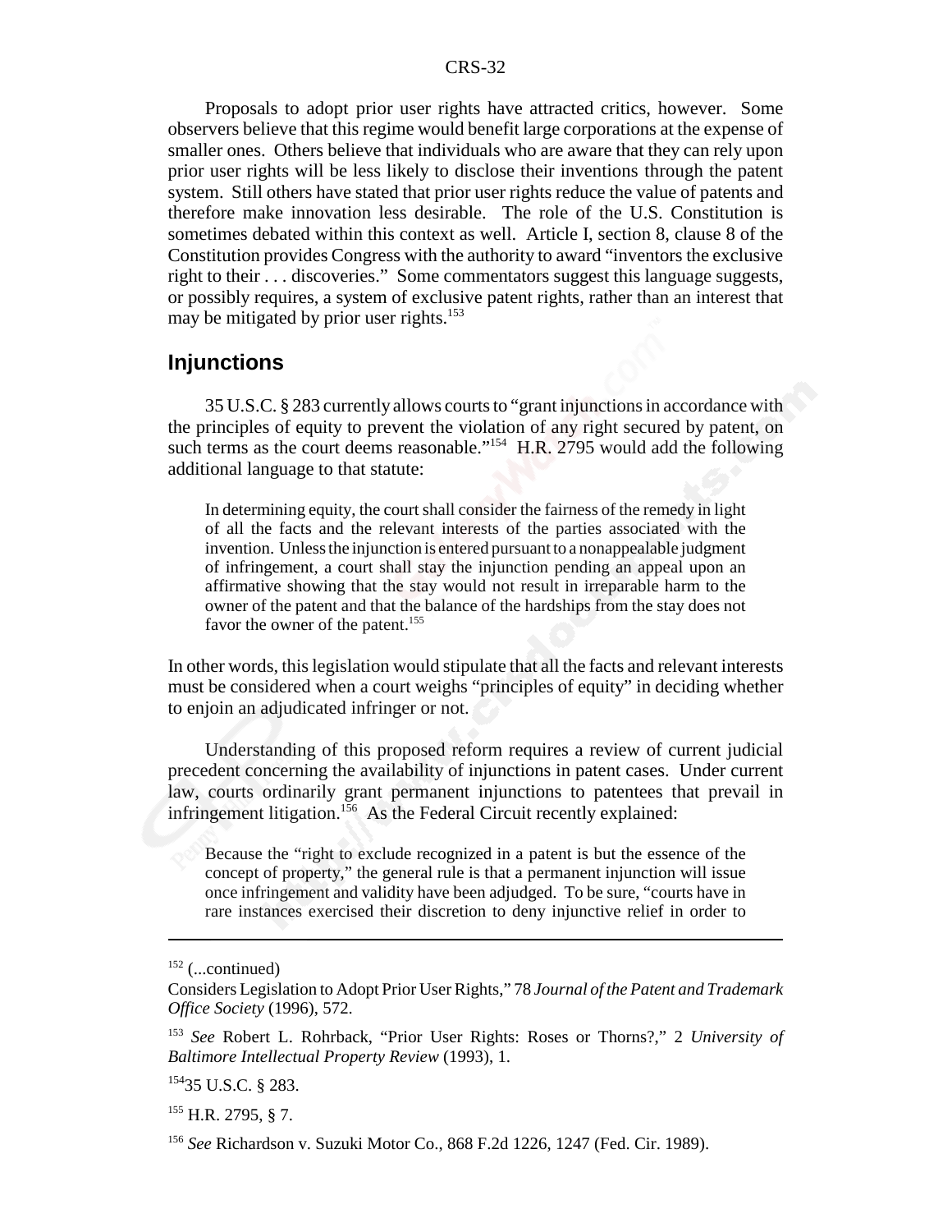Proposals to adopt prior user rights have attracted critics, however. Some observers believe that this regime would benefit large corporations at the expense of smaller ones. Others believe that individuals who are aware that they can rely upon prior user rights will be less likely to disclose their inventions through the patent system. Still others have stated that prior user rights reduce the value of patents and therefore make innovation less desirable. The role of the U.S. Constitution is sometimes debated within this context as well. Article I, section 8, clause 8 of the Constitution provides Congress with the authority to award "inventors the exclusive right to their . . . discoveries." Some commentators suggest this language suggests, or possibly requires, a system of exclusive patent rights, rather than an interest that may be mitigated by prior user rights.[153]

## Injunctions

35 U.S.C. § 283 currently allows courts to "grant injunctions in accordance with the principles of equity to prevent the violation of any right secured by patent, on such terms as the court deems reasonable."[154] H.R. 2795 would add the following additional language to that statute:

> In determining equity, the court shall consider the fairness of the remedy in light of all the facts and the relevant interests of the parties associated with the invention. Unless the injunction is entered pursuant to a nonappealable judgment of infringement, a court shall stay the injunction pending an appeal upon an affirmative showing that the stay would not result in irreparable harm to the owner of the patent and that the balance of the hardships from the stay does not favor the owner of the patent.[155]

In other words, this legislation would stipulate that all the facts and relevant interests must be considered when a court weighs "principles of equity" in deciding whether to enjoin an adjudicated infringer or not.

Understanding of this proposed reform requires a review of current judicial precedent concerning the availability of injunctions in patent cases. Under current law, courts ordinarily grant permanent injunctions to patentees that prevail in infringement litigation.[156] As the Federal Circuit recently explained:

> Because the "right to exclude recognized in a patent is but the essence of the concept of property," the general rule is that a permanent injunction will issue once infringement and validity have been adjudged. To be sure, "courts have in rare instances exercised their discretion to deny injunctive relief in order to

---

[152] (...continued)
Considers Legislation to Adopt Prior User Rights," 78 *Journal of the Patent and Trademark Office Society* (1996), 572.

[153] *See* Robert L. Rohrback, "Prior User Rights: Roses or Thorns?," 2 *University of Baltimore Intellectual Property Review* (1993), 1.

[154] 35 U.S.C. § 283.

[155] H.R. 2795, § 7.

[156] *See* Richardson v. Suzuki Motor Co., 868 F.2d 1226, 1247 (Fed. Cir. 1989).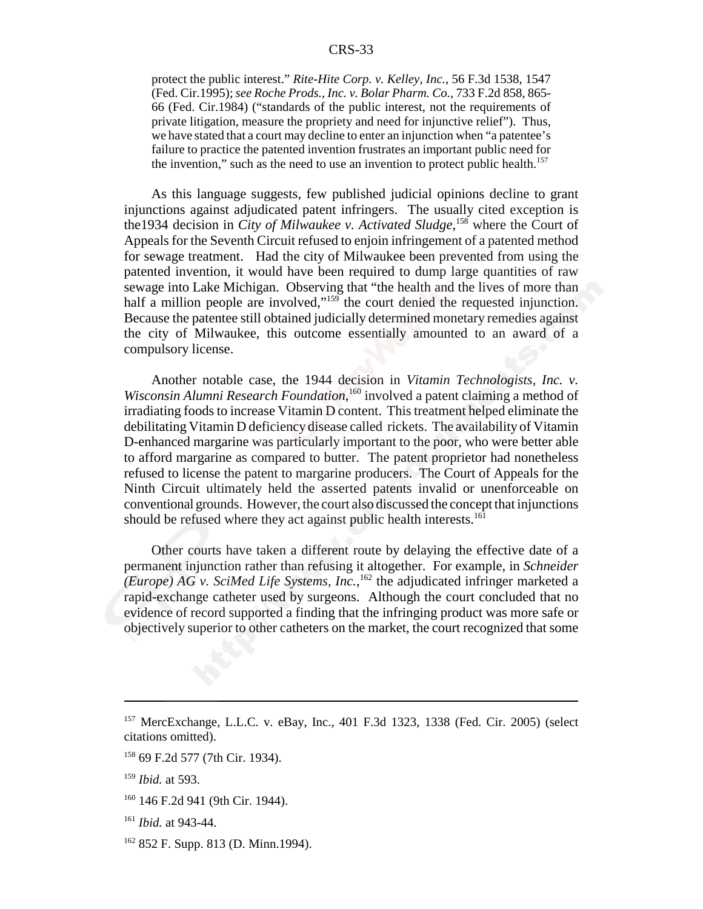protect the public interest." *Rite-Hite Corp. v. Kelley, Inc.*, 56 F.3d 1538, 1547 (Fed. Cir.1995); *see Roche Prods., Inc. v. Bolar Pharm. Co.*, 733 F.2d 858, 865-66 (Fed. Cir.1984) ("standards of the public interest, not the requirements of private litigation, measure the propriety and need for injunctive relief"). Thus, we have stated that a court may decline to enter an injunction when "a patentee's failure to practice the patented invention frustrates an important public need for the invention," such as the need to use an invention to protect public health.[157]

As this language suggests, few published judicial opinions decline to grant injunctions against adjudicated patent infringers. The usually cited exception is the1934 decision in *City of Milwaukee v. Activated Sludge*,[158] where the Court of Appeals for the Seventh Circuit refused to enjoin infringement of a patented method for sewage treatment. Had the city of Milwaukee been prevented from using the patented invention, it would have been required to dump large quantities of raw sewage into Lake Michigan. Observing that "the health and the lives of more than half a million people are involved,"[159] the court denied the requested injunction. Because the patentee still obtained judicially determined monetary remedies against the city of Milwaukee, this outcome essentially amounted to an award of a compulsory license.

Another notable case, the 1944 decision in *Vitamin Technologists, Inc. v. Wisconsin Alumni Research Foundation*,[160] involved a patent claiming a method of irradiating foods to increase Vitamin D content. This treatment helped eliminate the debilitating Vitamin D deficiency disease called rickets. The availability of Vitamin D-enhanced margarine was particularly important to the poor, who were better able to afford margarine as compared to butter. The patent proprietor had nonetheless refused to license the patent to margarine producers. The Court of Appeals for the Ninth Circuit ultimately held the asserted patents invalid or unenforceable on conventional grounds. However, the court also discussed the concept that injunctions should be refused where they act against public health interests.[161]

Other courts have taken a different route by delaying the effective date of a permanent injunction rather than refusing it altogether. For example, in *Schneider (Europe) AG v. SciMed Life Systems, Inc.*,[162] the adjudicated infringer marketed a rapid-exchange catheter used by surgeons. Although the court concluded that no evidence of record supported a finding that the infringing product was more safe or objectively superior to other catheters on the market, the court recognized that some

---

[157] MercExchange, L.L.C. v. eBay, Inc., 401 F.3d 1323, 1338 (Fed. Cir. 2005) (select citations omitted).

[158] 69 F.2d 577 (7th Cir. 1934).

[159] *Ibid.* at 593.

[160] 146 F.2d 941 (9th Cir. 1944).

[161] *Ibid.* at 943-44.

[162] 852 F. Supp. 813 (D. Minn.1994).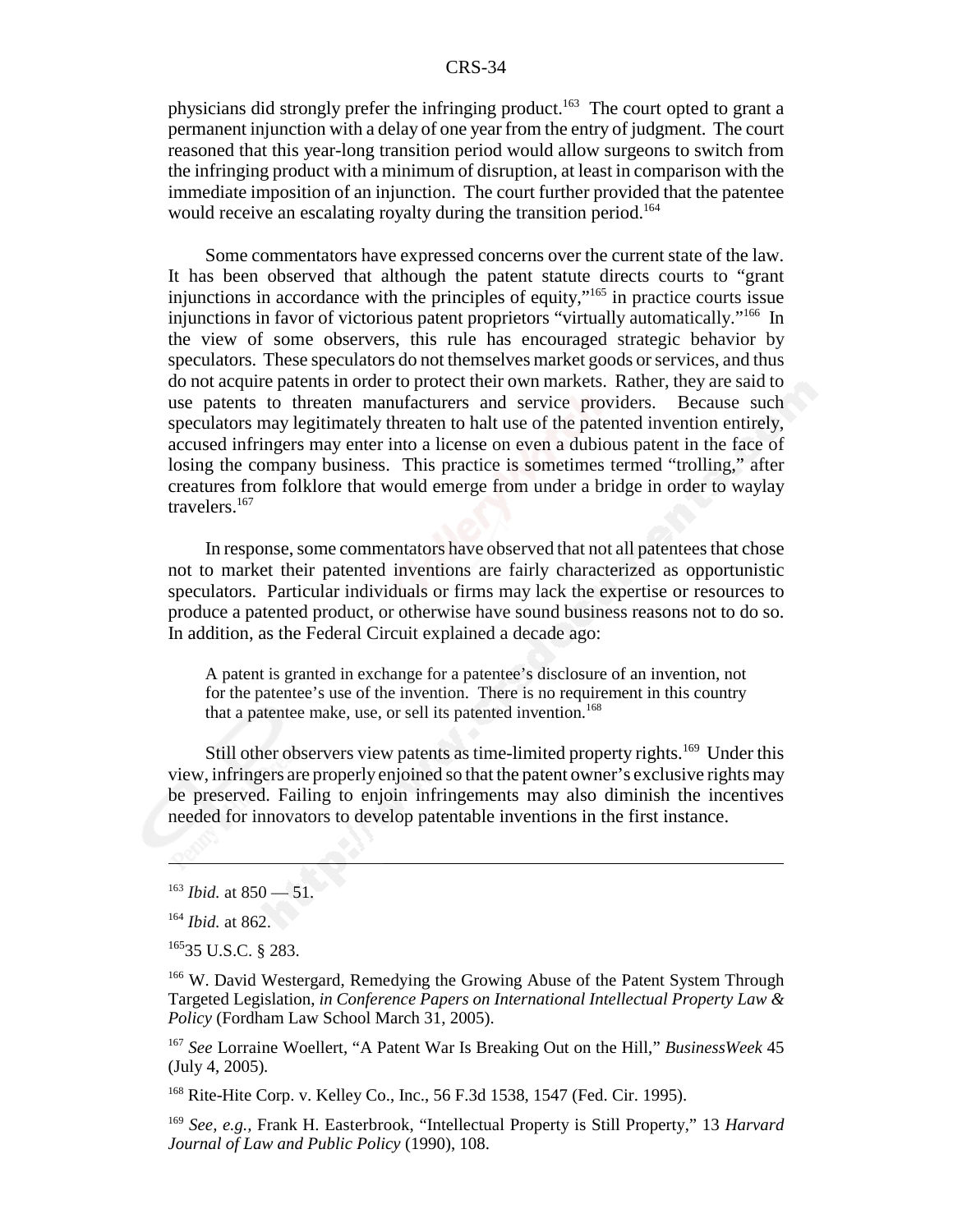physicians did strongly prefer the infringing product.[163] The court opted to grant a permanent injunction with a delay of one year from the entry of judgment. The court reasoned that this year-long transition period would allow surgeons to switch from the infringing product with a minimum of disruption, at least in comparison with the immediate imposition of an injunction. The court further provided that the patentee would receive an escalating royalty during the transition period.[164]

Some commentators have expressed concerns over the current state of the law. It has been observed that although the patent statute directs courts to "grant injunctions in accordance with the principles of equity,"[165] in practice courts issue injunctions in favor of victorious patent proprietors "virtually automatically."[166] In the view of some observers, this rule has encouraged strategic behavior by speculators. These speculators do not themselves market goods or services, and thus do not acquire patents in order to protect their own markets. Rather, they are said to use patents to threaten manufacturers and service providers. Because such speculators may legitimately threaten to halt use of the patented invention entirely, accused infringers may enter into a license on even a dubious patent in the face of losing the company business. This practice is sometimes termed "trolling," after creatures from folklore that would emerge from under a bridge in order to waylay travelers.[167]

In response, some commentators have observed that not all patentees that chose not to market their patented inventions are fairly characterized as opportunistic speculators. Particular individuals or firms may lack the expertise or resources to produce a patented product, or otherwise have sound business reasons not to do so. In addition, as the Federal Circuit explained a decade ago:

> A patent is granted in exchange for a patentee's disclosure of an invention, not for the patentee's use of the invention. There is no requirement in this country that a patentee make, use, or sell its patented invention.[168]

Still other observers view patents as time-limited property rights.[169] Under this view, infringers are properly enjoined so that the patent owner's exclusive rights may be preserved. Failing to enjoin infringements may also diminish the incentives needed for innovators to develop patentable inventions in the first instance.

---

[163] *Ibid.* at 850 — 51.

[164] *Ibid.* at 862.

[165] 35 U.S.C. § 283.

[166] W. David Westergard, Remedying the Growing Abuse of the Patent System Through Targeted Legislation, *in Conference Papers on International Intellectual Property Law & Policy* (Fordham Law School March 31, 2005).

[167] *See* Lorraine Woellert, "A Patent War Is Breaking Out on the Hill," *BusinessWeek* 45 (July 4, 2005).

[168] Rite-Hite Corp. v. Kelley Co., Inc., 56 F.3d 1538, 1547 (Fed. Cir. 1995).

[169] *See, e.g.,* Frank H. Easterbrook, "Intellectual Property is Still Property," 13 *Harvard Journal of Law and Public Policy* (1990), 108.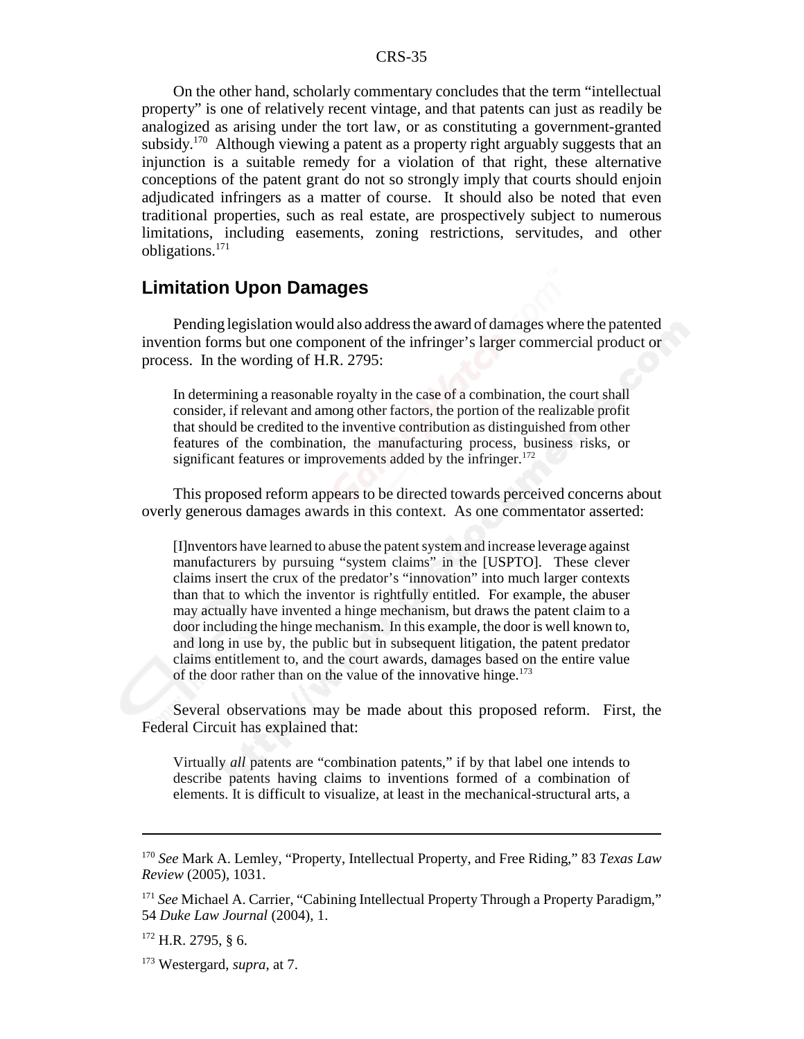On the other hand, scholarly commentary concludes that the term "intellectual property" is one of relatively recent vintage, and that patents can just as readily be analogized as arising under the tort law, or as constituting a government-granted subsidy.[170] Although viewing a patent as a property right arguably suggests that an injunction is a suitable remedy for a violation of that right, these alternative conceptions of the patent grant do not so strongly imply that courts should enjoin adjudicated infringers as a matter of course. It should also be noted that even traditional properties, such as real estate, are prospectively subject to numerous limitations, including easements, zoning restrictions, servitudes, and other obligations.[171]

## Limitation Upon Damages

Pending legislation would also address the award of damages where the patented invention forms but one component of the infringer's larger commercial product or process. In the wording of H.R. 2795:

> In determining a reasonable royalty in the case of a combination, the court shall consider, if relevant and among other factors, the portion of the realizable profit that should be credited to the inventive contribution as distinguished from other features of the combination, the manufacturing process, business risks, or significant features or improvements added by the infringer.[172]

This proposed reform appears to be directed towards perceived concerns about overly generous damages awards in this context. As one commentator asserted:

> [I]nventors have learned to abuse the patent system and increase leverage against manufacturers by pursuing "system claims" in the [USPTO]. These clever claims insert the crux of the predator's "innovation" into much larger contexts than that to which the inventor is rightfully entitled. For example, the abuser may actually have invented a hinge mechanism, but draws the patent claim to a door including the hinge mechanism. In this example, the door is well known to, and long in use by, the public but in subsequent litigation, the patent predator claims entitlement to, and the court awards, damages based on the entire value of the door rather than on the value of the innovative hinge.[173]

Several observations may be made about this proposed reform. First, the Federal Circuit has explained that:

> Virtually *all* patents are "combination patents," if by that label one intends to describe patents having claims to inventions formed of a combination of elements. It is difficult to visualize, at least in the mechanical-structural arts, a

---

[170] *See* Mark A. Lemley, "Property, Intellectual Property, and Free Riding," 83 *Texas Law Review* (2005), 1031.

[171] *See* Michael A. Carrier, "Cabining Intellectual Property Through a Property Paradigm," 54 *Duke Law Journal* (2004), 1.

[172] H.R. 2795, § 6.

[173] Westergard, *supra*, at 7.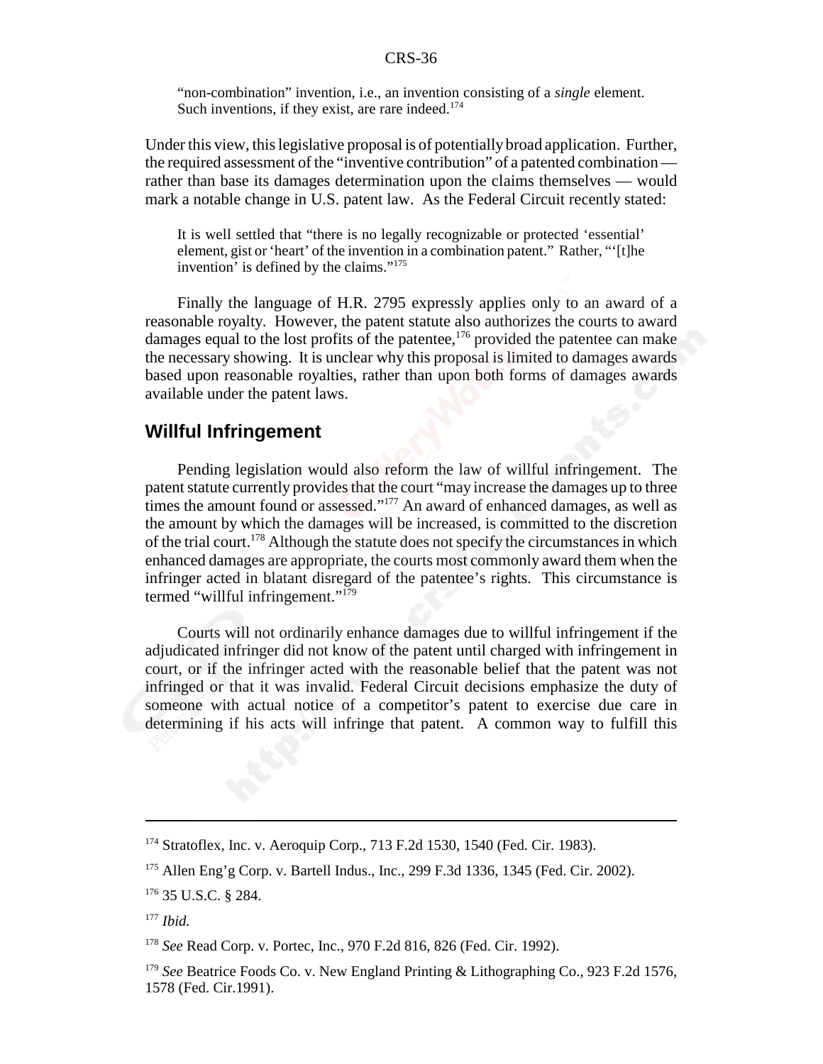"non-combination" invention, i.e., an invention consisting of a *single* element. Such inventions, if they exist, are rare indeed.[174]

Under this view, this legislative proposal is of potentially broad application. Further, the required assessment of the "inventive contribution" of a patented combination — rather than base its damages determination upon the claims themselves — would mark a notable change in U.S. patent law. As the Federal Circuit recently stated:

> It is well settled that "there is no legally recognizable or protected 'essential' element, gist or 'heart' of the invention in a combination patent." Rather, "'[t]he invention' is defined by the claims."[175]

Finally the language of H.R. 2795 expressly applies only to an award of a reasonable royalty. However, the patent statute also authorizes the courts to award damages equal to the lost profits of the patentee,[176] provided the patentee can make the necessary showing. It is unclear why this proposal is limited to damages awards based upon reasonable royalties, rather than upon both forms of damages awards available under the patent laws.

## Willful Infringement

Pending legislation would also reform the law of willful infringement. The patent statute currently provides that the court "may increase the damages up to three times the amount found or assessed."[177] An award of enhanced damages, as well as the amount by which the damages will be increased, is committed to the discretion of the trial court.[178] Although the statute does not specify the circumstances in which enhanced damages are appropriate, the courts most commonly award them when the infringer acted in blatant disregard of the patentee's rights. This circumstance is termed "willful infringement."[179]

Courts will not ordinarily enhance damages due to willful infringement if the adjudicated infringer did not know of the patent until charged with infringement in court, or if the infringer acted with the reasonable belief that the patent was not infringed or that it was invalid. Federal Circuit decisions emphasize the duty of someone with actual notice of a competitor's patent to exercise due care in determining if his acts will infringe that patent. A common way to fulfill this

---

[174] Stratoflex, Inc. v. Aeroquip Corp., 713 F.2d 1530, 1540 (Fed. Cir. 1983).

[175] Allen Eng'g Corp. v. Bartell Indus., Inc., 299 F.3d 1336, 1345 (Fed. Cir. 2002).

[176] 35 U.S.C. § 284.

[177] *Ibid.*

[178] *See* Read Corp. v. Portec, Inc., 970 F.2d 816, 826 (Fed. Cir. 1992).

[179] *See* Beatrice Foods Co. v. New England Printing & Lithographing Co., 923 F.2d 1576, 1578 (Fed. Cir.1991).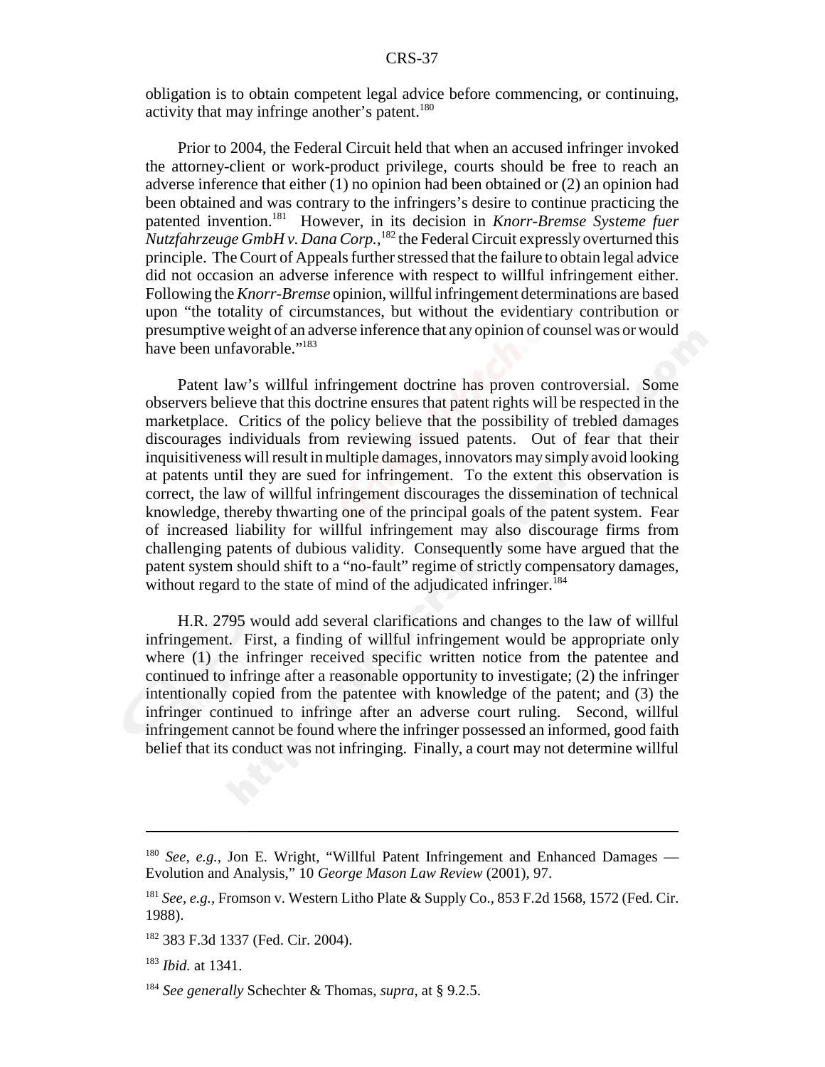obligation is to obtain competent legal advice before commencing, or continuing, activity that may infringe another's patent.[180]

Prior to 2004, the Federal Circuit held that when an accused infringer invoked the attorney-client or work-product privilege, courts should be free to reach an adverse inference that either (1) no opinion had been obtained or (2) an opinion had been obtained and was contrary to the infringers's desire to continue practicing the patented invention.[181] However, in its decision in *Knorr-Bremse Systeme fuer Nutzfahrzeuge GmbH v. Dana Corp.*,[182] the Federal Circuit expressly overturned this principle. The Court of Appeals further stressed that the failure to obtain legal advice did not occasion an adverse inference with respect to willful infringement either. Following the *Knorr-Bremse* opinion, willful infringement determinations are based upon "the totality of circumstances, but without the evidentiary contribution or presumptive weight of an adverse inference that any opinion of counsel was or would have been unfavorable."[183]

Patent law's willful infringement doctrine has proven controversial. Some observers believe that this doctrine ensures that patent rights will be respected in the marketplace. Critics of the policy believe that the possibility of trebled damages discourages individuals from reviewing issued patents. Out of fear that their inquisitiveness will result in multiple damages, innovators may simply avoid looking at patents until they are sued for infringement. To the extent this observation is correct, the law of willful infringement discourages the dissemination of technical knowledge, thereby thwarting one of the principal goals of the patent system. Fear of increased liability for willful infringement may also discourage firms from challenging patents of dubious validity. Consequently some have argued that the patent system should shift to a "no-fault" regime of strictly compensatory damages, without regard to the state of mind of the adjudicated infringer.[184]

H.R. 2795 would add several clarifications and changes to the law of willful infringement. First, a finding of willful infringement would be appropriate only where (1) the infringer received specific written notice from the patentee and continued to infringe after a reasonable opportunity to investigate; (2) the infringer intentionally copied from the patentee with knowledge of the patent; and (3) the infringer continued to infringe after an adverse court ruling. Second, willful infringement cannot be found where the infringer possessed an informed, good faith belief that its conduct was not infringing. Finally, a court may not determine willful

---

[180] *See, e.g.,* Jon E. Wright, "Willful Patent Infringement and Enhanced Damages — Evolution and Analysis," 10 *George Mason Law Review* (2001), 97.

[181] *See, e.g.,* Fromson v. Western Litho Plate & Supply Co., 853 F.2d 1568, 1572 (Fed. Cir. 1988).

[182] 383 F.3d 1337 (Fed. Cir. 2004).

[183] *Ibid.* at 1341.

[184] *See generally* Schechter & Thomas, *supra*, at § 9.2.5.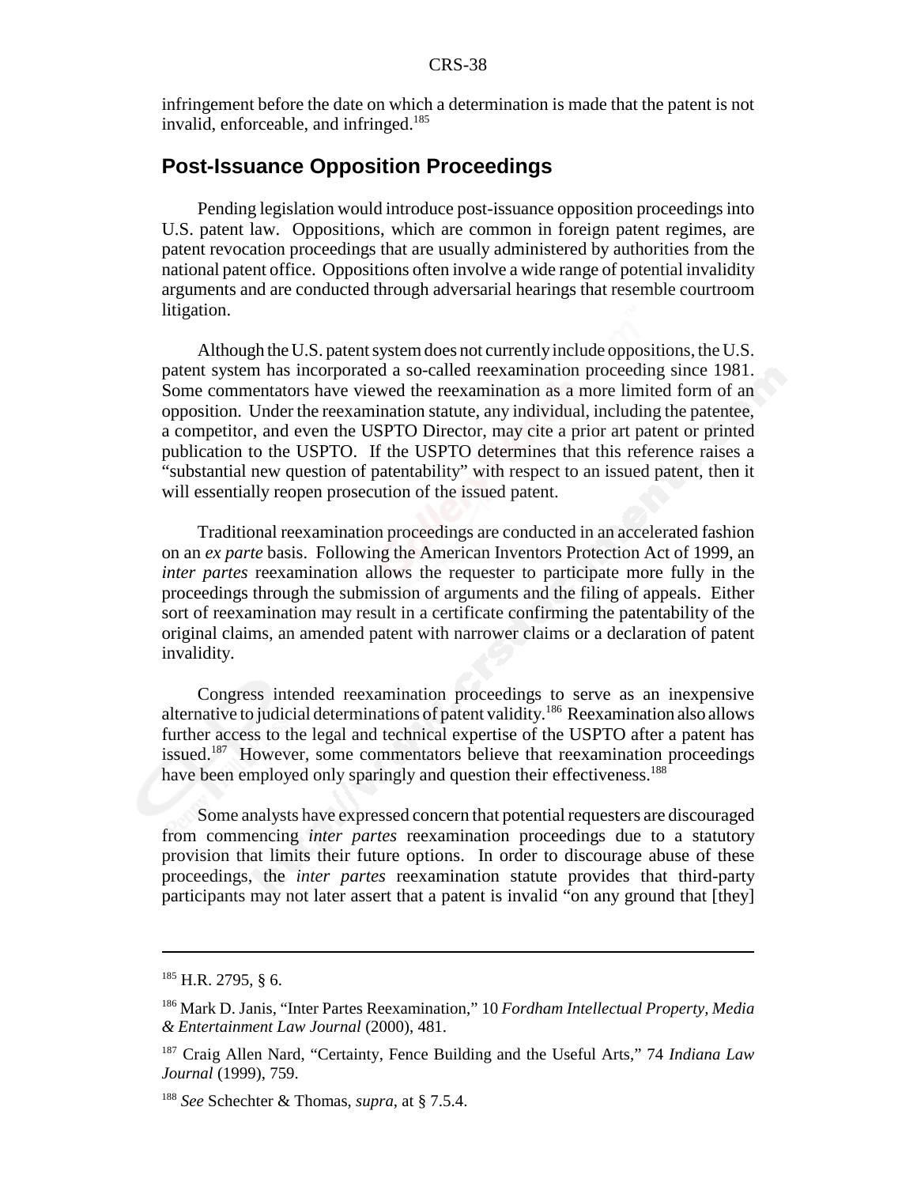infringement before the date on which a determination is made that the patent is not invalid, enforceable, and infringed.[185]

## Post-Issuance Opposition Proceedings

Pending legislation would introduce post-issuance opposition proceedings into U.S. patent law. Oppositions, which are common in foreign patent regimes, are patent revocation proceedings that are usually administered by authorities from the national patent office. Oppositions often involve a wide range of potential invalidity arguments and are conducted through adversarial hearings that resemble courtroom litigation.

Although the U.S. patent system does not currently include oppositions, the U.S. patent system has incorporated a so-called reexamination proceeding since 1981. Some commentators have viewed the reexamination as a more limited form of an opposition. Under the reexamination statute, any individual, including the patentee, a competitor, and even the USPTO Director, may cite a prior art patent or printed publication to the USPTO. If the USPTO determines that this reference raises a "substantial new question of patentability" with respect to an issued patent, then it will essentially reopen prosecution of the issued patent.

Traditional reexamination proceedings are conducted in an accelerated fashion on an *ex parte* basis. Following the American Inventors Protection Act of 1999, an *inter partes* reexamination allows the requester to participate more fully in the proceedings through the submission of arguments and the filing of appeals. Either sort of reexamination may result in a certificate confirming the patentability of the original claims, an amended patent with narrower claims or a declaration of patent invalidity.

Congress intended reexamination proceedings to serve as an inexpensive alternative to judicial determinations of patent validity.[186] Reexamination also allows further access to the legal and technical expertise of the USPTO after a patent has issued.[187] However, some commentators believe that reexamination proceedings have been employed only sparingly and question their effectiveness.[188]

Some analysts have expressed concern that potential requesters are discouraged from commencing *inter partes* reexamination proceedings due to a statutory provision that limits their future options. In order to discourage abuse of these proceedings, the *inter partes* reexamination statute provides that third-party participants may not later assert that a patent is invalid "on any ground that [they]

---

[185] H.R. 2795, § 6.

[186] Mark D. Janis, "Inter Partes Reexamination," 10 *Fordham Intellectual Property, Media & Entertainment Law Journal* (2000), 481.

[187] Craig Allen Nard, "Certainty, Fence Building and the Useful Arts," 74 *Indiana Law Journal* (1999), 759.

[188] *See* Schechter & Thomas, *supra*, at § 7.5.4.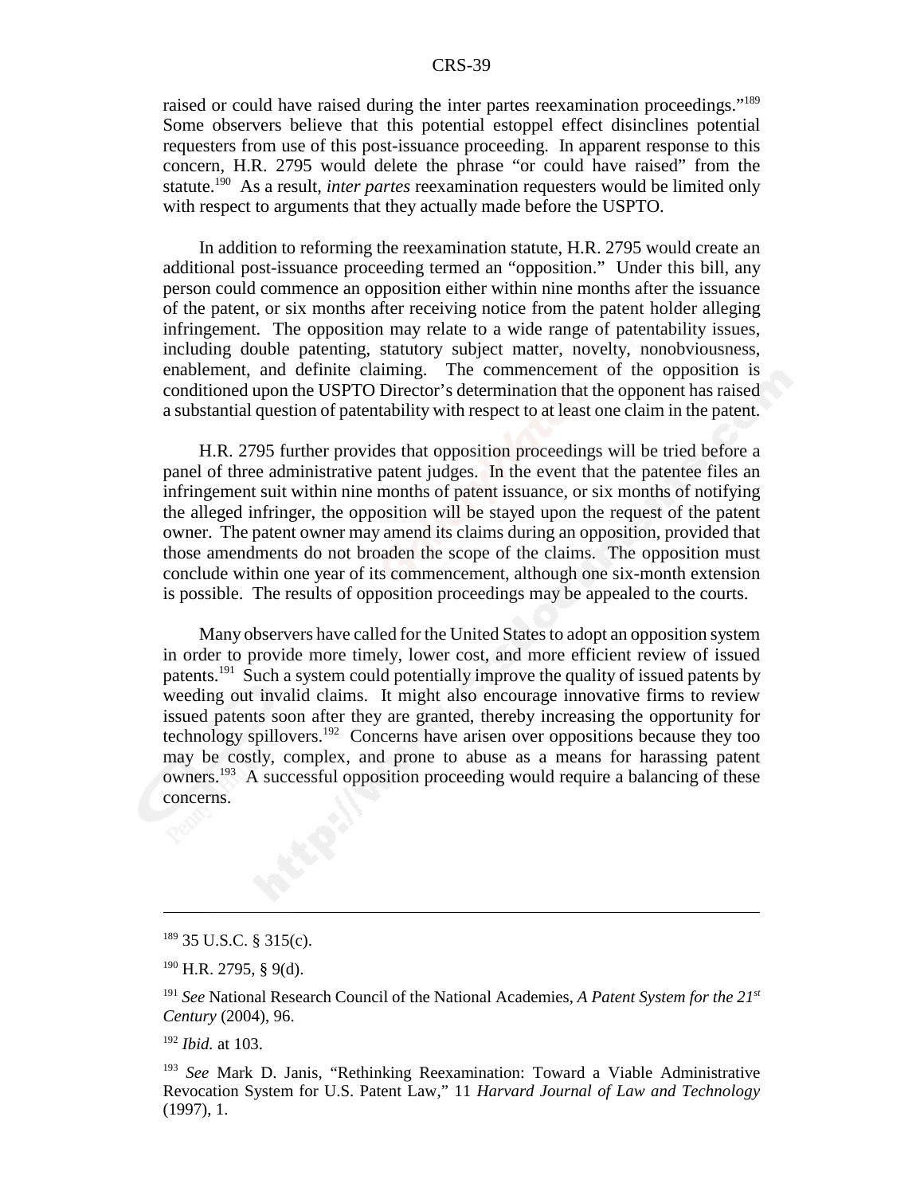raised or could have raised during the inter partes reexamination proceedings."[189] Some observers believe that this potential estoppel effect disinclines potential requesters from use of this post-issuance proceeding. In apparent response to this concern, H.R. 2795 would delete the phrase "or could have raised" from the statute.[190] As a result, *inter partes* reexamination requesters would be limited only with respect to arguments that they actually made before the USPTO.

In addition to reforming the reexamination statute, H.R. 2795 would create an additional post-issuance proceeding termed an "opposition." Under this bill, any person could commence an opposition either within nine months after the issuance of the patent, or six months after receiving notice from the patent holder alleging infringement. The opposition may relate to a wide range of patentability issues, including double patenting, statutory subject matter, novelty, nonobviousness, enablement, and definite claiming. The commencement of the opposition is conditioned upon the USPTO Director's determination that the opponent has raised a substantial question of patentability with respect to at least one claim in the patent.

H.R. 2795 further provides that opposition proceedings will be tried before a panel of three administrative patent judges. In the event that the patentee files an infringement suit within nine months of patent issuance, or six months of notifying the alleged infringer, the opposition will be stayed upon the request of the patent owner. The patent owner may amend its claims during an opposition, provided that those amendments do not broaden the scope of the claims. The opposition must conclude within one year of its commencement, although one six-month extension is possible. The results of opposition proceedings may be appealed to the courts.

Many observers have called for the United States to adopt an opposition system in order to provide more timely, lower cost, and more efficient review of issued patents.[191] Such a system could potentially improve the quality of issued patents by weeding out invalid claims. It might also encourage innovative firms to review issued patents soon after they are granted, thereby increasing the opportunity for technology spillovers.[192] Concerns have arisen over oppositions because they too may be costly, complex, and prone to abuse as a means for harassing patent owners.[193] A successful opposition proceeding would require a balancing of these concerns.

---

[189] 35 U.S.C. § 315(c).

[190] H.R. 2795, § 9(d).

[191] *See* National Research Council of the National Academies, *A Patent System for the 21st Century* (2004), 96.

[192] *Ibid.* at 103.

[193] *See* Mark D. Janis, "Rethinking Reexamination: Toward a Viable Administrative Revocation System for U.S. Patent Law," 11 *Harvard Journal of Law and Technology* (1997), 1.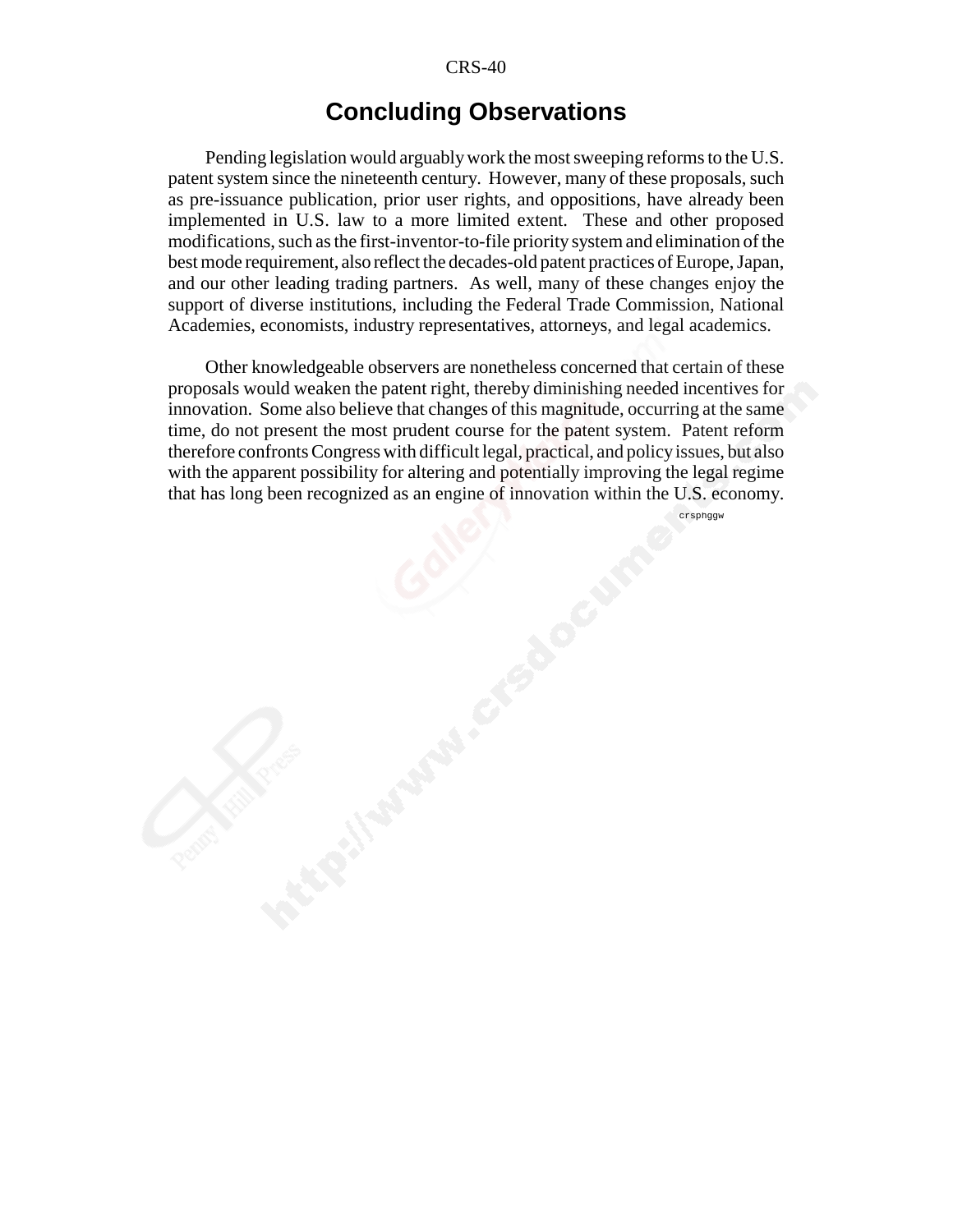# Concluding Observations

Pending legislation would arguably work the most sweeping reforms to the U.S. patent system since the nineteenth century. However, many of these proposals, such as pre-issuance publication, prior user rights, and oppositions, have already been implemented in U.S. law to a more limited extent. These and other proposed modifications, such as the first-inventor-to-file priority system and elimination of the best mode requirement, also reflect the decades-old patent practices of Europe, Japan, and our other leading trading partners. As well, many of these changes enjoy the support of diverse institutions, including the Federal Trade Commission, National Academies, economists, industry representatives, attorneys, and legal academics.

Other knowledgeable observers are nonetheless concerned that certain of these proposals would weaken the patent right, thereby diminishing needed incentives for innovation. Some also believe that changes of this magnitude, occurring at the same time, do not present the most prudent course for the patent system. Patent reform therefore confronts Congress with difficult legal, practical, and policy issues, but also with the apparent possibility for altering and potentially improving the legal regime that has long been recognized as an engine of innovation within the U.S. economy.